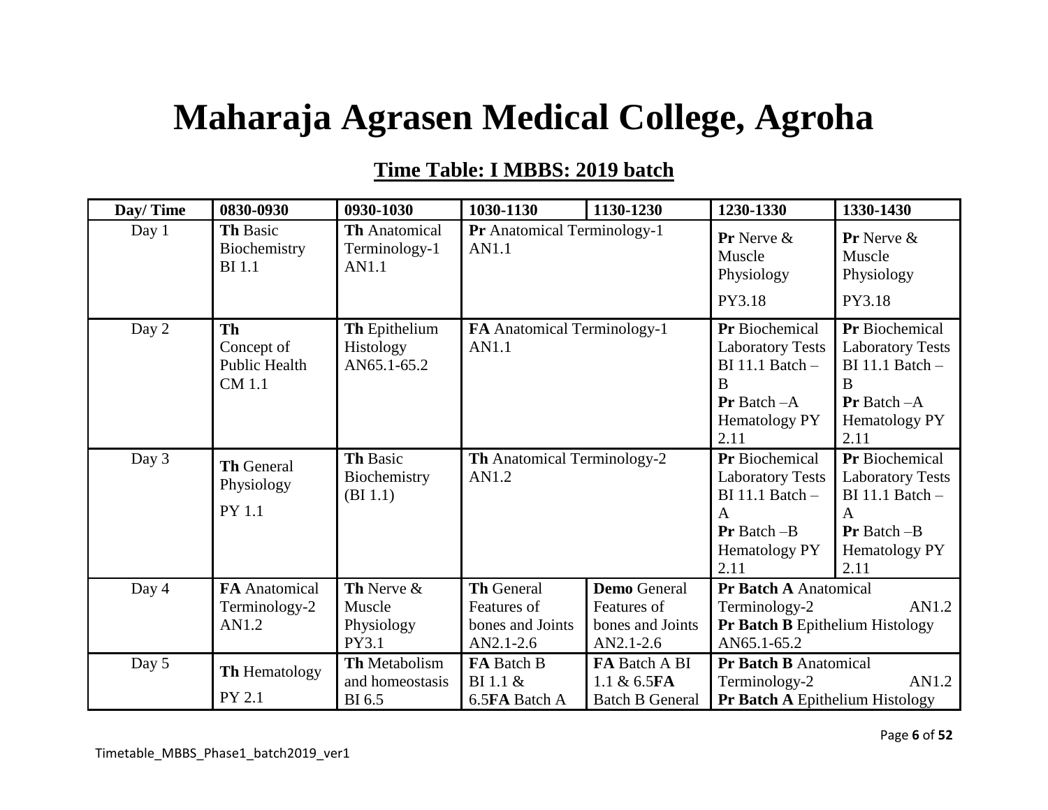# Maharaja Agrasen Medical College, Agroha

## Time Table: I MBBS: 2019 batch

| Day/ Time | 0830-0930 | 0930-1030 | 1030-1130 | 1130-1230 | 1230-1330 | 1330-1430 |
|---|---|---|---|---|---|---|
| Day 1 | **Th** Basic Biochemistry BI 1.1 | **Th** Anatomical Terminology-1 AN1.1 | **Pr** Anatomical Terminology-1 AN1.1 | | **Pr** Nerve & Muscle Physiology PY3.18 | **Pr** Nerve & Muscle Physiology PY3.18 |
| Day 2 | **Th** Concept of Public Health CM 1.1 | **Th** Epithelium Histology AN65.1-65.2 | **FA** Anatomical Terminology-1 AN1.1 | | **Pr** Biochemical Laboratory Tests BI 11.1 Batch – B **Pr** Batch –A Hematology PY 2.11 | **Pr** Biochemical Laboratory Tests BI 11.1 Batch – B **Pr** Batch –A Hematology PY 2.11 |
| Day 3 | **Th** General Physiology PY 1.1 | **Th** Basic Biochemistry (BI 1.1) | **Th** Anatomical Terminology-2 AN1.2 | | **Pr** Biochemical Laboratory Tests BI 11.1 Batch – A **Pr** Batch –B Hematology PY 2.11 | **Pr** Biochemical Laboratory Tests BI 11.1 Batch – A **Pr** Batch –B Hematology PY 2.11 |
| Day 4 | **FA** Anatomical Terminology-2 AN1.2 | **Th** Nerve & Muscle Physiology PY3.1 | **Th** General Features of bones and Joints AN2.1-2.6 | **Demo** General Features of bones and Joints AN2.1-2.6 | **Pr Batch A** Anatomical Terminology-2 AN1.2 **Pr Batch B** Epithelium Histology AN65.1-65.2 | |
| Day 5 | **Th** Hematology PY 2.1 | **Th** Metabolism and homeostasis BI 6.5 | **FA** Batch B BI 1.1 & 6.5**FA** Batch A | **FA** Batch A BI 1.1 & 6.5**FA** Batch B General | **Pr Batch B** Anatomical Terminology-2 AN1.2 **Pr Batch A** Epithelium Histology | |

Timetable_MBBS_Phase1_batch2019_ver1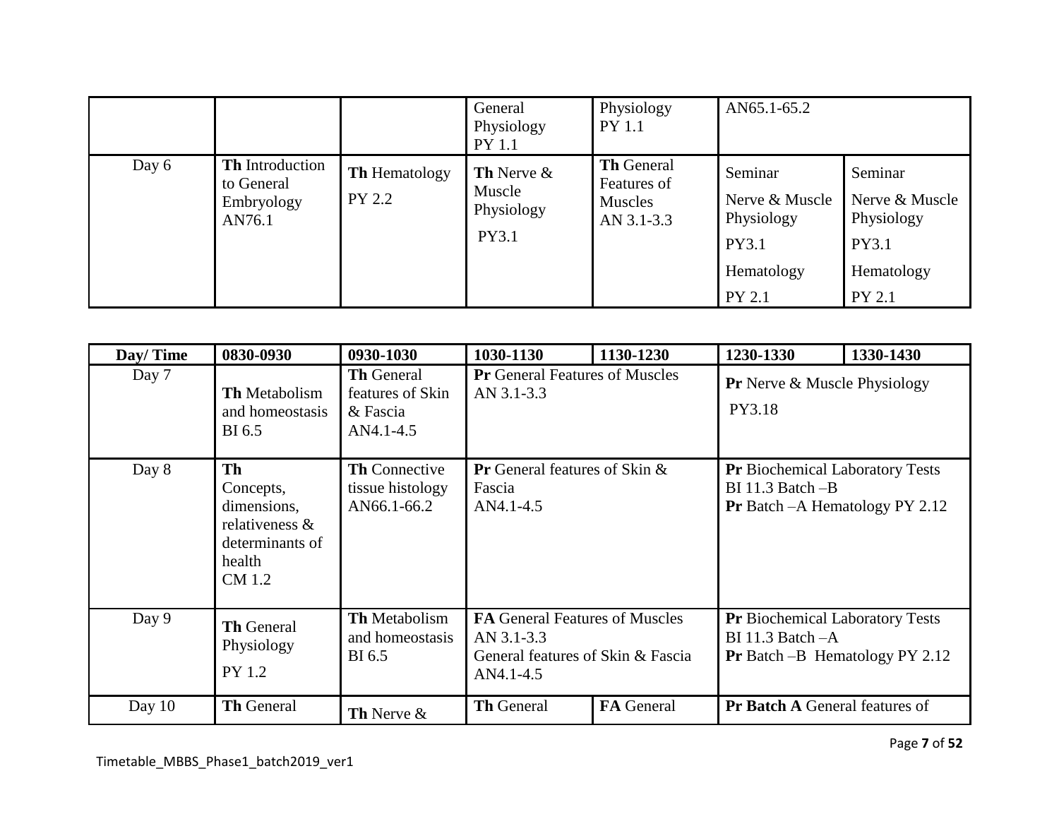| | | | | | | |
|---|---|---|---|---|---|---|
| | | | General Physiology PY 1.1 | Physiology PY 1.1 | AN65.1-65.2 | |
| Day 6 | **Th** Introduction to General Embryology AN76.1 | **Th** Hematology PY 2.2 | **Th** Nerve & Muscle Physiology PY3.1 | **Th** General Features of Muscles AN 3.1-3.3 | Seminar Nerve & Muscle Physiology PY3.1 Hematology PY 2.1 | Seminar Nerve & Muscle Physiology PY3.1 Hematology PY 2.1 |

| Day/ Time | 0830-0930 | 0930-1030 | 1030-1130 | 1130-1230 | 1230-1330 | 1330-1430 |
|---|---|---|---|---|---|---|
| Day 7 | **Th** Metabolism and homeostasis BI 6.5 | **Th** General features of Skin & Fascia AN4.1-4.5 | **Pr** General Features of Muscles AN 3.1-3.3 | | **Pr** Nerve & Muscle Physiology PY3.18 | |
| Day 8 | **Th** Concepts, dimensions, relativeness & determinants of health CM 1.2 | **Th** Connective tissue histology AN66.1-66.2 | **Pr** General features of Skin & Fascia AN4.1-4.5 | | **Pr** Biochemical Laboratory Tests BI 11.3 Batch –B **Pr** Batch –A Hematology PY 2.12 | |
| Day 9 | **Th** General Physiology PY 1.2 | **Th** Metabolism and homeostasis BI 6.5 | **FA** General Features of Muscles AN 3.1-3.3 General features of Skin & Fascia AN4.1-4.5 | | **Pr** Biochemical Laboratory Tests BI 11.3 Batch –A **Pr** Batch –B Hematology PY 2.12 | |
| Day 10 | **Th** General | **Th** Nerve & | **Th** General | **FA** General | **Pr Batch A** General features of | |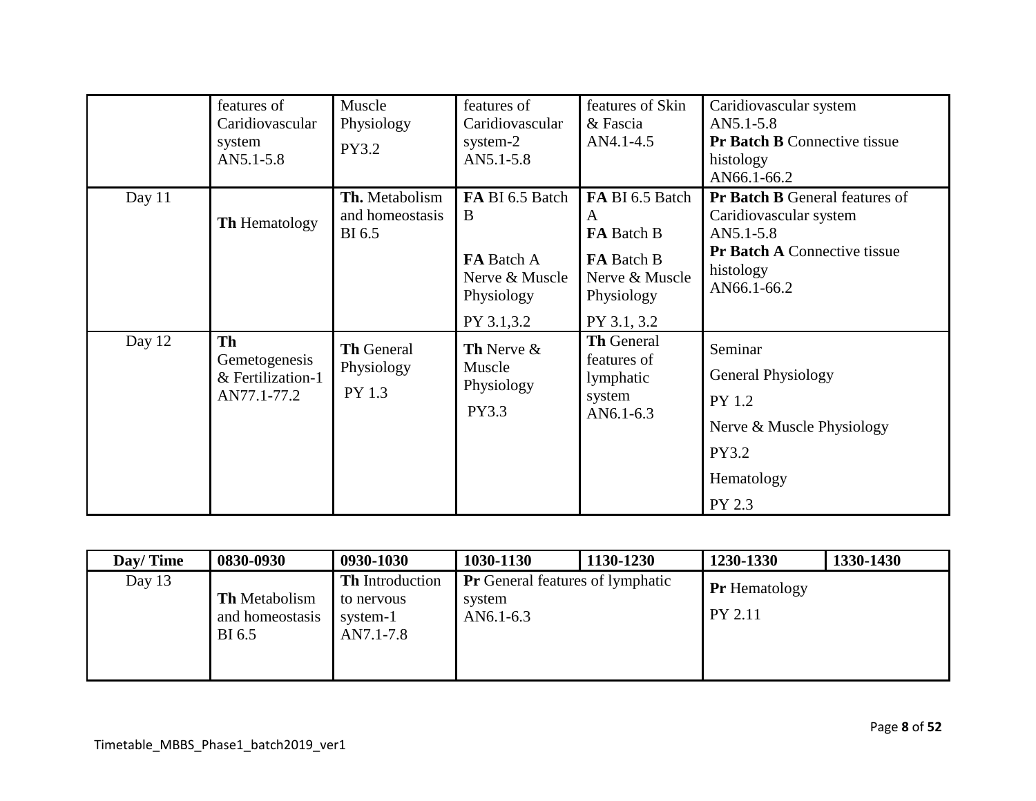| | | | | | |
|---|---|---|---|---|---|
| | features of Caridiovascular system AN5.1-5.8 | Muscle Physiology PY3.2 | features of Caridiovascular system-2 AN5.1-5.8 | features of Skin & Fascia AN4.1-4.5 | Caridiovascular system AN5.1-5.8 **Pr Batch B** Connective tissue histology AN66.1-66.2 |
| Day 11 | **Th** Hematology | **Th.** Metabolism and homeostasis BI 6.5 | **FA** BI 6.5 Batch B **FA** Batch A Nerve & Muscle Physiology PY 3.1,3.2 | **FA** BI 6.5 Batch A **FA** Batch B **FA** Batch B Nerve & Muscle Physiology PY 3.1, 3.2 | **Pr Batch B** General features of Caridiovascular system AN5.1-5.8 **Pr Batch A** Connective tissue histology AN66.1-66.2 |
| Day 12 | **Th** Gemetogenesis & Fertilization-1 AN77.1-77.2 | **Th** General Physiology PY 1.3 | **Th** Nerve & Muscle Physiology PY3.3 | **Th** General features of lymphatic system AN6.1-6.3 | Seminar General Physiology PY 1.2 Nerve & Muscle Physiology PY3.2 Hematology PY 2.3 |

| Day/ Time | 0830-0930 | 0930-1030 | 1030-1130 | 1130-1230 | 1230-1330 | 1330-1430 |
|---|---|---|---|---|---|---|
| Day 13 | **Th** Metabolism and homeostasis BI 6.5 | **Th** Introduction to nervous system-1 AN7.1-7.8 | **Pr** General features of lymphatic system AN6.1-6.3 | | **Pr** Hematology PY 2.11 | |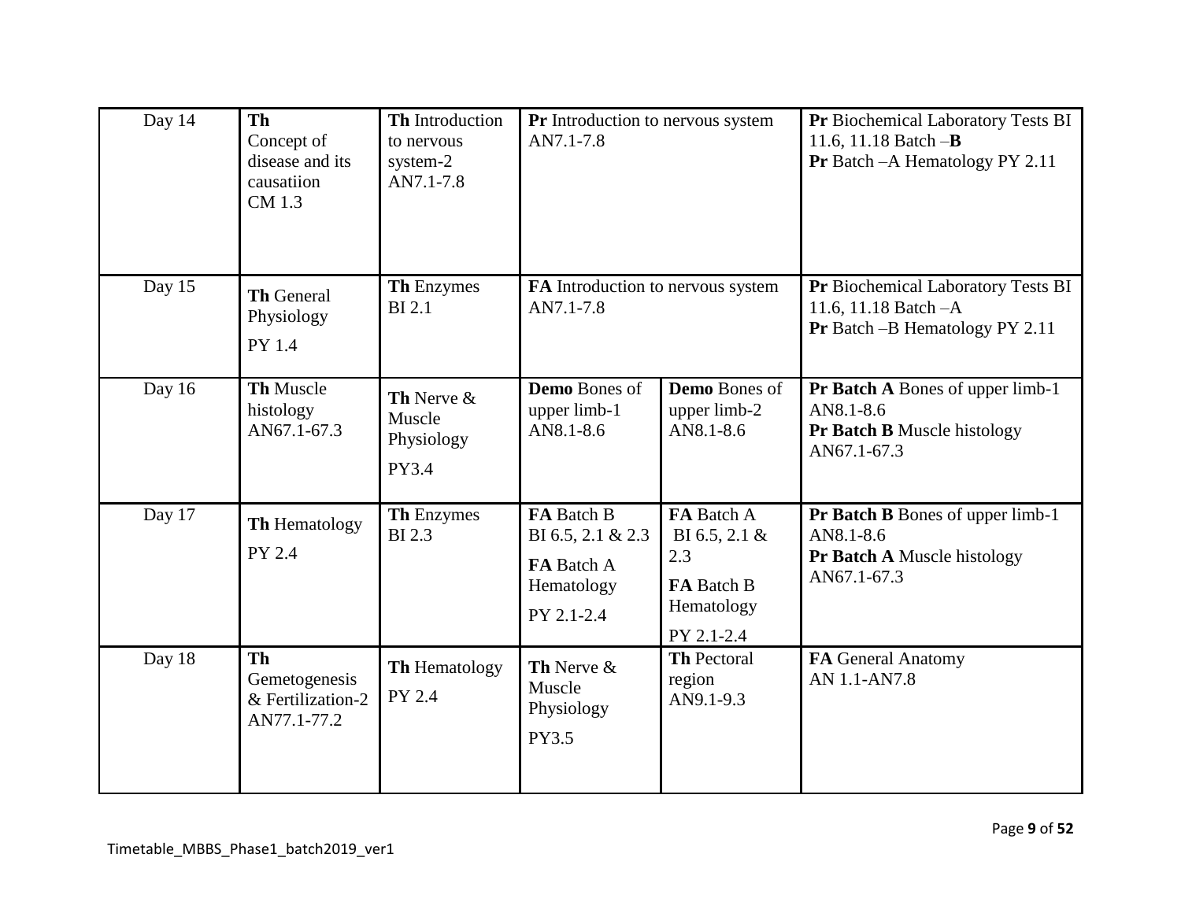| Day 14 | **Th** Concept of disease and its causatiion CM 1.3 | **Th** Introduction to nervous system-2 AN7.1-7.8 | **Pr** Introduction to nervous system AN7.1-7.8 | | **Pr** Biochemical Laboratory Tests BI 11.6, 11.18 Batch –**B** **Pr** Batch –A Hematology PY 2.11 |
|---|---|---|---|---|---|
| Day 15 | **Th** General Physiology PY 1.4 | **Th** Enzymes BI 2.1 | **FA** Introduction to nervous system AN7.1-7.8 | | **Pr** Biochemical Laboratory Tests BI 11.6, 11.18 Batch –A **Pr** Batch –B Hematology PY 2.11 |
| Day 16 | **Th** Muscle histology AN67.1-67.3 | **Th** Nerve & Muscle Physiology PY3.4 | **Demo** Bones of upper limb-1 AN8.1-8.6 | **Demo** Bones of upper limb-2 AN8.1-8.6 | **Pr Batch A** Bones of upper limb-1 AN8.1-8.6 **Pr Batch B** Muscle histology AN67.1-67.3 |
| Day 17 | **Th** Hematology PY 2.4 | **Th** Enzymes BI 2.3 | **FA** Batch B BI 6.5, 2.1 & 2.3 **FA** Batch A Hematology PY 2.1-2.4 | **FA** Batch A BI 6.5, 2.1 & 2.3 **FA** Batch B Hematology PY 2.1-2.4 | **Pr Batch B** Bones of upper limb-1 AN8.1-8.6 **Pr Batch A** Muscle histology AN67.1-67.3 |
| Day 18 | **Th** Gemetogenesis & Fertilization-2 AN77.1-77.2 | **Th** Hematology PY 2.4 | **Th** Nerve & Muscle Physiology PY3.5 | **Th** Pectoral region AN9.1-9.3 | **FA** General Anatomy AN 1.1-AN7.8 |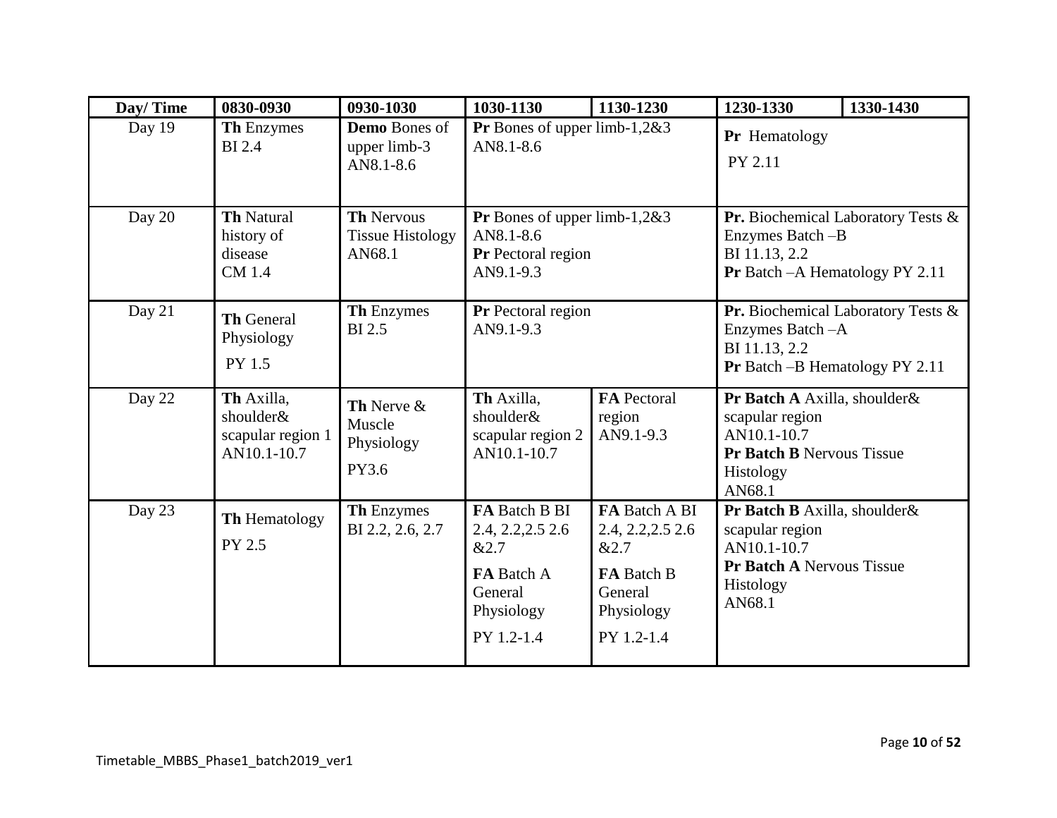| Day/ Time | 0830-0930 | 0930-1030 | 1030-1130 | 1130-1230 | 1230-1330 | 1330-1430 |
|---|---|---|---|---|---|---|
| Day 19 | **Th** Enzymes BI 2.4 | **Demo** Bones of upper limb-3 AN8.1-8.6 | **Pr** Bones of upper limb-1,2&3 AN8.1-8.6 | | **Pr** Hematology PY 2.11 | |
| Day 20 | **Th** Natural history of disease CM 1.4 | **Th** Nervous Tissue Histology AN68.1 | **Pr** Bones of upper limb-1,2&3 AN8.1-8.6 **Pr** Pectoral region AN9.1-9.3 | | **Pr.** Biochemical Laboratory Tests & Enzymes Batch –B BI 11.13, 2.2 **Pr** Batch –A Hematology PY 2.11 | |
| Day 21 | **Th** General Physiology PY 1.5 | **Th** Enzymes BI 2.5 | **Pr** Pectoral region AN9.1-9.3 | | **Pr.** Biochemical Laboratory Tests & Enzymes Batch –A BI 11.13, 2.2 **Pr** Batch –B Hematology PY 2.11 | |
| Day 22 | **Th** Axilla, shoulder& scapular region 1 AN10.1-10.7 | **Th** Nerve & Muscle Physiology PY3.6 | **Th** Axilla, shoulder& scapular region 2 AN10.1-10.7 | **FA** Pectoral region AN9.1-9.3 | **Pr Batch A** Axilla, shoulder& scapular region AN10.1-10.7 **Pr Batch B** Nervous Tissue Histology AN68.1 | |
| Day 23 | **Th** Hematology PY 2.5 | **Th** Enzymes BI 2.2, 2.6, 2.7 | **FA** Batch B BI 2.4, 2.2,2.5 2.6 &2.7 **FA** Batch A General Physiology PY 1.2-1.4 | **FA** Batch A BI 2.4, 2.2,2.5 2.6 &2.7 **FA** Batch B General Physiology PY 1.2-1.4 | **Pr Batch B** Axilla, shoulder& scapular region AN10.1-10.7 **Pr Batch A** Nervous Tissue Histology AN68.1 | |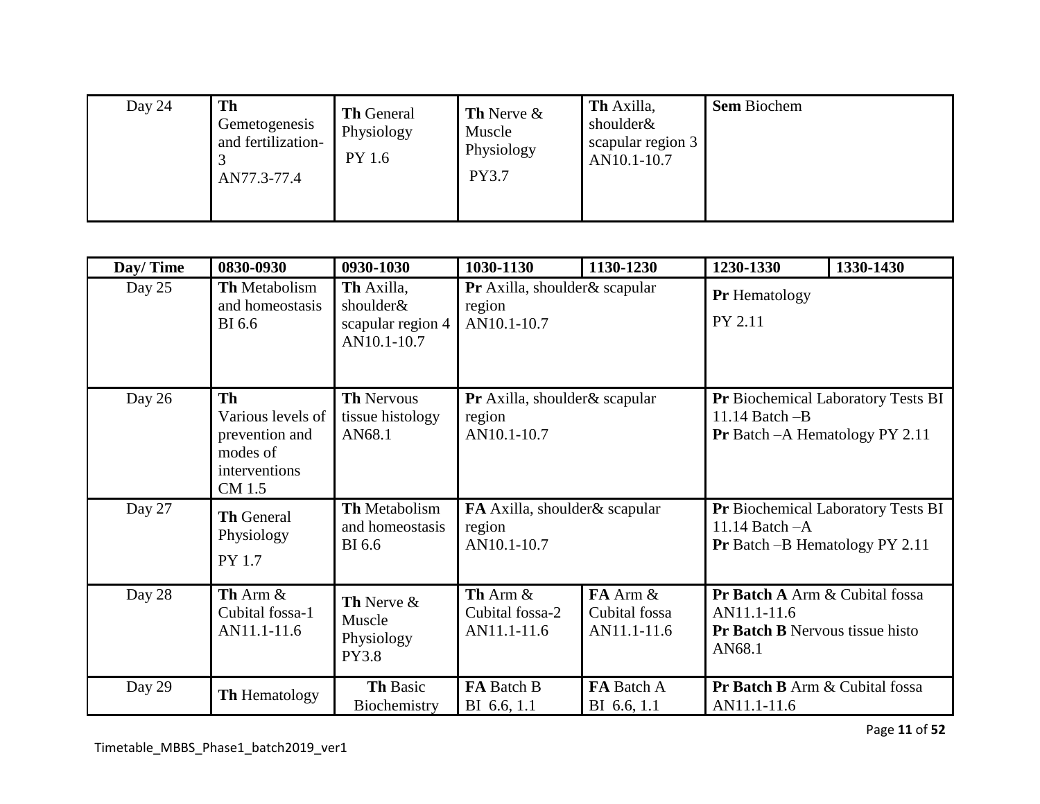| Day 24 | **Th** Gemetogenesis and fertilization-3 AN77.3-77.4 | **Th** General Physiology PY 1.6 | **Th** Nerve & Muscle Physiology PY3.7 | **Th** Axilla, shoulder& scapular region 3 AN10.1-10.7 | **Sem** Biochem | |
|---|---|---|---|---|---|---|

| Day/ Time | 0830-0930 | 0930-1030 | 1030-1130 | 1130-1230 | 1230-1330 | 1330-1430 |
|---|---|---|---|---|---|---|
| Day 25 | **Th** Metabolism and homeostasis BI 6.6 | **Th** Axilla, shoulder& scapular region 4 AN10.1-10.7 | **Pr** Axilla, shoulder& scapular region AN10.1-10.7 | | **Pr** Hematology PY 2.11 | |
| Day 26 | **Th** Various levels of prevention and modes of interventions CM 1.5 | **Th** Nervous tissue histology AN68.1 | **Pr** Axilla, shoulder& scapular region AN10.1-10.7 | | **Pr** Biochemical Laboratory Tests BI 11.14 Batch –B **Pr** Batch –A Hematology PY 2.11 | |
| Day 27 | **Th** General Physiology PY 1.7 | **Th** Metabolism and homeostasis BI 6.6 | **FA** Axilla, shoulder& scapular region AN10.1-10.7 | | **Pr** Biochemical Laboratory Tests BI 11.14 Batch –A **Pr** Batch –B Hematology PY 2.11 | |
| Day 28 | **Th** Arm & Cubital fossa-1 AN11.1-11.6 | **Th** Nerve & Muscle Physiology PY3.8 | **Th** Arm & Cubital fossa-2 AN11.1-11.6 | **FA** Arm & Cubital fossa AN11.1-11.6 | **Pr Batch A** Arm & Cubital fossa AN11.1-11.6 **Pr Batch B** Nervous tissue histo AN68.1 | |
| Day 29 | **Th** Hematology | **Th** Basic Biochemistry | **FA** Batch B BI 6.6, 1.1 | **FA** Batch A BI 6.6, 1.1 | **Pr Batch B** Arm & Cubital fossa AN11.1-11.6 | |

Timetable_MBBS_Phase1_batch2019_ver1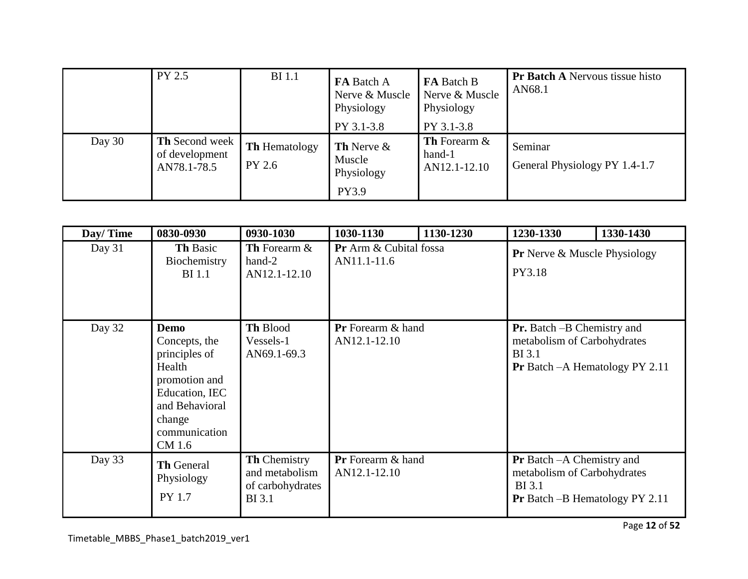|  | PY 2.5 | BI 1.1 | **FA** Batch A Nerve & Muscle Physiology PY 3.1-3.8 | **FA** Batch B Nerve & Muscle Physiology PY 3.1-3.8 | **Pr Batch A** Nervous tissue histo AN68.1 | |
|---|---|---|---|---|---|---|
| Day 30 | **Th** Second week of development AN78.1-78.5 | **Th** Hematology PY 2.6 | **Th** Nerve & Muscle Physiology PY3.9 | **Th** Forearm & hand-1 AN12.1-12.10 | Seminar General Physiology PY 1.4-1.7 | |

| Day/ Time | 0830-0930 | 0930-1030 | 1030-1130 | 1130-1230 | 1230-1330 | 1330-1430 |
|---|---|---|---|---|---|---|
| Day 31 | **Th** Basic Biochemistry BI 1.1 | **Th** Forearm & hand-2 AN12.1-12.10 | **Pr** Arm & Cubital fossa AN11.1-11.6 | | **Pr** Nerve & Muscle Physiology PY3.18 | |
| Day 32 | **Demo** Concepts, the principles of Health promotion and Education, IEC and Behavioral change communication CM 1.6 | **Th** Blood Vessels-1 AN69.1-69.3 | **Pr** Forearm & hand AN12.1-12.10 | | **Pr.** Batch –B Chemistry and metabolism of Carbohydrates BI 3.1 **Pr** Batch –A Hematology PY 2.11 | |
| Day 33 | **Th** General Physiology PY 1.7 | **Th** Chemistry and metabolism of carbohydrates BI 3.1 | **Pr** Forearm & hand AN12.1-12.10 | | **Pr** Batch –A Chemistry and metabolism of Carbohydrates BI 3.1 **Pr** Batch –B Hematology PY 2.11 | |

Timetable_MBBS_Phase1_batch2019_ver1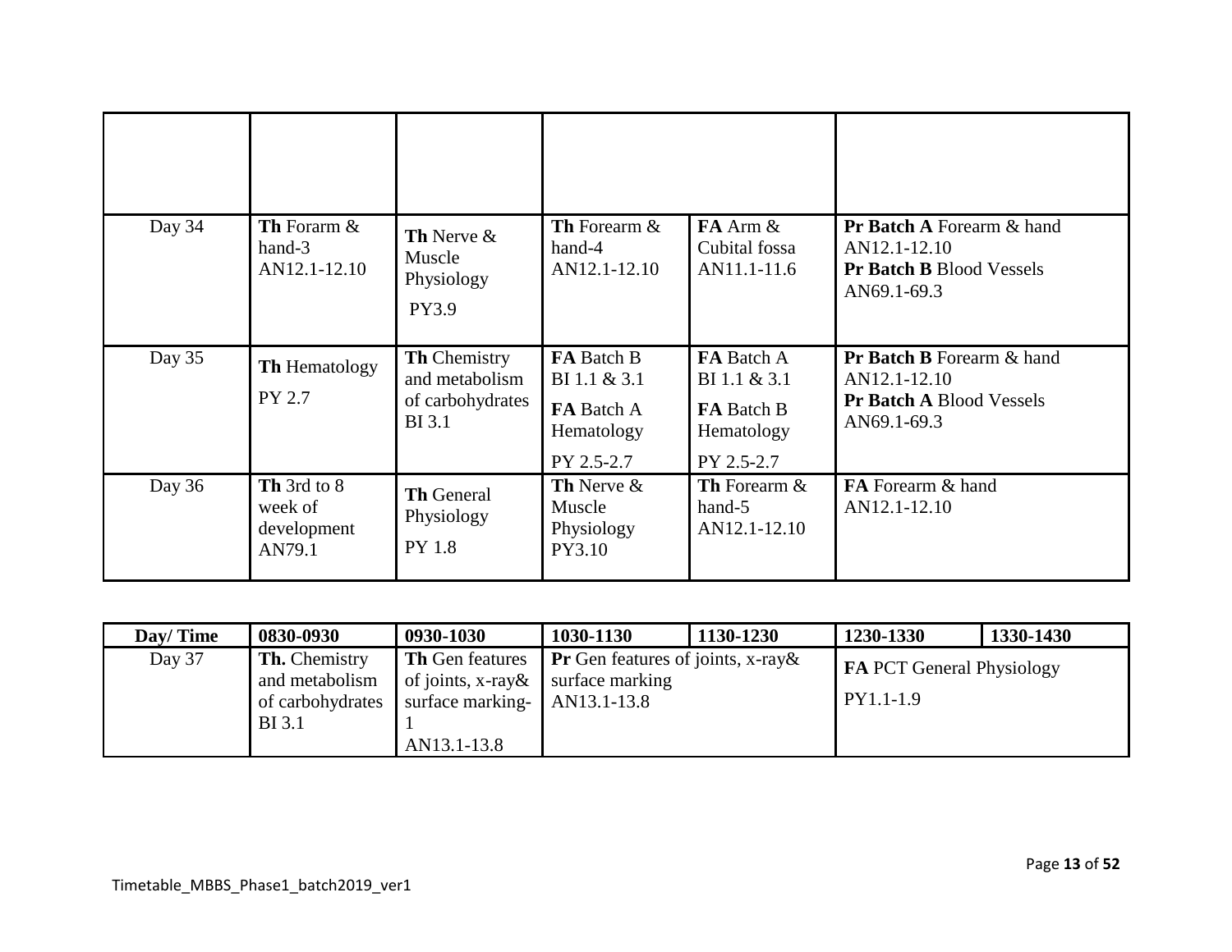| | | | | | | |
|---|---|---|---|---|---|---|
| | | | | | | |
| Day 34 | **Th** Forarm & hand-3 AN12.1-12.10 | **Th** Nerve & Muscle Physiology PY3.9 | **Th** Forearm & hand-4 AN12.1-12.10 | **FA** Arm & Cubital fossa AN11.1-11.6 | **Pr Batch A** Forearm & hand AN12.1-12.10 **Pr Batch B** Blood Vessels AN69.1-69.3 | |
| Day 35 | **Th** Hematology PY 2.7 | **Th** Chemistry and metabolism of carbohydrates BI 3.1 | **FA** Batch B BI 1.1 & 3.1 **FA** Batch A Hematology PY 2.5-2.7 | **FA** Batch A BI 1.1 & 3.1 **FA** Batch B Hematology PY 2.5-2.7 | **Pr Batch B** Forearm & hand AN12.1-12.10 **Pr Batch A** Blood Vessels AN69.1-69.3 | |
| Day 36 | **Th** 3rd to 8 week of development AN79.1 | **Th** General Physiology PY 1.8 | **Th** Nerve & Muscle Physiology PY3.10 | **Th** Forearm & hand-5 AN12.1-12.10 | **FA** Forearm & hand AN12.1-12.10 | |

| Day/ Time | 0830-0930 | 0930-1030 | 1030-1130 | 1130-1230 | 1230-1330 | 1330-1430 |
|---|---|---|---|---|---|---|
| Day 37 | **Th.** Chemistry and metabolism of carbohydrates BI 3.1 | **Th** Gen features of joints, x-ray& surface marking-1 AN13.1-13.8 | **Pr** Gen features of joints, x-ray& surface marking AN13.1-13.8 | | **FA** PCT General Physiology PY1.1-1.9 | |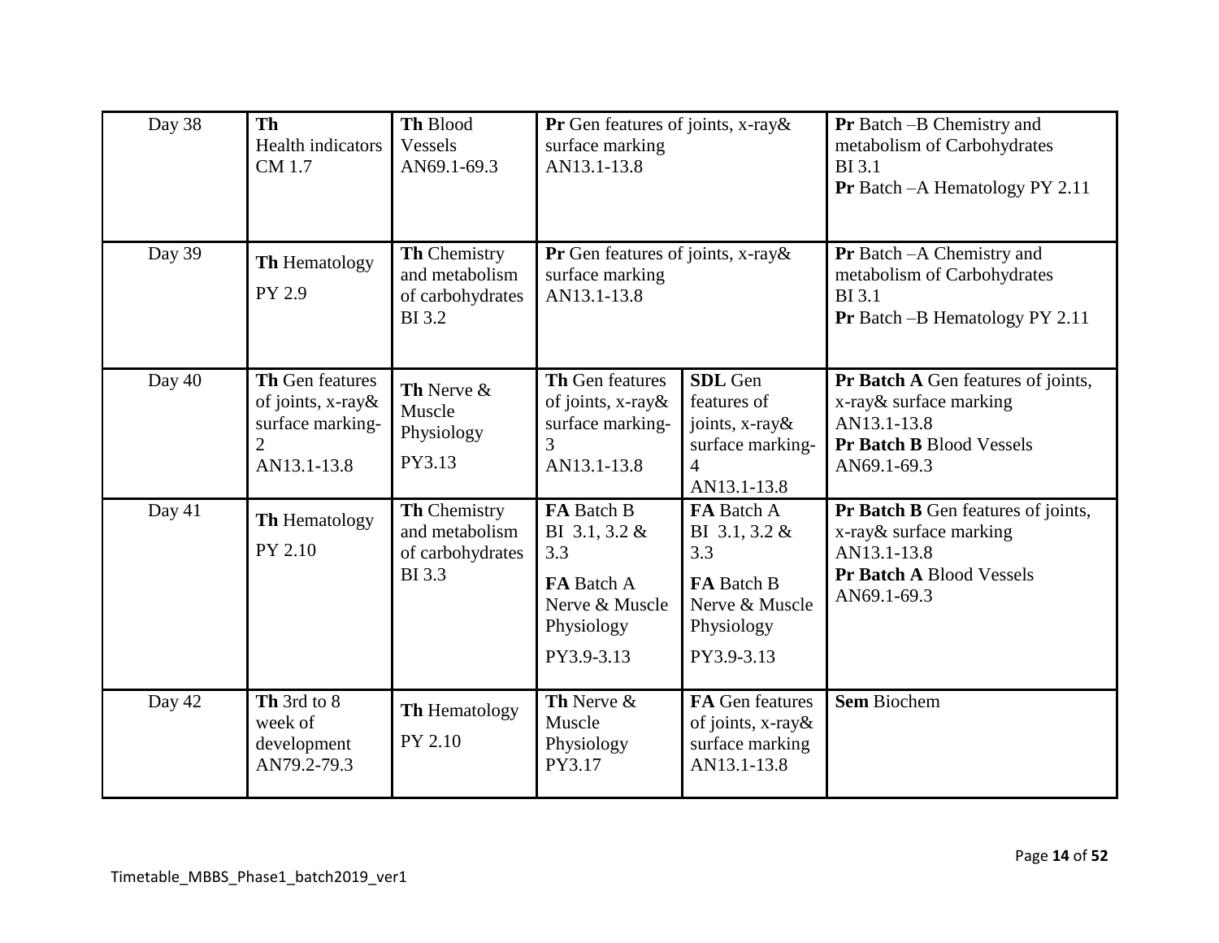| Day 38 | **Th** Health indicators CM 1.7 | **Th** Blood Vessels AN69.1-69.3 | **Pr** Gen features of joints, x-ray& surface marking AN13.1-13.8 | | **Pr** Batch –B Chemistry and metabolism of Carbohydrates BI 3.1 **Pr** Batch –A Hematology PY 2.11 |
|---|---|---|---|---|---|
| Day 39 | **Th** Hematology PY 2.9 | **Th** Chemistry and metabolism of carbohydrates BI 3.2 | **Pr** Gen features of joints, x-ray& surface marking AN13.1-13.8 | | **Pr** Batch –A Chemistry and metabolism of Carbohydrates BI 3.1 **Pr** Batch –B Hematology PY 2.11 |
| Day 40 | **Th** Gen features of joints, x-ray& surface marking-2 AN13.1-13.8 | **Th** Nerve & Muscle Physiology PY3.13 | **Th** Gen features of joints, x-ray& surface marking-3 AN13.1-13.8 | **SDL** Gen features of joints, x-ray& surface marking-4 AN13.1-13.8 | **Pr Batch A** Gen features of joints, x-ray& surface marking AN13.1-13.8 **Pr Batch B** Blood Vessels AN69.1-69.3 |
| Day 41 | **Th** Hematology PY 2.10 | **Th** Chemistry and metabolism of carbohydrates BI 3.3 | **FA** Batch B BI 3.1, 3.2 & 3.3 **FA** Batch A Nerve & Muscle Physiology PY3.9-3.13 | **FA** Batch A BI 3.1, 3.2 & 3.3 **FA** Batch B Nerve & Muscle Physiology PY3.9-3.13 | **Pr Batch B** Gen features of joints, x-ray& surface marking AN13.1-13.8 **Pr Batch A** Blood Vessels AN69.1-69.3 |
| Day 42 | **Th** 3rd to 8 week of development AN79.2-79.3 | **Th** Hematology PY 2.10 | **Th** Nerve & Muscle Physiology PY3.17 | **FA** Gen features of joints, x-ray& surface marking AN13.1-13.8 | **Sem** Biochem |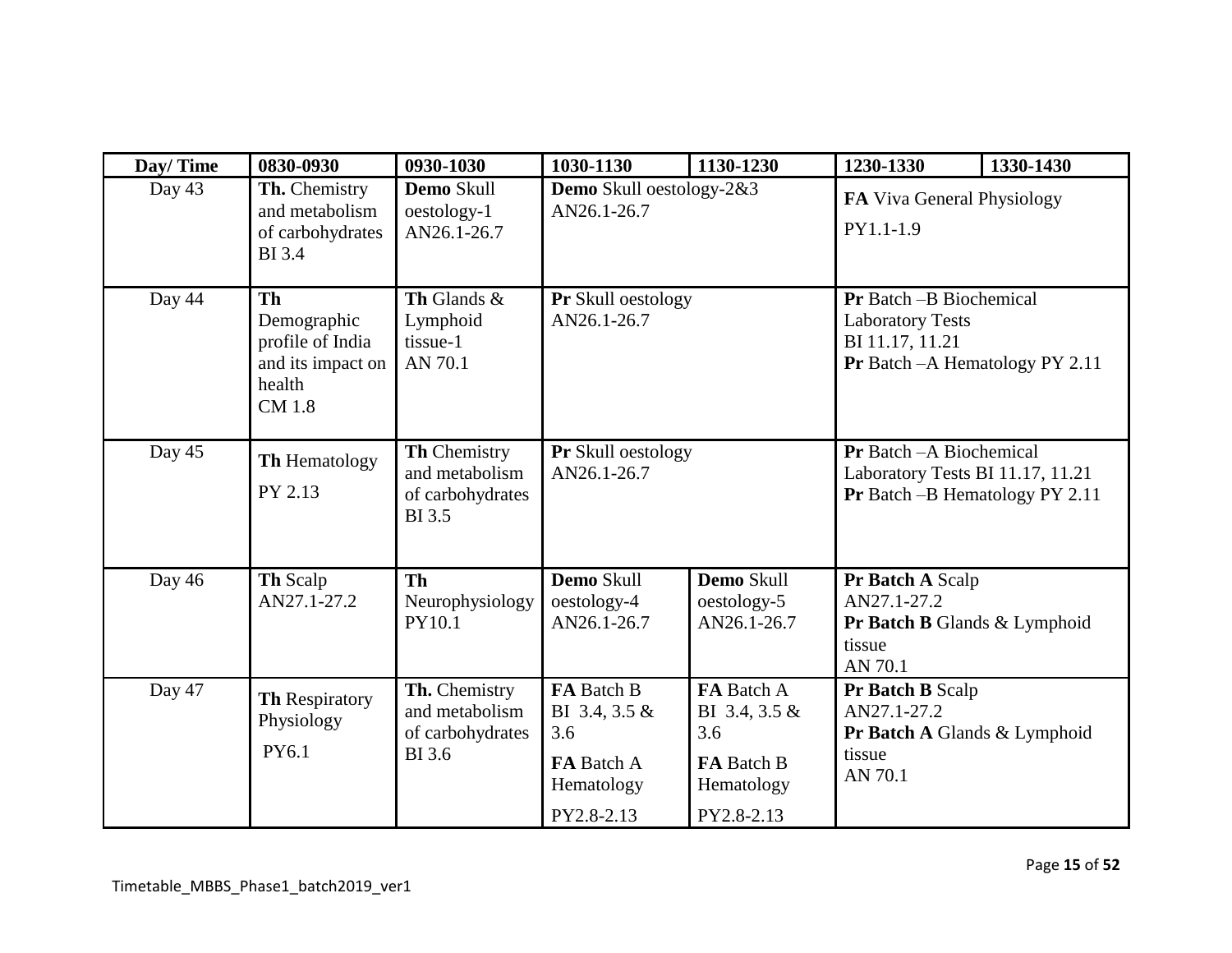| Day/ Time | 0830-0930 | 0930-1030 | 1030-1130 | 1130-1230 | 1230-1330 | 1330-1430 |
|---|---|---|---|---|---|---|
| Day 43 | **Th.** Chemistry and metabolism of carbohydrates BI 3.4 | **Demo** Skull oestology-1 AN26.1-26.7 | **Demo** Skull oestology-2&3 AN26.1-26.7 | | **FA** Viva General Physiology PY1.1-1.9 | |
| Day 44 | **Th** Demographic profile of India and its impact on health CM 1.8 | **Th** Glands & Lymphoid tissue-1 AN 70.1 | **Pr** Skull oestology AN26.1-26.7 | | **Pr** Batch –B Biochemical Laboratory Tests BI 11.17, 11.21 **Pr** Batch –A Hematology PY 2.11 | |
| Day 45 | **Th** Hematology PY 2.13 | **Th** Chemistry and metabolism of carbohydrates BI 3.5 | **Pr** Skull oestology AN26.1-26.7 | | **Pr** Batch –A Biochemical Laboratory Tests BI 11.17, 11.21 **Pr** Batch –B Hematology PY 2.11 | |
| Day 46 | **Th** Scalp AN27.1-27.2 | **Th** Neurophysiology PY10.1 | **Demo** Skull oestology-4 AN26.1-26.7 | **Demo** Skull oestology-5 AN26.1-26.7 | **Pr Batch A** Scalp AN27.1-27.2 **Pr Batch B** Glands & Lymphoid tissue AN 70.1 | |
| Day 47 | **Th** Respiratory Physiology PY6.1 | **Th.** Chemistry and metabolism of carbohydrates BI 3.6 | **FA** Batch B BI 3.4, 3.5 & 3.6 **FA** Batch A Hematology PY2.8-2.13 | **FA** Batch A BI 3.4, 3.5 & 3.6 **FA** Batch B Hematology PY2.8-2.13 | **Pr Batch B** Scalp AN27.1-27.2 **Pr Batch A** Glands & Lymphoid tissue AN 70.1 | |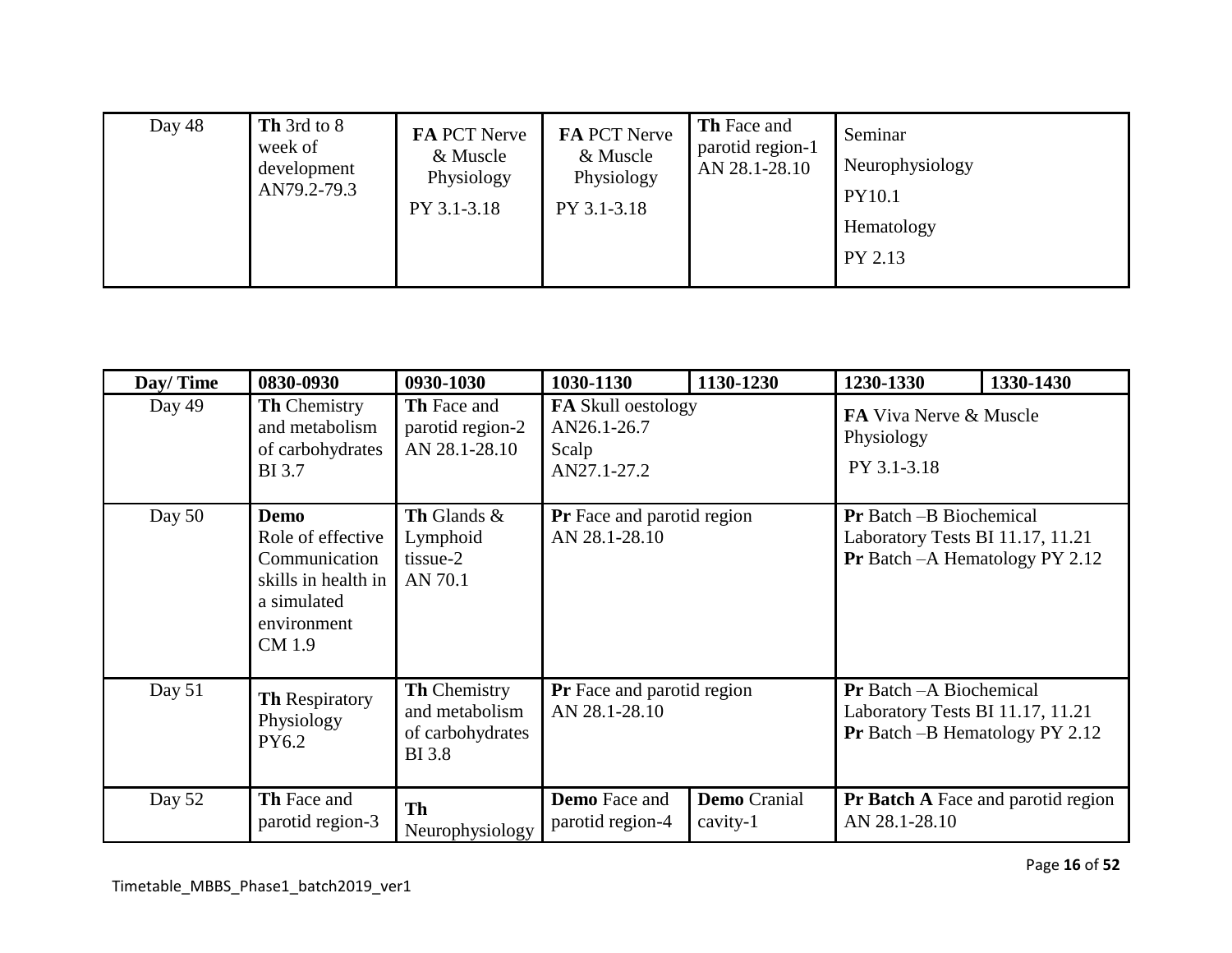| Day 48 | **Th** 3rd to 8 week of development AN79.2-79.3 | **FA** PCT Nerve & Muscle Physiology PY 3.1-3.18 | **FA** PCT Nerve & Muscle Physiology PY 3.1-3.18 | **Th** Face and parotid region-1 AN 28.1-28.10 | Seminar Neurophysiology PY10.1 Hematology PY 2.13 | |
|---|---|---|---|---|---|---|

| Day/ Time | 0830-0930 | 0930-1030 | 1030-1130 | 1130-1230 | 1230-1330 | 1330-1430 |
|---|---|---|---|---|---|---|
| Day 49 | **Th** Chemistry and metabolism of carbohydrates BI 3.7 | **Th** Face and parotid region-2 AN 28.1-28.10 | **FA** Skull oestology AN26.1-26.7 Scalp AN27.1-27.2 | | **FA** Viva Nerve & Muscle Physiology PY 3.1-3.18 | |
| Day 50 | **Demo** Role of effective Communication skills in health in a simulated environment CM 1.9 | **Th** Glands & Lymphoid tissue-2 AN 70.1 | **Pr** Face and parotid region AN 28.1-28.10 | | **Pr** Batch –B Biochemical Laboratory Tests BI 11.17, 11.21 **Pr** Batch –A Hematology PY 2.12 | |
| Day 51 | **Th** Respiratory Physiology PY6.2 | **Th** Chemistry and metabolism of carbohydrates BI 3.8 | **Pr** Face and parotid region AN 28.1-28.10 | | **Pr** Batch –A Biochemical Laboratory Tests BI 11.17, 11.21 **Pr** Batch –B Hematology PY 2.12 | |
| Day 52 | **Th** Face and parotid region-3 | **Th** Neurophysiology | **Demo** Face and parotid region-4 | **Demo** Cranial cavity-1 | **Pr Batch A** Face and parotid region AN 28.1-28.10 | |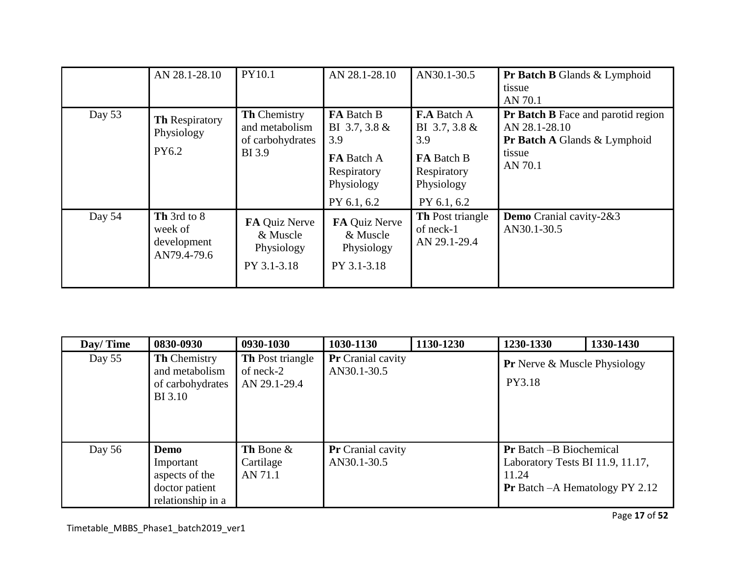| | | | | | |
|---|---|---|---|---|---|
| | AN 28.1-28.10 | PY10.1 | AN 28.1-28.10 | AN30.1-30.5 | **Pr Batch B** Glands & Lymphoid tissue AN 70.1 |
| Day 53 | **Th** Respiratory Physiology PY6.2 | **Th** Chemistry and metabolism of carbohydrates BI 3.9 | **FA** Batch B BI 3.7, 3.8 & 3.9 **FA** Batch A Respiratory Physiology PY 6.1, 6.2 | **F.A** Batch A BI 3.7, 3.8 & 3.9 **FA** Batch B Respiratory Physiology PY 6.1, 6.2 | **Pr Batch B** Face and parotid region AN 28.1-28.10 **Pr Batch A** Glands & Lymphoid tissue AN 70.1 |
| Day 54 | **Th** 3rd to 8 week of development AN79.4-79.6 | **FA** Quiz Nerve & Muscle Physiology PY 3.1-3.18 | **FA** Quiz Nerve & Muscle Physiology PY 3.1-3.18 | **Th** Post triangle of neck-1 AN 29.1-29.4 | **Demo** Cranial cavity-2&3 AN30.1-30.5 |

| Day/ Time | 0830-0930 | 0930-1030 | 1030-1130 | 1130-1230 | 1230-1330 | 1330-1430 |
|---|---|---|---|---|---|---|
| Day 55 | **Th** Chemistry and metabolism of carbohydrates BI 3.10 | **Th** Post triangle of neck-2 AN 29.1-29.4 | **Pr** Cranial cavity AN30.1-30.5 | | **Pr** Nerve & Muscle Physiology PY3.18 | |
| Day 56 | **Demo** Important aspects of the doctor patient relationship in a | **Th** Bone & Cartilage AN 71.1 | **Pr** Cranial cavity AN30.1-30.5 | | **Pr** Batch –B Biochemical Laboratory Tests BI 11.9, 11.17, 11.24 **Pr** Batch –A Hematology PY 2.12 | |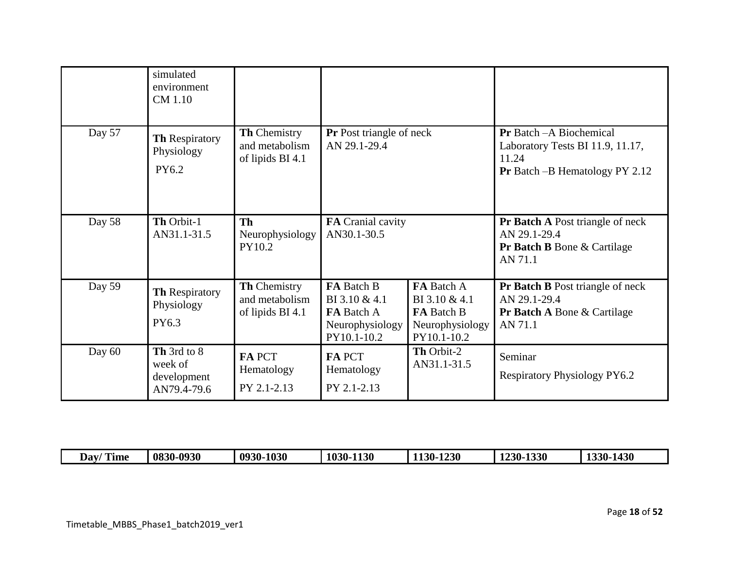| | | | | | | |
|---|---|---|---|---|---|---|
| | simulated environment CM 1.10 | | | | | |
| Day 57 | **Th** Respiratory Physiology PY6.2 | **Th** Chemistry and metabolism of lipids BI 4.1 | **Pr** Post triangle of neck AN 29.1-29.4 | | **Pr** Batch –A Biochemical Laboratory Tests BI 11.9, 11.17, 11.24 **Pr** Batch –B Hematology PY 2.12 | |
| Day 58 | **Th** Orbit-1 AN31.1-31.5 | **Th** Neurophysiology PY10.2 | **FA** Cranial cavity AN30.1-30.5 | | **Pr Batch A** Post triangle of neck AN 29.1-29.4 **Pr Batch B** Bone & Cartilage AN 71.1 | |
| Day 59 | **Th** Respiratory Physiology PY6.3 | **Th** Chemistry and metabolism of lipids BI 4.1 | **FA** Batch B BI 3.10 & 4.1 **FA** Batch A Neurophysiology PY10.1-10.2 | **FA** Batch A BI 3.10 & 4.1 **FA** Batch B Neurophysiology PY10.1-10.2 | **Pr Batch B** Post triangle of neck AN 29.1-29.4 **Pr Batch A** Bone & Cartilage AN 71.1 | |
| Day 60 | **Th** 3rd to 8 week of development AN79.4-79.6 | **FA** PCT Hematology PY 2.1-2.13 | **FA** PCT Hematology PY 2.1-2.13 | **Th** Orbit-2 AN31.1-31.5 | Seminar Respiratory Physiology PY6.2 | |

| Day/ Time | 0830-0930 | 0930-1030 | 1030-1130 | 1130-1230 | 1230-1330 | 1330-1430 |
|---|---|---|---|---|---|---|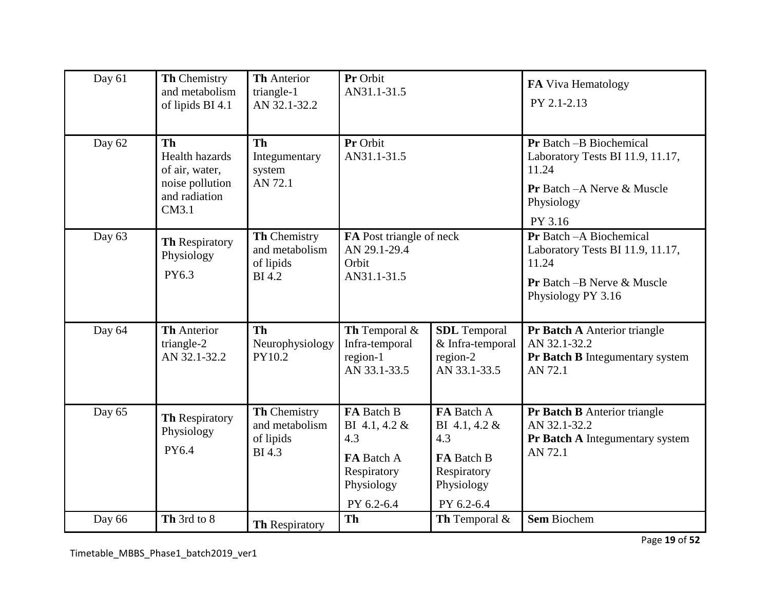| Day 61 | **Th** Chemistry and metabolism of lipids BI 4.1 | **Th** Anterior triangle-1 AN 32.1-32.2 | **Pr** Orbit AN31.1-31.5 | | **FA** Viva Hematology PY 2.1-2.13 |
|---|---|---|---|---|---|
| Day 62 | **Th** Health hazards of air, water, noise pollution and radiation CM3.1 | **Th** Integumentary system AN 72.1 | **Pr** Orbit AN31.1-31.5 | | **Pr** Batch –B Biochemical Laboratory Tests BI 11.9, 11.17, 11.24 **Pr** Batch –A Nerve & Muscle Physiology PY 3.16 |
| Day 63 | **Th** Respiratory Physiology PY6.3 | **Th** Chemistry and metabolism of lipids BI 4.2 | **FA** Post triangle of neck AN 29.1-29.4 Orbit AN31.1-31.5 | | **Pr** Batch –A Biochemical Laboratory Tests BI 11.9, 11.17, 11.24 **Pr** Batch –B Nerve & Muscle Physiology PY 3.16 |
| Day 64 | **Th** Anterior triangle-2 AN 32.1-32.2 | **Th** Neurophysiology PY10.2 | **Th** Temporal & Infra-temporal region-1 AN 33.1-33.5 | **SDL** Temporal & Infra-temporal region-2 AN 33.1-33.5 | **Pr Batch A** Anterior triangle AN 32.1-32.2 **Pr Batch B** Integumentary system AN 72.1 |
| Day 65 | **Th** Respiratory Physiology PY6.4 | **Th** Chemistry and metabolism of lipids BI 4.3 | **FA** Batch B BI 4.1, 4.2 & 4.3 **FA** Batch A Respiratory Physiology PY 6.2-6.4 | **FA** Batch A BI 4.1, 4.2 & 4.3 **FA** Batch B Respiratory Physiology PY 6.2-6.4 | **Pr Batch B** Anterior triangle AN 32.1-32.2 **Pr Batch A** Integumentary system AN 72.1 |
| Day 66 | **Th** 3rd to 8 | **Th** Respiratory | **Th** | **Th** Temporal & | **Sem** Biochem |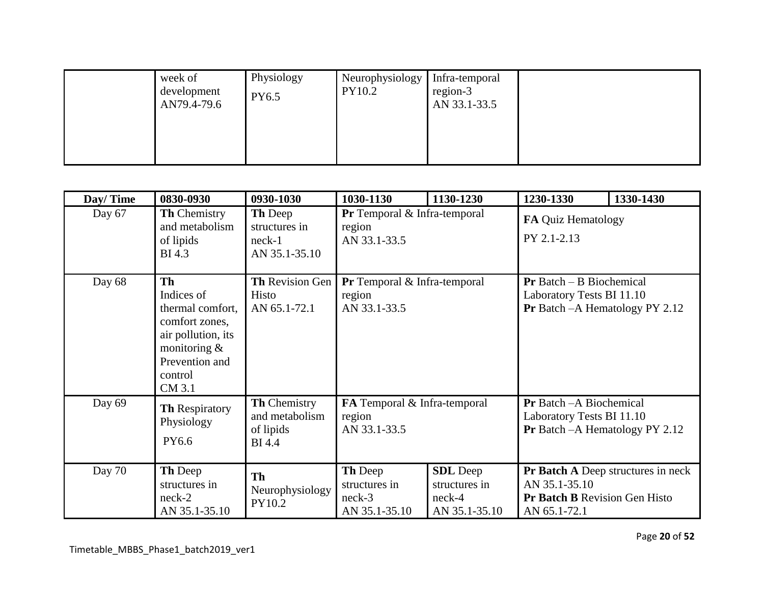| | | | | | |
|---|---|---|---|---|---|
| | week of development AN79.4-79.6 | Physiology PY6.5 | Neurophysiology PY10.2 | Infra-temporal region-3 AN 33.1-33.5 | |

| Day/ Time | 0830-0930 | 0930-1030 | 1030-1130 | 1130-1230 | 1230-1330 | 1330-1430 |
|---|---|---|---|---|---|---|
| Day 67 | **Th** Chemistry and metabolism of lipids BI 4.3 | **Th** Deep structures in neck-1 AN 35.1-35.10 | **Pr** Temporal & Infra-temporal region AN 33.1-33.5 | | **FA** Quiz Hematology PY 2.1-2.13 | |
| Day 68 | **Th** Indices of thermal comfort, comfort zones, air pollution, its monitoring & Prevention and control CM 3.1 | **Th** Revision Gen Histo AN 65.1-72.1 | **Pr** Temporal & Infra-temporal region AN 33.1-33.5 | | **Pr** Batch – B Biochemical Laboratory Tests BI 11.10 **Pr** Batch –A Hematology PY 2.12 | |
| Day 69 | **Th** Respiratory Physiology PY6.6 | **Th** Chemistry and metabolism of lipids BI 4.4 | **FA** Temporal & Infra-temporal region AN 33.1-33.5 | | **Pr** Batch –A Biochemical Laboratory Tests BI 11.10 **Pr** Batch –A Hematology PY 2.12 | |
| Day 70 | **Th** Deep structures in neck-2 AN 35.1-35.10 | **Th** Neurophysiology PY10.2 | **Th** Deep structures in neck-3 AN 35.1-35.10 | **SDL** Deep structures in neck-4 AN 35.1-35.10 | **Pr Batch A** Deep structures in neck AN 35.1-35.10 **Pr Batch B** Revision Gen Histo AN 65.1-72.1 | |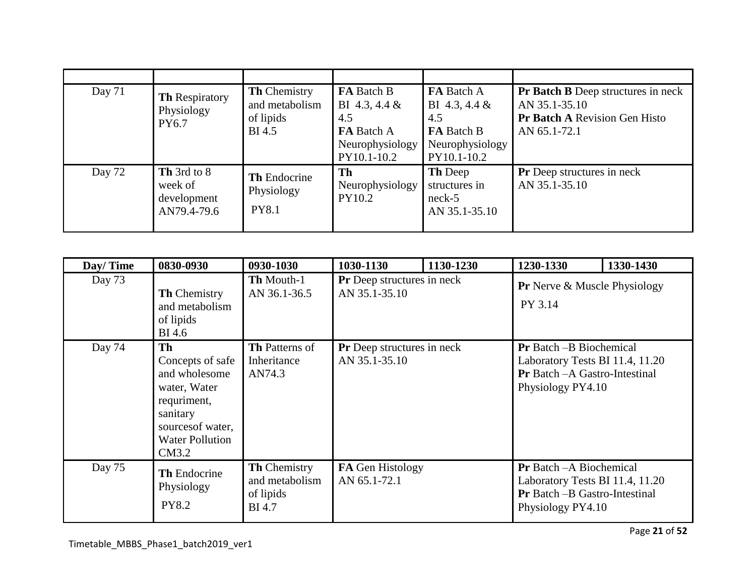| | | | | | |
|---|---|---|---|---|---|
| Day 71 | **Th** Respiratory Physiology PY6.7 | **Th** Chemistry and metabolism of lipids BI 4.5 | **FA** Batch B BI 4.3, 4.4 & 4.5 **FA** Batch A Neurophysiology PY10.1-10.2 | **FA** Batch A BI 4.3, 4.4 & 4.5 **FA** Batch B Neurophysiology PY10.1-10.2 | **Pr Batch B** Deep structures in neck AN 35.1-35.10 **Pr Batch A** Revision Gen Histo AN 65.1-72.1 |
| Day 72 | **Th** 3rd to 8 week of development AN79.4-79.6 | **Th** Endocrine Physiology PY8.1 | **Th** Neurophysiology PY10.2 | **Th** Deep structures in neck-5 AN 35.1-35.10 | **Pr** Deep structures in neck AN 35.1-35.10 |

| Day/ Time | 0830-0930 | 0930-1030 | 1030-1130 | 1130-1230 | 1230-1330 | 1330-1430 |
|---|---|---|---|---|---|---|
| Day 73 | **Th** Chemistry and metabolism of lipids BI 4.6 | **Th** Mouth-1 AN 36.1-36.5 | **Pr** Deep structures in neck AN 35.1-35.10 | | **Pr** Nerve & Muscle Physiology PY 3.14 | |
| Day 74 | **Th** Concepts of safe and wholesome water, Water requriment, sanitary sourcesof water, Water Pollution CM3.2 | **Th** Patterns of Inheritance AN74.3 | **Pr** Deep structures in neck AN 35.1-35.10 | | **Pr** Batch –B Biochemical Laboratory Tests BI 11.4, 11.20 **Pr** Batch –A Gastro-Intestinal Physiology PY4.10 | |
| Day 75 | **Th** Endocrine Physiology PY8.2 | **Th** Chemistry and metabolism of lipids BI 4.7 | **FA** Gen Histology AN 65.1-72.1 | | **Pr** Batch –A Biochemical Laboratory Tests BI 11.4, 11.20 **Pr** Batch –B Gastro-Intestinal Physiology PY4.10 | |

Timetable_MBBS_Phase1_batch2019_ver1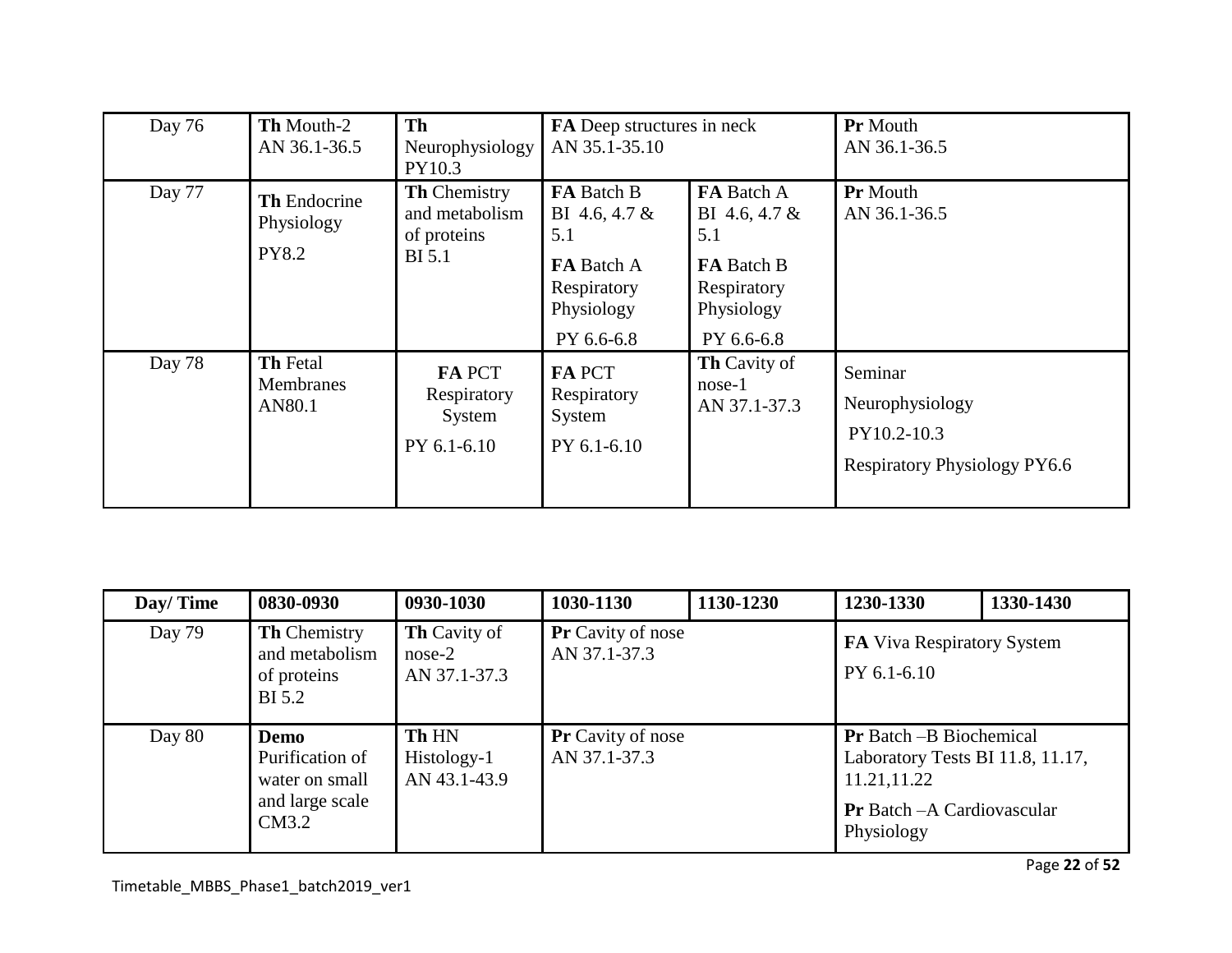| Day 76 | **Th** Mouth-2 AN 36.1-36.5 | **Th** Neurophysiology PY10.3 | **FA** Deep structures in neck AN 35.1-35.10 | | **Pr** Mouth AN 36.1-36.5 | |
|---|---|---|---|---|---|---|
| Day 77 | **Th** Endocrine Physiology PY8.2 | **Th** Chemistry and metabolism of proteins BI 5.1 | **FA** Batch B BI 4.6, 4.7 & 5.1 **FA** Batch A Respiratory Physiology PY 6.6-6.8 | **FA** Batch A BI 4.6, 4.7 & 5.1 **FA** Batch B Respiratory Physiology PY 6.6-6.8 | **Pr** Mouth AN 36.1-36.5 | |
| Day 78 | **Th** Fetal Membranes AN80.1 | **FA** PCT Respiratory System PY 6.1-6.10 | **FA** PCT Respiratory System PY 6.1-6.10 | **Th** Cavity of nose-1 AN 37.1-37.3 | Seminar Neurophysiology PY10.2-10.3 Respiratory Physiology PY6.6 | |

| Day/ Time | 0830-0930 | 0930-1030 | 1030-1130 | 1130-1230 | 1230-1330 | 1330-1430 |
|---|---|---|---|---|---|---|
| Day 79 | **Th** Chemistry and metabolism of proteins BI 5.2 | **Th** Cavity of nose-2 AN 37.1-37.3 | **Pr** Cavity of nose AN 37.1-37.3 | | **FA** Viva Respiratory System PY 6.1-6.10 | |
| Day 80 | **Demo** Purification of water on small and large scale CM3.2 | **Th** HN Histology-1 AN 43.1-43.9 | **Pr** Cavity of nose AN 37.1-37.3 | | **Pr** Batch –B Biochemical Laboratory Tests BI 11.8, 11.17, 11.21,11.22 **Pr** Batch –A Cardiovascular Physiology | |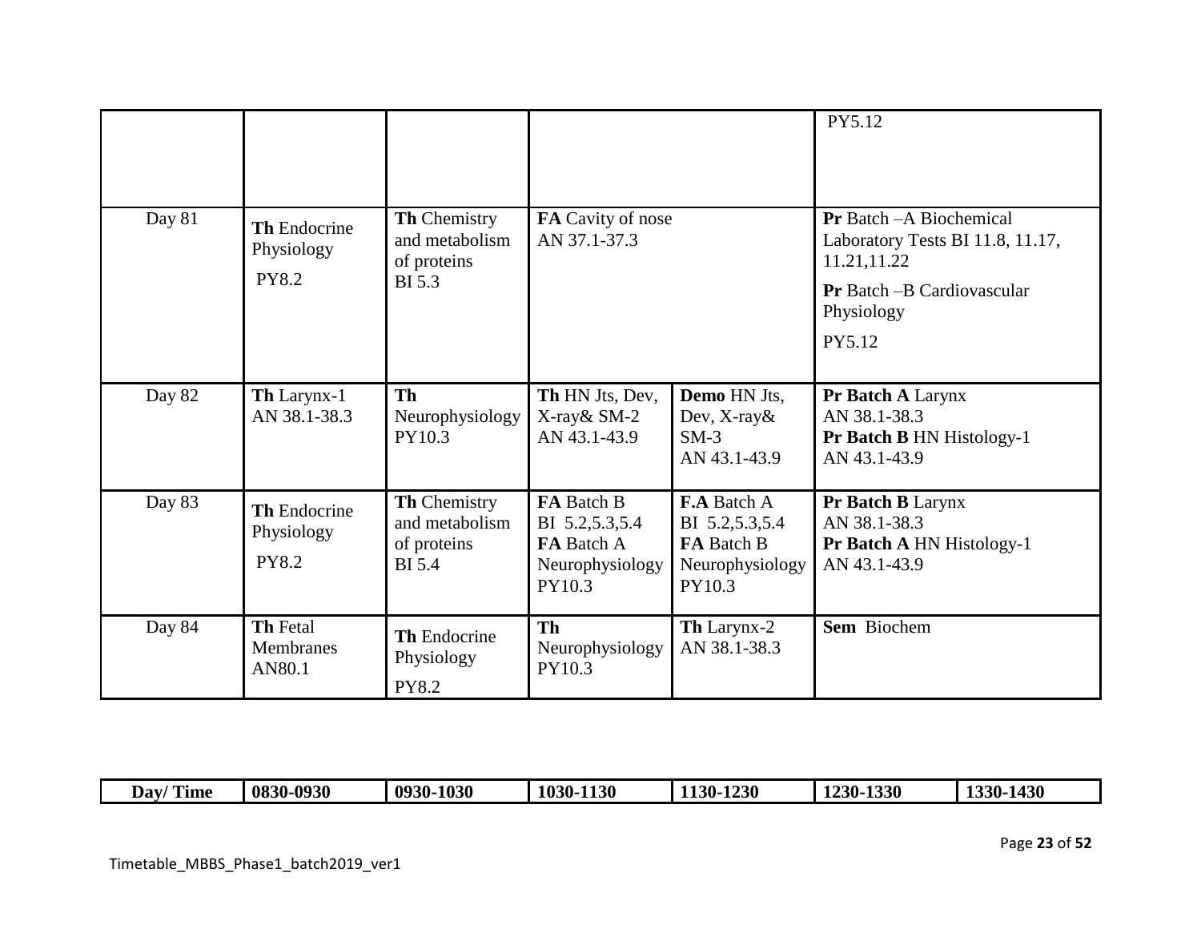|  |  |  |  |  | PY5.12 |
|---|---|---|---|---|---|
| Day 81 | **Th** Endocrine Physiology PY8.2 | **Th** Chemistry and metabolism of proteins BI 5.3 | **FA** Cavity of nose AN 37.1-37.3 |  | **Pr** Batch –A Biochemical Laboratory Tests BI 11.8, 11.17, 11.21,11.22 **Pr** Batch –B Cardiovascular Physiology PY5.12 |
| Day 82 | **Th** Larynx-1 AN 38.1-38.3 | **Th** Neurophysiology PY10.3 | **Th** HN Jts, Dev, X-ray& SM-2 AN 43.1-43.9 | **Demo** HN Jts, Dev, X-ray& SM-3 AN 43.1-43.9 | **Pr Batch A** Larynx AN 38.1-38.3 **Pr Batch B** HN Histology-1 AN 43.1-43.9 |
| Day 83 | **Th** Endocrine Physiology PY8.2 | **Th** Chemistry and metabolism of proteins BI 5.4 | **FA** Batch B BI 5.2,5.3,5.4 **FA** Batch A Neurophysiology PY10.3 | **F.A** Batch A BI 5.2,5.3,5.4 **FA** Batch B Neurophysiology PY10.3 | **Pr Batch B** Larynx AN 38.1-38.3 **Pr Batch A** HN Histology-1 AN 43.1-43.9 |
| Day 84 | **Th** Fetal Membranes AN80.1 | **Th** Endocrine Physiology PY8.2 | **Th** Neurophysiology PY10.3 | **Th** Larynx-2 AN 38.1-38.3 | **Sem** Biochem |

| Day/ Time | 0830-0930 | 0930-1030 | 1030-1130 | 1130-1230 | 1230-1330 | 1330-1430 |
|---|---|---|---|---|---|---|

Timetable_MBBS_Phase1_batch2019_ver1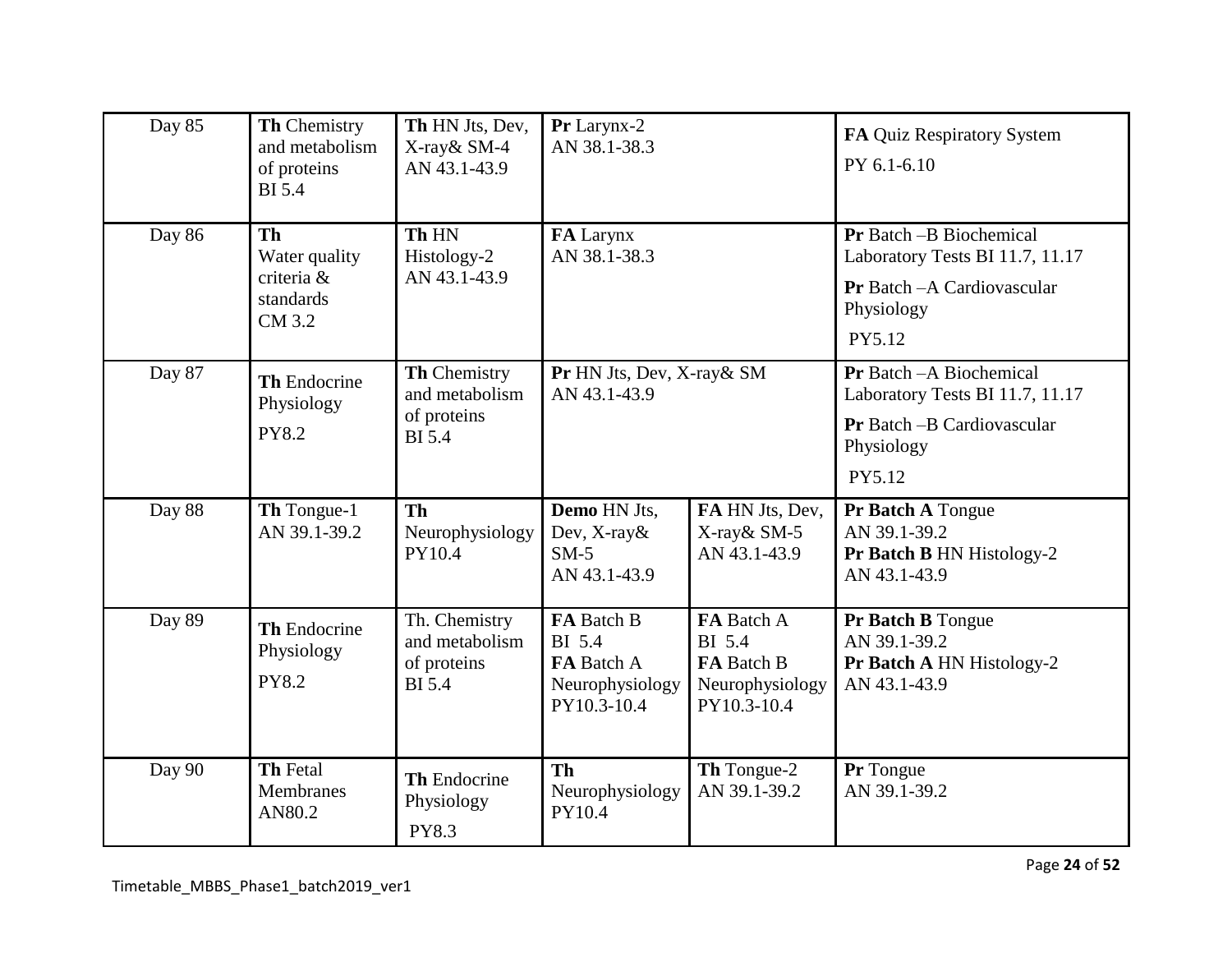| | | | | | |
|---|---|---|---|---|---|
| Day 85 | **Th** Chemistry and metabolism of proteins BI 5.4 | **Th** HN Jts, Dev, X-ray& SM-4 AN 43.1-43.9 | **Pr** Larynx-2 AN 38.1-38.3 | | **FA** Quiz Respiratory System PY 6.1-6.10 |
| Day 86 | **Th** Water quality criteria & standards CM 3.2 | **Th** HN Histology-2 AN 43.1-43.9 | **FA** Larynx AN 38.1-38.3 | | **Pr** Batch –B Biochemical Laboratory Tests BI 11.7, 11.17 **Pr** Batch –A Cardiovascular Physiology PY5.12 |
| Day 87 | **Th** Endocrine Physiology PY8.2 | **Th** Chemistry and metabolism of proteins BI 5.4 | **Pr** HN Jts, Dev, X-ray& SM AN 43.1-43.9 | | **Pr** Batch –A Biochemical Laboratory Tests BI 11.7, 11.17 **Pr** Batch –B Cardiovascular Physiology PY5.12 |
| Day 88 | **Th** Tongue-1 AN 39.1-39.2 | **Th** Neurophysiology PY10.4 | **Demo** HN Jts, Dev, X-ray& SM-5 AN 43.1-43.9 | **FA** HN Jts, Dev, X-ray& SM-5 AN 43.1-43.9 | **Pr Batch A** Tongue AN 39.1-39.2 **Pr Batch B** HN Histology-2 AN 43.1-43.9 |
| Day 89 | **Th** Endocrine Physiology PY8.2 | Th. Chemistry and metabolism of proteins BI 5.4 | **FA** Batch B BI 5.4 **FA** Batch A Neurophysiology PY10.3-10.4 | **FA** Batch A BI 5.4 **FA** Batch B Neurophysiology PY10.3-10.4 | **Pr Batch B** Tongue AN 39.1-39.2 **Pr Batch A** HN Histology-2 AN 43.1-43.9 |
| Day 90 | **Th** Fetal Membranes AN80.2 | **Th** Endocrine Physiology PY8.3 | **Th** Neurophysiology PY10.4 | **Th** Tongue-2 AN 39.1-39.2 | **Pr** Tongue AN 39.1-39.2 |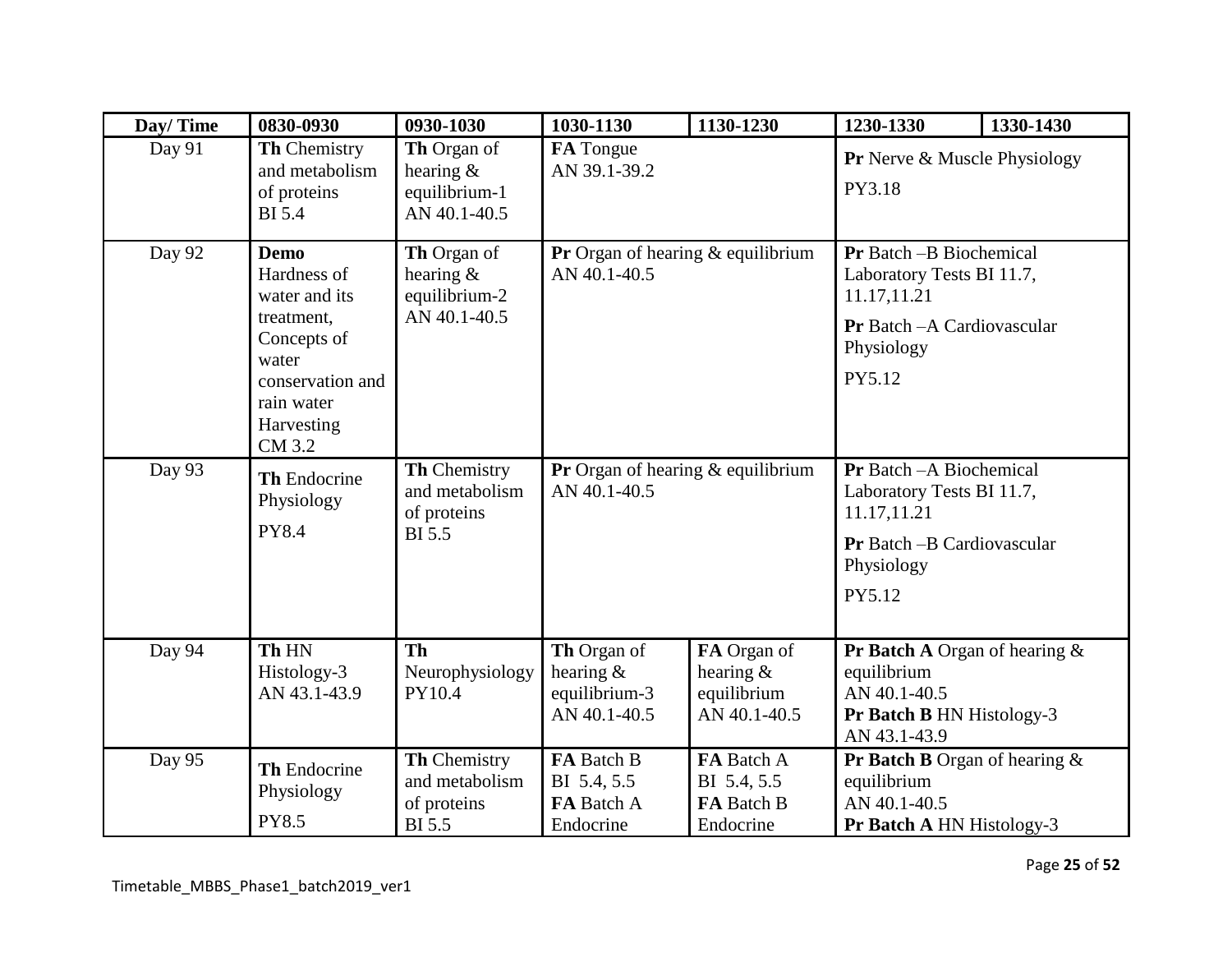| Day/ Time | 0830-0930 | 0930-1030 | 1030-1130 | 1130-1230 | 1230-1330 | 1330-1430 |
|---|---|---|---|---|---|---|
| Day 91 | **Th** Chemistry and metabolism of proteins BI 5.4 | **Th** Organ of hearing & equilibrium-1 AN 40.1-40.5 | **FA** Tongue AN 39.1-39.2 | | **Pr** Nerve & Muscle Physiology PY3.18 | |
| Day 92 | **Demo** Hardness of water and its treatment, Concepts of water conservation and rain water Harvesting CM 3.2 | **Th** Organ of hearing & equilibrium-2 AN 40.1-40.5 | **Pr** Organ of hearing & equilibrium AN 40.1-40.5 | | **Pr** Batch –B Biochemical Laboratory Tests BI 11.7, 11.17,11.21 **Pr** Batch –A Cardiovascular Physiology PY5.12 | |
| Day 93 | **Th** Endocrine Physiology PY8.4 | **Th** Chemistry and metabolism of proteins BI 5.5 | **Pr** Organ of hearing & equilibrium AN 40.1-40.5 | | **Pr** Batch –A Biochemical Laboratory Tests BI 11.7, 11.17,11.21 **Pr** Batch –B Cardiovascular Physiology PY5.12 | |
| Day 94 | **Th** HN Histology-3 AN 43.1-43.9 | **Th** Neurophysiology PY10.4 | **Th** Organ of hearing & equilibrium-3 AN 40.1-40.5 | **FA** Organ of hearing & equilibrium AN 40.1-40.5 | **Pr Batch A** Organ of hearing & equilibrium AN 40.1-40.5 **Pr Batch B** HN Histology-3 AN 43.1-43.9 | |
| Day 95 | **Th** Endocrine Physiology PY8.5 | **Th** Chemistry and metabolism of proteins BI 5.5 | **FA** Batch B BI 5.4, 5.5 **FA** Batch A Endocrine | **FA** Batch A BI 5.4, 5.5 **FA** Batch B Endocrine | **Pr Batch B** Organ of hearing & equilibrium AN 40.1-40.5 **Pr Batch A** HN Histology-3 | |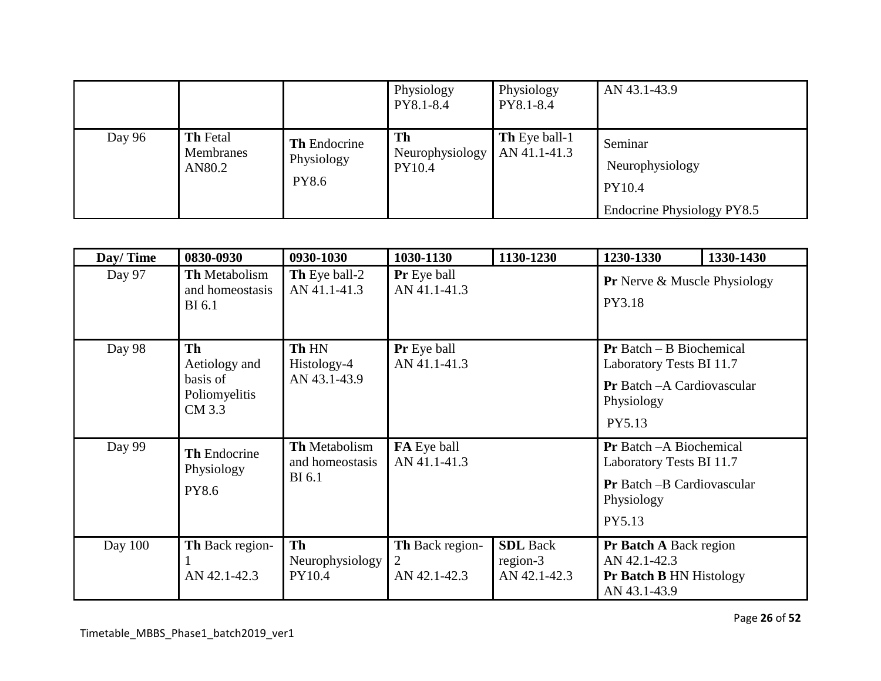| | | | Physiology PY8.1-8.4 | Physiology PY8.1-8.4 | AN 43.1-43.9 | |
|---|---|---|---|---|---|---|
| Day 96 | **Th** Fetal Membranes AN80.2 | **Th** Endocrine Physiology PY8.6 | **Th** Neurophysiology PY10.4 | **Th** Eye ball-1 AN 41.1-41.3 | Seminar Neurophysiology PY10.4 Endocrine Physiology PY8.5 | |

| Day/ Time | 0830-0930 | 0930-1030 | 1030-1130 | 1130-1230 | 1230-1330 | 1330-1430 |
|---|---|---|---|---|---|---|
| Day 97 | **Th** Metabolism and homeostasis BI 6.1 | **Th** Eye ball-2 AN 41.1-41.3 | **Pr** Eye ball AN 41.1-41.3 | | **Pr** Nerve & Muscle Physiology PY3.18 | |
| Day 98 | **Th** Aetiology and basis of Poliomyelitis CM 3.3 | **Th** HN Histology-4 AN 43.1-43.9 | **Pr** Eye ball AN 41.1-41.3 | | **Pr** Batch – B Biochemical Laboratory Tests BI 11.7 **Pr** Batch –A Cardiovascular Physiology PY5.13 | |
| Day 99 | **Th** Endocrine Physiology PY8.6 | **Th** Metabolism and homeostasis BI 6.1 | **FA** Eye ball AN 41.1-41.3 | | **Pr** Batch –A Biochemical Laboratory Tests BI 11.7 **Pr** Batch –B Cardiovascular Physiology PY5.13 | |
| Day 100 | **Th** Back region-1 AN 42.1-42.3 | **Th** Neurophysiology PY10.4 | **Th** Back region-2 AN 42.1-42.3 | **SDL** Back region-3 AN 42.1-42.3 | **Pr Batch A** Back region AN 42.1-42.3 **Pr Batch B** HN Histology AN 43.1-43.9 | |

Timetable_MBBS_Phase1_batch2019_ver1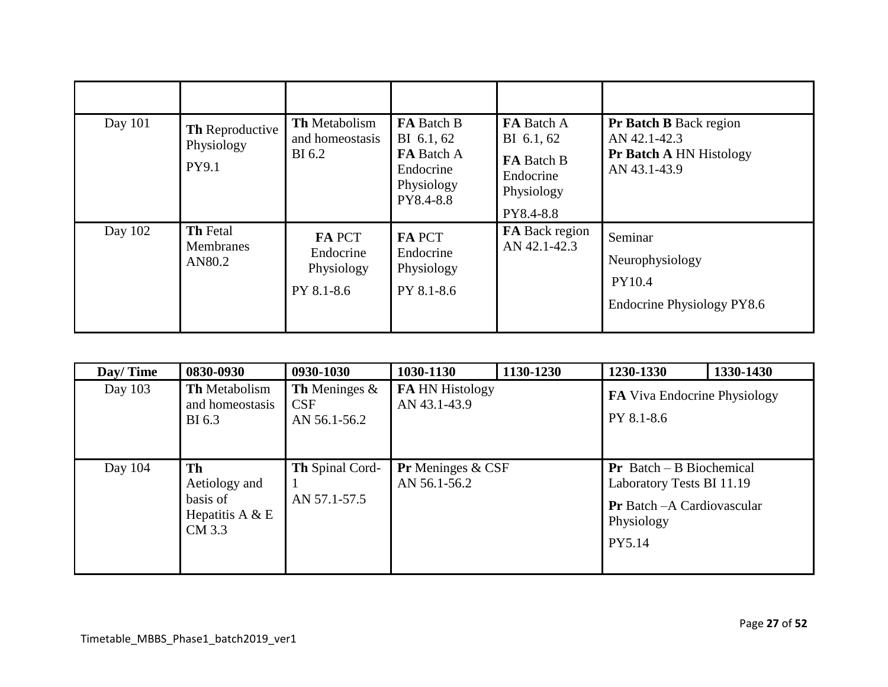| | | | | | | |
|---|---|---|---|---|---|---|
| Day 101 | **Th** Reproductive Physiology PY9.1 | **Th** Metabolism and homeostasis BI 6.2 | **FA** Batch B BI 6.1, 62 **FA** Batch A Endocrine Physiology PY8.4-8.8 | **FA** Batch A BI 6.1, 62 **FA** Batch B Endocrine Physiology PY8.4-8.8 | **Pr Batch B** Back region AN 42.1-42.3 **Pr Batch A** HN Histology AN 43.1-43.9 | |
| Day 102 | **Th** Fetal Membranes AN80.2 | **FA** PCT Endocrine Physiology PY 8.1-8.6 | **FA** PCT Endocrine Physiology PY 8.1-8.6 | **FA** Back region AN 42.1-42.3 | Seminar Neurophysiology PY10.4 Endocrine Physiology PY8.6 | |

| Day/ Time | 0830-0930 | 0930-1030 | 1030-1130 | 1130-1230 | 1230-1330 | 1330-1430 |
|---|---|---|---|---|---|---|
| Day 103 | **Th** Metabolism and homeostasis BI 6.3 | **Th** Meninges & CSF AN 56.1-56.2 | **FA** HN Histology AN 43.1-43.9 | | **FA** Viva Endocrine Physiology PY 8.1-8.6 | |
| Day 104 | **Th** Aetiology and basis of Hepatitis A & E CM 3.3 | **Th** Spinal Cord-1 AN 57.1-57.5 | **Pr** Meninges & CSF AN 56.1-56.2 | | **Pr** Batch – B Biochemical Laboratory Tests BI 11.19 **Pr** Batch –A Cardiovascular Physiology PY5.14 | |

Timetable_MBBS_Phase1_batch2019_ver1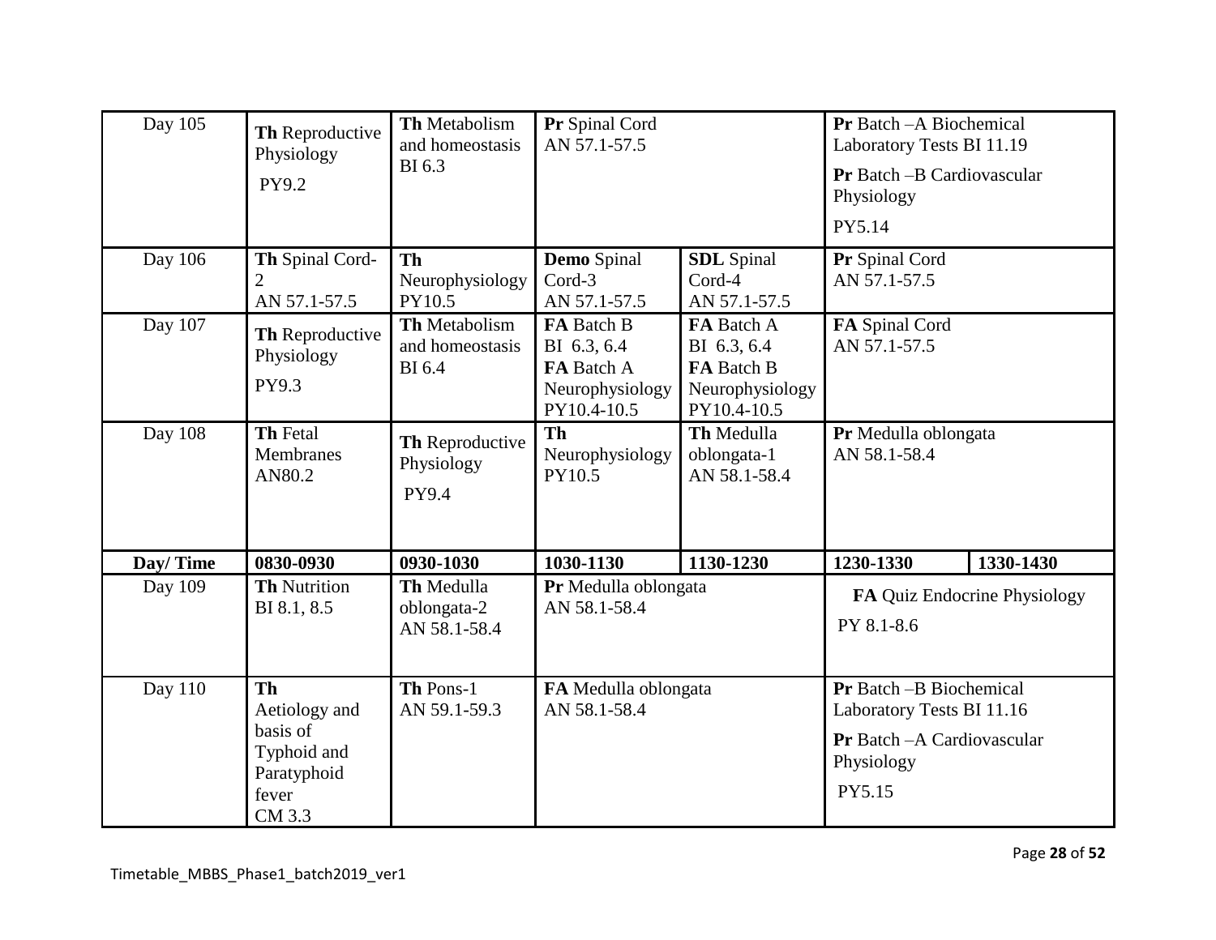| Day 105 | **Th** Reproductive Physiology PY9.2 | **Th** Metabolism and homeostasis BI 6.3 | **Pr** Spinal Cord AN 57.1-57.5 | | **Pr** Batch –A Biochemical Laboratory Tests BI 11.19 **Pr** Batch –B Cardiovascular Physiology PY5.14 | |
|---|---|---|---|---|---|---|
| Day 106 | **Th** Spinal Cord-2 AN 57.1-57.5 | **Th** Neurophysiology PY10.5 | **Demo** Spinal Cord-3 AN 57.1-57.5 | **SDL** Spinal Cord-4 AN 57.1-57.5 | **Pr** Spinal Cord AN 57.1-57.5 | |
| Day 107 | **Th** Reproductive Physiology PY9.3 | **Th** Metabolism and homeostasis BI 6.4 | **FA** Batch B BI 6.3, 6.4 **FA** Batch A Neurophysiology PY10.4-10.5 | **FA** Batch A BI 6.3, 6.4 **FA** Batch B Neurophysiology PY10.4-10.5 | **FA** Spinal Cord AN 57.1-57.5 | |
| Day 108 | **Th** Fetal Membranes AN80.2 | **Th** Reproductive Physiology PY9.4 | **Th** Neurophysiology PY10.5 | **Th** Medulla oblongata-1 AN 58.1-58.4 | **Pr** Medulla oblongata AN 58.1-58.4 | |
| **Day/ Time** | **0830-0930** | **0930-1030** | **1030-1130** | **1130-1230** | **1230-1330** | **1330-1430** |
| Day 109 | **Th** Nutrition BI 8.1, 8.5 | **Th** Medulla oblongata-2 AN 58.1-58.4 | **Pr** Medulla oblongata AN 58.1-58.4 | | **FA** Quiz Endocrine Physiology PY 8.1-8.6 | |
| Day 110 | **Th** Aetiology and basis of Typhoid and Paratyphoid fever CM 3.3 | **Th** Pons-1 AN 59.1-59.3 | **FA** Medulla oblongata AN 58.1-58.4 | | **Pr** Batch –B Biochemical Laboratory Tests BI 11.16 **Pr** Batch –A Cardiovascular Physiology PY5.15 | |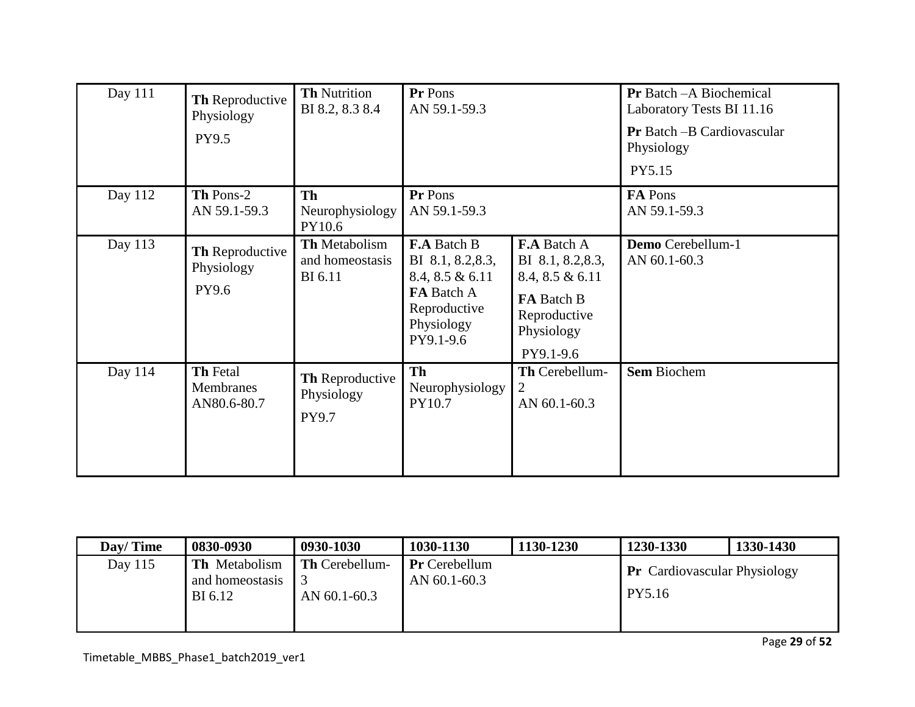| Day 111 | **Th** Reproductive Physiology PY9.5 | **Th** Nutrition BI 8.2, 8.3 8.4 | **Pr** Pons AN 59.1-59.3 | | **Pr** Batch –A Biochemical Laboratory Tests BI 11.16 **Pr** Batch –B Cardiovascular Physiology PY5.15 | |
|---|---|---|---|---|---|---|
| Day 112 | **Th** Pons-2 AN 59.1-59.3 | **Th** Neurophysiology PY10.6 | **Pr** Pons AN 59.1-59.3 | | **FA** Pons AN 59.1-59.3 | |
| Day 113 | **Th** Reproductive Physiology PY9.6 | **Th** Metabolism and homeostasis BI 6.11 | **F.A** Batch B BI 8.1, 8.2,8.3, 8.4, 8.5 & 6.11 **FA** Batch A Reproductive Physiology PY9.1-9.6 | **F.A** Batch A BI 8.1, 8.2,8.3, 8.4, 8.5 & 6.11 **FA** Batch B Reproductive Physiology PY9.1-9.6 | **Demo** Cerebellum-1 AN 60.1-60.3 | |
| Day 114 | **Th** Fetal Membranes AN80.6-80.7 | **Th** Reproductive Physiology PY9.7 | **Th** Neurophysiology PY10.7 | **Th** Cerebellum-2 AN 60.1-60.3 | **Sem** Biochem | |

| Day/ Time | 0830-0930 | 0930-1030 | 1030-1130 | 1130-1230 | 1230-1330 | 1330-1430 |
|---|---|---|---|---|---|---|
| Day 115 | **Th** Metabolism and homeostasis BI 6.12 | **Th** Cerebellum-3 AN 60.1-60.3 | **Pr** Cerebellum AN 60.1-60.3 | | **Pr** Cardiovascular Physiology PY5.16 | |

Timetable_MBBS_Phase1_batch2019_ver1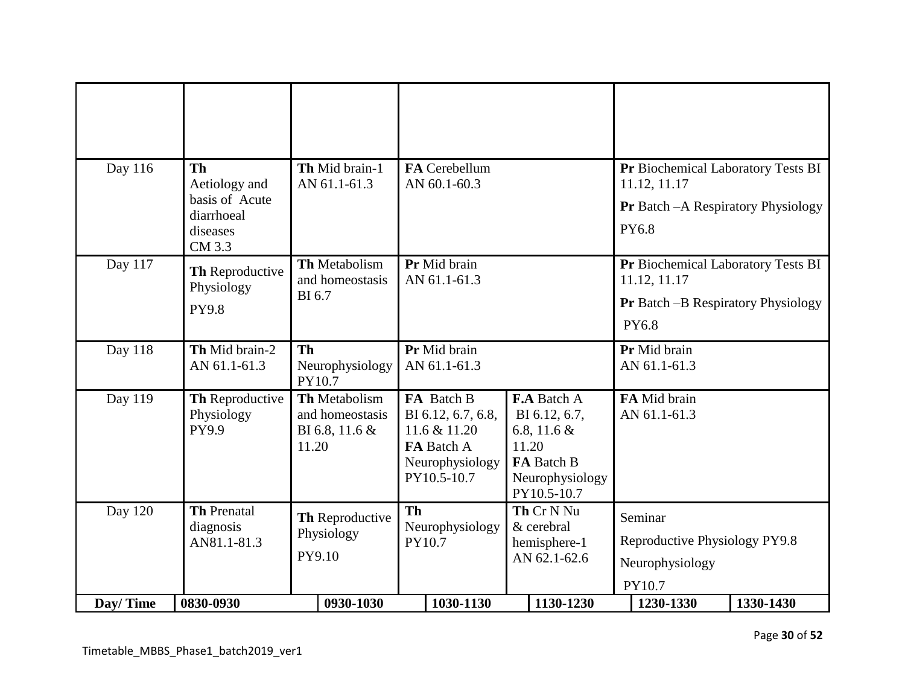| | | | | | |
|---|---|---|---|---|---|
| | | | | | |
| Day 116 | **Th** Aetiology and basis of Acute diarrhoeal diseases CM 3.3 | **Th** Mid brain-1 AN 61.1-61.3 | **FA** Cerebellum AN 60.1-60.3 | | **Pr** Biochemical Laboratory Tests BI 11.12, 11.17<br>**Pr** Batch –A Respiratory Physiology PY6.8 |
| Day 117 | **Th** Reproductive Physiology PY9.8 | **Th** Metabolism and homeostasis BI 6.7 | **Pr** Mid brain AN 61.1-61.3 | | **Pr** Biochemical Laboratory Tests BI 11.12, 11.17<br>**Pr** Batch –B Respiratory Physiology PY6.8 |
| Day 118 | **Th** Mid brain-2 AN 61.1-61.3 | **Th** Neurophysiology PY10.7 | **Pr** Mid brain AN 61.1-61.3 | | **Pr** Mid brain AN 61.1-61.3 |
| Day 119 | **Th** Reproductive Physiology PY9.9 | **Th** Metabolism and homeostasis BI 6.8, 11.6 & 11.20 | **FA** Batch B BI 6.12, 6.7, 6.8, 11.6 & 11.20<br>**FA** Batch A Neurophysiology PY10.5-10.7 | **F.A** Batch A BI 6.12, 6.7, 6.8, 11.6 & 11.20<br>**FA** Batch B Neurophysiology PY10.5-10.7 | **FA** Mid brain AN 61.1-61.3 |
| Day 120 | **Th** Prenatal diagnosis AN81.1-81.3 | **Th** Reproductive Physiology PY9.10 | **Th** Neurophysiology PY10.7 | **Th** Cr N Nu & cerebral hemisphere-1 AN 62.1-62.6 | Seminar<br>Reproductive Physiology PY9.8<br>Neurophysiology PY10.7 |
| **Day/ Time** | **0830-0930** | **0930-1030** | **1030-1130** | **1130-1230** | **1230-1330** / **1330-1430** |

Timetable_MBBS_Phase1_batch2019_ver1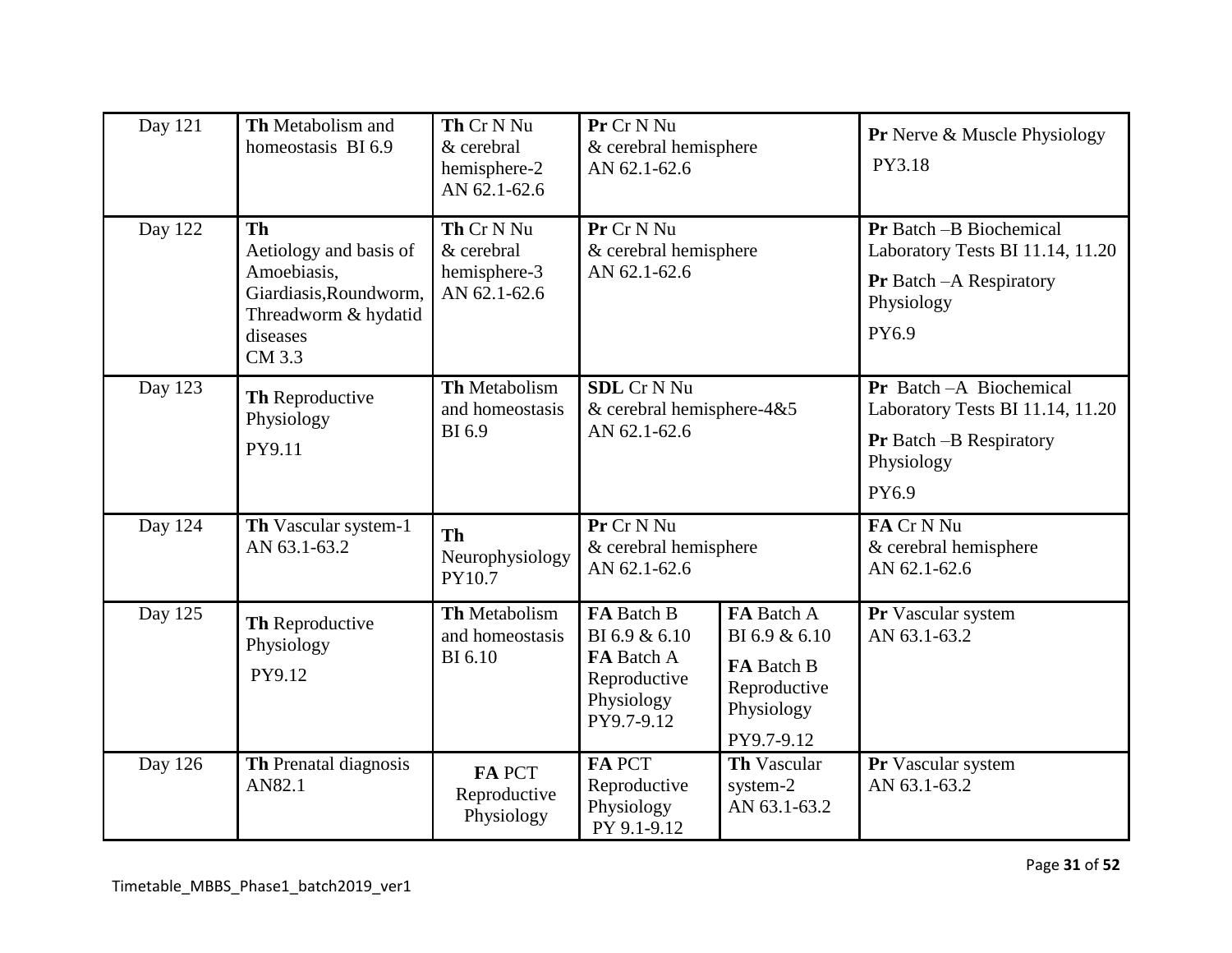| Day 121 | **Th** Metabolism and homeostasis BI 6.9 | **Th** Cr N Nu & cerebral hemisphere-2 AN 62.1-62.6 | **Pr** Cr N Nu & cerebral hemisphere AN 62.1-62.6 | | **Pr** Nerve & Muscle Physiology PY3.18 |
|---|---|---|---|---|---|
| Day 122 | **Th** Aetiology and basis of Amoebiasis, Giardiasis,Roundworm, Threadworm & hydatid diseases CM 3.3 | **Th** Cr N Nu & cerebral hemisphere-3 AN 62.1-62.6 | **Pr** Cr N Nu & cerebral hemisphere AN 62.1-62.6 | | **Pr** Batch –B Biochemical Laboratory Tests BI 11.14, 11.20 **Pr** Batch –A Respiratory Physiology PY6.9 |
| Day 123 | **Th** Reproductive Physiology PY9.11 | **Th** Metabolism and homeostasis BI 6.9 | **SDL** Cr N Nu & cerebral hemisphere-4&5 AN 62.1-62.6 | | **Pr** Batch –A Biochemical Laboratory Tests BI 11.14, 11.20 **Pr** Batch –B Respiratory Physiology PY6.9 |
| Day 124 | **Th** Vascular system-1 AN 63.1-63.2 | **Th** Neurophysiology PY10.7 | **Pr** Cr N Nu & cerebral hemisphere AN 62.1-62.6 | | **FA** Cr N Nu & cerebral hemisphere AN 62.1-62.6 |
| Day 125 | **Th** Reproductive Physiology PY9.12 | **Th** Metabolism and homeostasis BI 6.10 | **FA** Batch B BI 6.9 & 6.10 **FA** Batch A Reproductive Physiology PY9.7-9.12 | **FA** Batch A BI 6.9 & 6.10 **FA** Batch B Reproductive Physiology PY9.7-9.12 | **Pr** Vascular system AN 63.1-63.2 |
| Day 126 | **Th** Prenatal diagnosis AN82.1 | **FA** PCT Reproductive Physiology | **FA** PCT Reproductive Physiology PY 9.1-9.12 | **Th** Vascular system-2 AN 63.1-63.2 | **Pr** Vascular system AN 63.1-63.2 |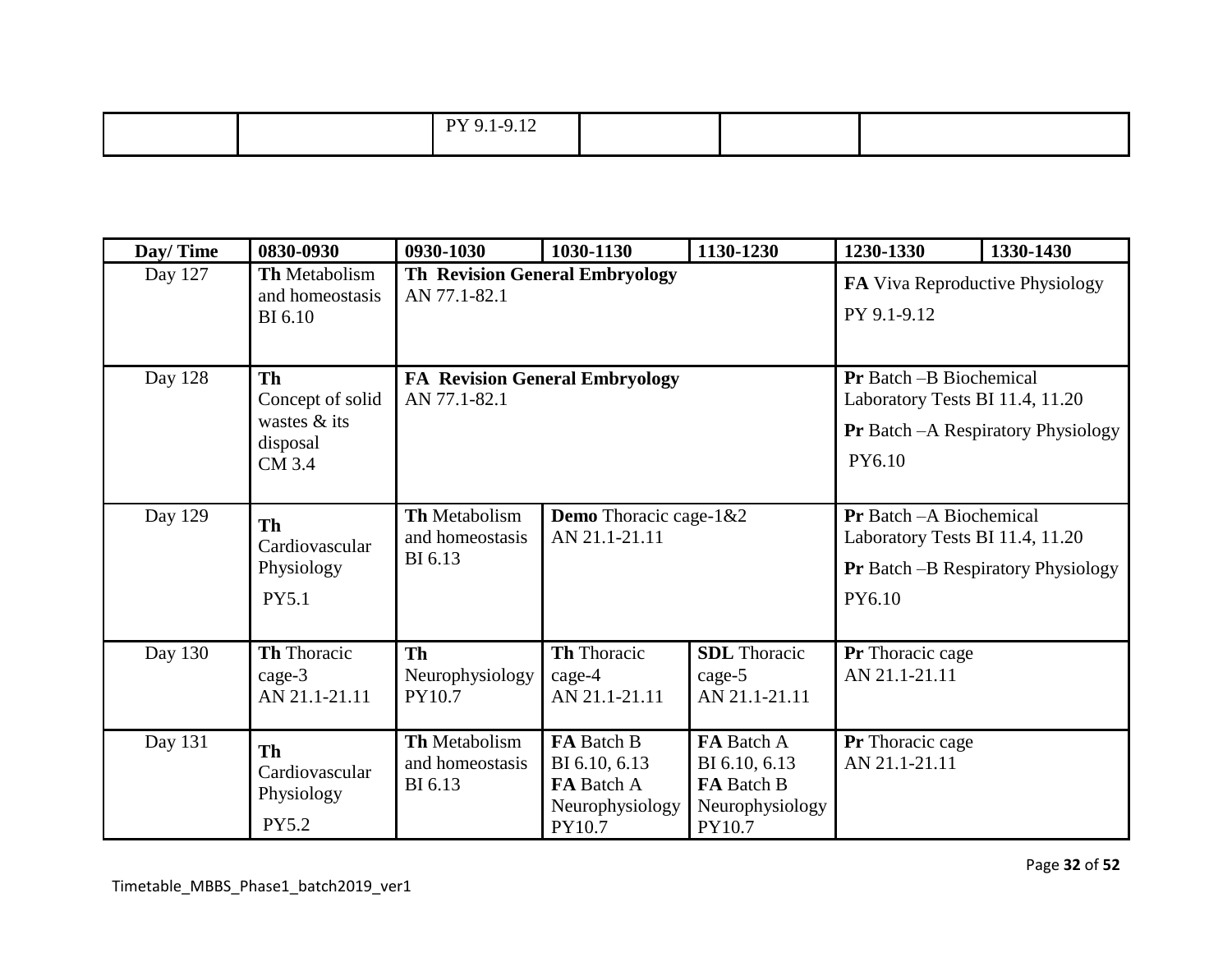| | | PY 9.1-9.12 | | | |
|---|---|---|---|---|---|

| Day/ Time | 0830-0930 | 0930-1030 | 1030-1130 | 1130-1230 | 1230-1330 | 1330-1430 |
|---|---|---|---|---|---|---|
| Day 127 | **Th** Metabolism and homeostasis BI 6.10 | **Th Revision General Embryology** AN 77.1-82.1 | | | **FA** Viva Reproductive Physiology PY 9.1-9.12 | |
| Day 128 | **Th** Concept of solid wastes & its disposal CM 3.4 | **FA Revision General Embryology** AN 77.1-82.1 | | | **Pr** Batch –B Biochemical Laboratory Tests BI 11.4, 11.20 **Pr** Batch –A Respiratory Physiology PY6.10 | |
| Day 129 | **Th** Cardiovascular Physiology PY5.1 | **Th** Metabolism and homeostasis BI 6.13 | **Demo** Thoracic cage-1&2 AN 21.1-21.11 | | **Pr** Batch –A Biochemical Laboratory Tests BI 11.4, 11.20 **Pr** Batch –B Respiratory Physiology PY6.10 | |
| Day 130 | **Th** Thoracic cage-3 AN 21.1-21.11 | **Th** Neurophysiology PY10.7 | **Th** Thoracic cage-4 AN 21.1-21.11 | **SDL** Thoracic cage-5 AN 21.1-21.11 | **Pr** Thoracic cage AN 21.1-21.11 | |
| Day 131 | **Th** Cardiovascular Physiology PY5.2 | **Th** Metabolism and homeostasis BI 6.13 | **FA** Batch B BI 6.10, 6.13 **FA** Batch A Neurophysiology PY10.7 | **FA** Batch A BI 6.10, 6.13 **FA** Batch B Neurophysiology PY10.7 | **Pr** Thoracic cage AN 21.1-21.11 | |

Timetable_MBBS_Phase1_batch2019_ver1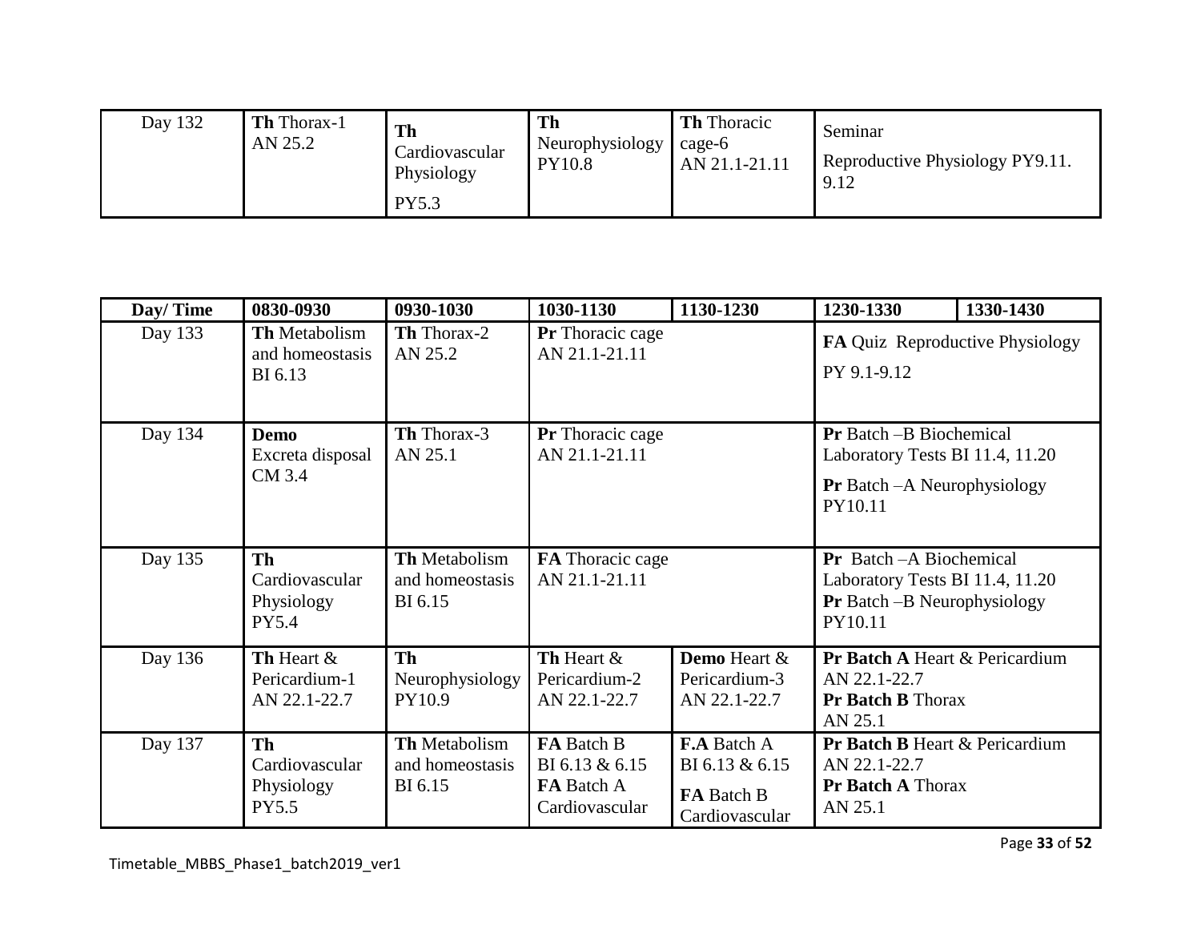| Day 132 | **Th** Thorax-1 AN 25.2 | **Th** Cardiovascular Physiology PY5.3 | **Th** Neurophysiology PY10.8 | **Th** Thoracic cage-6 AN 21.1-21.11 | Seminar Reproductive Physiology PY9.11. 9.12 | |
|---|---|---|---|---|---|---|

| Day/ Time | 0830-0930 | 0930-1030 | 1030-1130 | 1130-1230 | 1230-1330 | 1330-1430 |
|---|---|---|---|---|---|---|
| Day 133 | **Th** Metabolism and homeostasis BI 6.13 | **Th** Thorax-2 AN 25.2 | **Pr** Thoracic cage AN 21.1-21.11 | | **FA** Quiz Reproductive Physiology PY 9.1-9.12 | |
| Day 134 | **Demo** Excreta disposal CM 3.4 | **Th** Thorax-3 AN 25.1 | **Pr** Thoracic cage AN 21.1-21.11 | | **Pr** Batch –B Biochemical Laboratory Tests BI 11.4, 11.20 **Pr** Batch –A Neurophysiology PY10.11 | |
| Day 135 | **Th** Cardiovascular Physiology PY5.4 | **Th** Metabolism and homeostasis BI 6.15 | **FA** Thoracic cage AN 21.1-21.11 | | **Pr** Batch –A Biochemical Laboratory Tests BI 11.4, 11.20 **Pr** Batch –B Neurophysiology PY10.11 | |
| Day 136 | **Th** Heart & Pericardium-1 AN 22.1-22.7 | **Th** Neurophysiology PY10.9 | **Th** Heart & Pericardium-2 AN 22.1-22.7 | **Demo** Heart & Pericardium-3 AN 22.1-22.7 | **Pr Batch A** Heart & Pericardium AN 22.1-22.7 **Pr Batch B** Thorax AN 25.1 | |
| Day 137 | **Th** Cardiovascular Physiology PY5.5 | **Th** Metabolism and homeostasis BI 6.15 | **FA** Batch B BI 6.13 & 6.15 **FA** Batch A Cardiovascular | **F.A** Batch A BI 6.13 & 6.15 **FA** Batch B Cardiovascular | **Pr Batch B** Heart & Pericardium AN 22.1-22.7 **Pr Batch A** Thorax AN 25.1 | |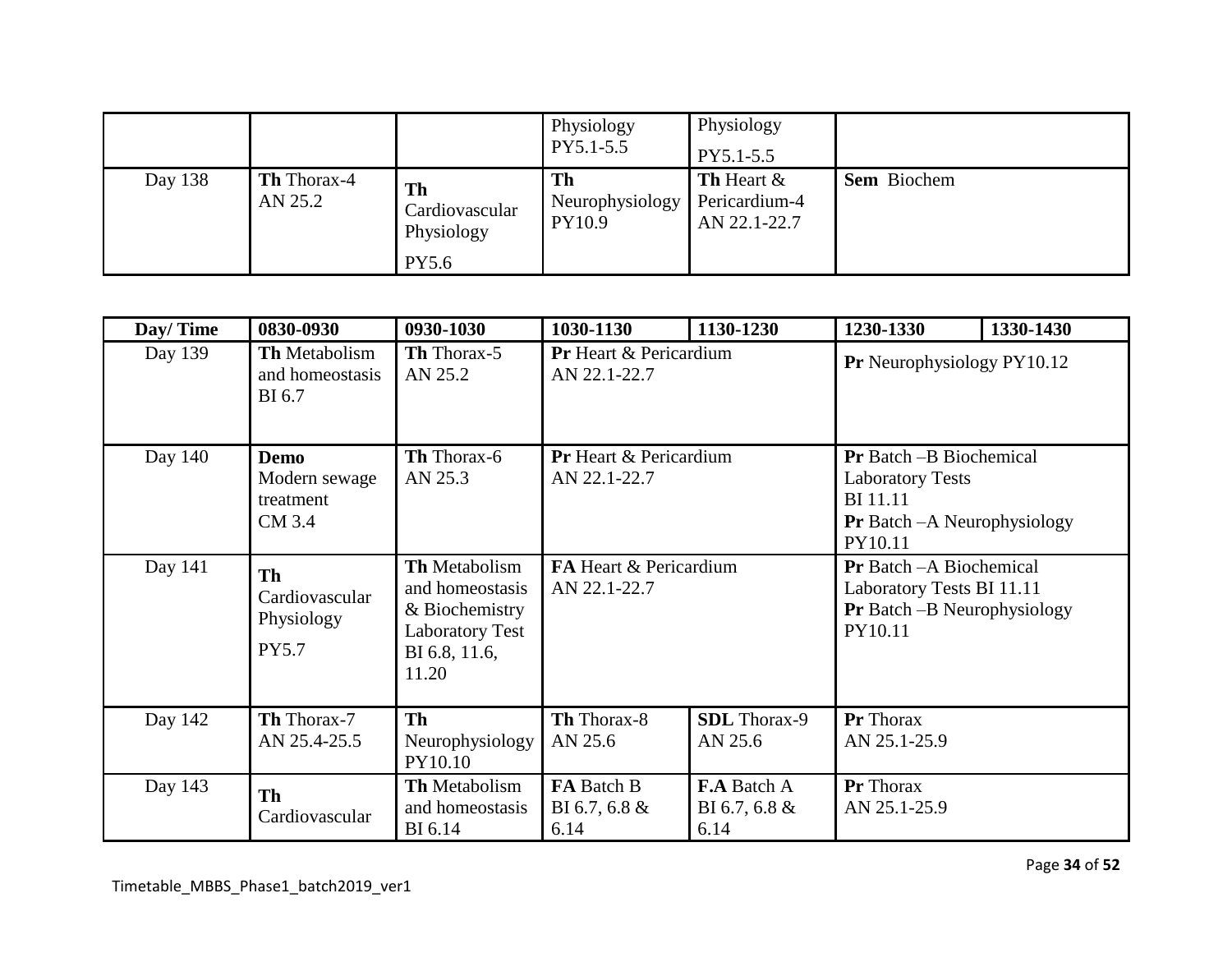| | | | Physiology PY5.1-5.5 | Physiology PY5.1-5.5 | | |
|---|---|---|---|---|---|---|
| Day 138 | **Th** Thorax-4 AN 25.2 | **Th** Cardiovascular Physiology PY5.6 | **Th** Neurophysiology PY10.9 | **Th** Heart & Pericardium-4 AN 22.1-22.7 | **Sem** Biochem | |

| Day/ Time | 0830-0930 | 0930-1030 | 1030-1130 | 1130-1230 | 1230-1330 | 1330-1430 |
|---|---|---|---|---|---|---|
| Day 139 | **Th** Metabolism and homeostasis BI 6.7 | **Th** Thorax-5 AN 25.2 | **Pr** Heart & Pericardium AN 22.1-22.7 | | **Pr** Neurophysiology PY10.12 | |
| Day 140 | **Demo** Modern sewage treatment CM 3.4 | **Th** Thorax-6 AN 25.3 | **Pr** Heart & Pericardium AN 22.1-22.7 | | **Pr** Batch –B Biochemical Laboratory Tests BI 11.11 **Pr** Batch –A Neurophysiology PY10.11 | |
| Day 141 | **Th** Cardiovascular Physiology PY5.7 | **Th** Metabolism and homeostasis & Biochemistry Laboratory Test BI 6.8, 11.6, 11.20 | **FA** Heart & Pericardium AN 22.1-22.7 | | **Pr** Batch –A Biochemical Laboratory Tests BI 11.11 **Pr** Batch –B Neurophysiology PY10.11 | |
| Day 142 | **Th** Thorax-7 AN 25.4-25.5 | **Th** Neurophysiology PY10.10 | **Th** Thorax-8 AN 25.6 | **SDL** Thorax-9 AN 25.6 | **Pr** Thorax AN 25.1-25.9 | |
| Day 143 | **Th** Cardiovascular | **Th** Metabolism and homeostasis BI 6.14 | **FA** Batch B BI 6.7, 6.8 & 6.14 | **F.A** Batch A BI 6.7, 6.8 & 6.14 | **Pr** Thorax AN 25.1-25.9 | |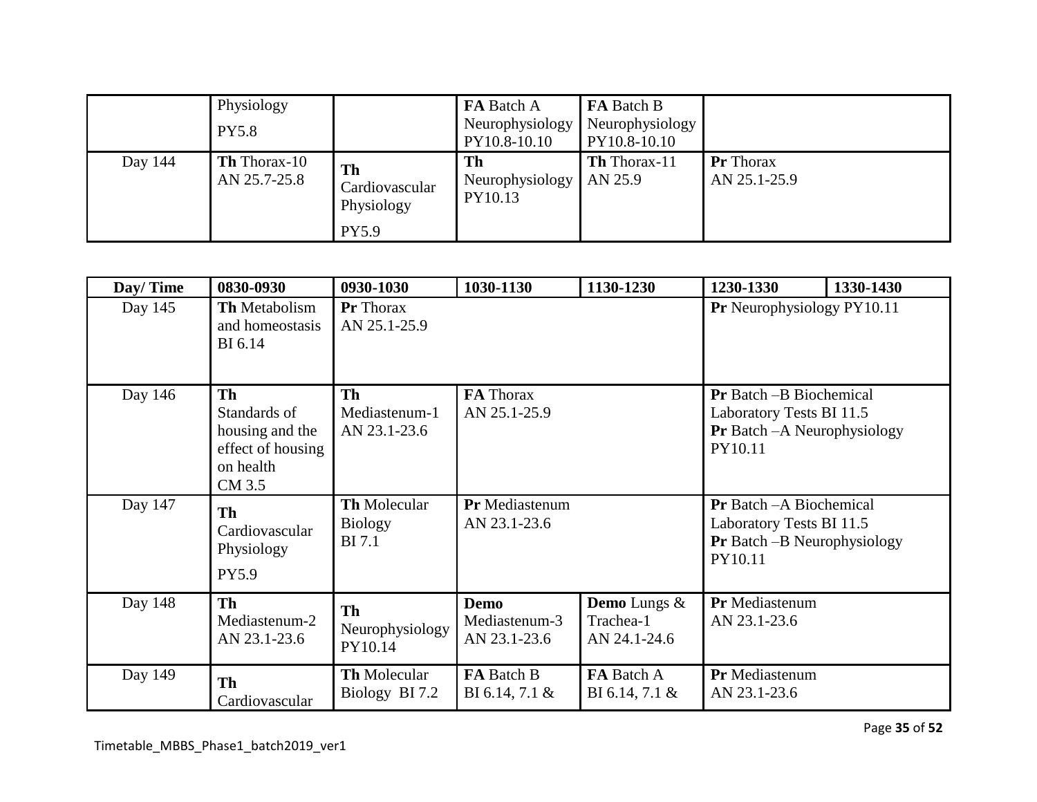|  | Physiology PY5.8 |  | **FA** Batch A Neurophysiology PY10.8-10.10 | **FA** Batch B Neurophysiology PY10.8-10.10 |  |  |
|---|---|---|---|---|---|---|
| Day 144 | **Th** Thorax-10 AN 25.7-25.8 | **Th** Cardiovascular Physiology PY5.9 | **Th** Neurophysiology PY10.13 | **Th** Thorax-11 AN 25.9 | **Pr** Thorax AN 25.1-25.9 |  |

| Day/ Time | 0830-0930 | 0930-1030 | 1030-1130 | 1130-1230 | 1230-1330 | 1330-1430 |
|---|---|---|---|---|---|---|
| Day 145 | **Th** Metabolism and homeostasis BI 6.14 | **Pr** Thorax AN 25.1-25.9 |  |  | **Pr** Neurophysiology PY10.11 |  |
| Day 146 | **Th** Standards of housing and the effect of housing on health CM 3.5 | **Th** Mediastenum-1 AN 23.1-23.6 | **FA** Thorax AN 25.1-25.9 |  | **Pr** Batch –B Biochemical Laboratory Tests BI 11.5 **Pr** Batch –A Neurophysiology PY10.11 |  |
| Day 147 | **Th** Cardiovascular Physiology PY5.9 | **Th** Molecular Biology BI 7.1 | **Pr** Mediastenum AN 23.1-23.6 |  | **Pr** Batch –A Biochemical Laboratory Tests BI 11.5 **Pr** Batch –B Neurophysiology PY10.11 |  |
| Day 148 | **Th** Mediastenum-2 AN 23.1-23.6 | **Th** Neurophysiology PY10.14 | **Demo** Mediastenum-3 AN 23.1-23.6 | **Demo** Lungs & Trachea-1 AN 24.1-24.6 | **Pr** Mediastenum AN 23.1-23.6 |  |
| Day 149 | **Th** Cardiovascular | **Th** Molecular Biology BI 7.2 | **FA** Batch B BI 6.14, 7.1 & | **FA** Batch A BI 6.14, 7.1 & | **Pr** Mediastenum AN 23.1-23.6 |  |

Timetable_MBBS_Phase1_batch2019_ver1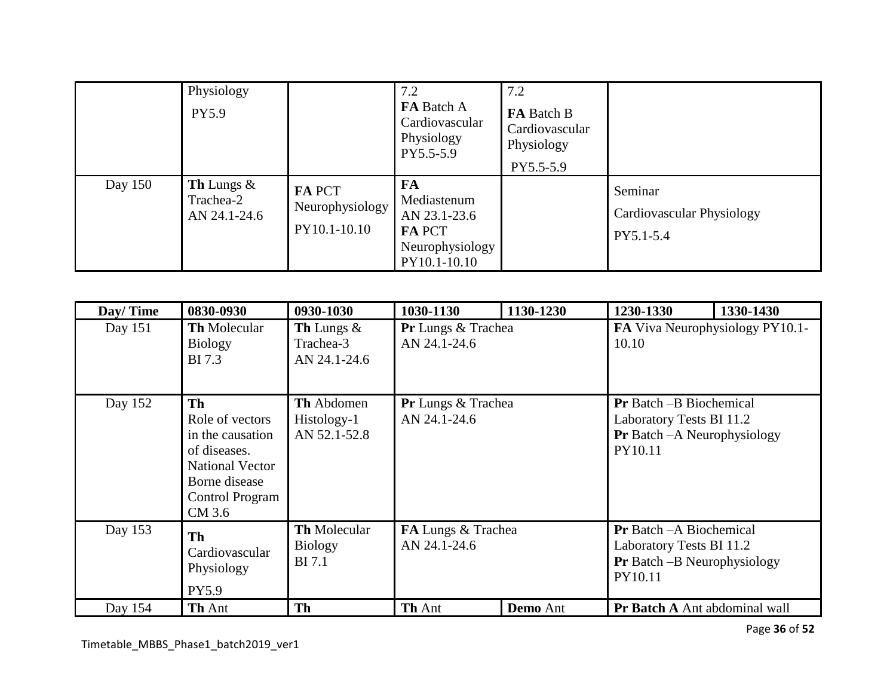|  | Physiology PY5.9 |  | 7.2 **FA** Batch A Cardiovascular Physiology PY5.5-5.9 | 7.2 **FA** Batch B Cardiovascular Physiology PY5.5-5.9 |  |  |
|---|---|---|---|---|---|---|
| Day 150 | **Th** Lungs & Trachea-2 AN 24.1-24.6 | **FA** PCT Neurophysiology PY10.1-10.10 | **FA** Mediastenum AN 23.1-23.6 **FA** PCT Neurophysiology PY10.1-10.10 |  | Seminar Cardiovascular Physiology PY5.1-5.4 |  |

| Day/ Time | 0830-0930 | 0930-1030 | 1030-1130 | 1130-1230 | 1230-1330 | 1330-1430 |
|---|---|---|---|---|---|---|
| Day 151 | **Th** Molecular Biology BI 7.3 | **Th** Lungs & Trachea-3 AN 24.1-24.6 | **Pr** Lungs & Trachea AN 24.1-24.6 |  | **FA** Viva Neurophysiology PY10.1-10.10 |  |
| Day 152 | **Th** Role of vectors in the causation of diseases. National Vector Borne disease Control Program CM 3.6 | **Th** Abdomen Histology-1 AN 52.1-52.8 | **Pr** Lungs & Trachea AN 24.1-24.6 |  | **Pr** Batch –B Biochemical Laboratory Tests BI 11.2 **Pr** Batch –A Neurophysiology PY10.11 |  |
| Day 153 | **Th** Cardiovascular Physiology PY5.9 | **Th** Molecular Biology BI 7.1 | **FA** Lungs & Trachea AN 24.1-24.6 |  | **Pr** Batch –A Biochemical Laboratory Tests BI 11.2 **Pr** Batch –B Neurophysiology PY10.11 |  |
| Day 154 | **Th** Ant | **Th** | **Th** Ant | **Demo** Ant | **Pr Batch A** Ant abdominal wall |  |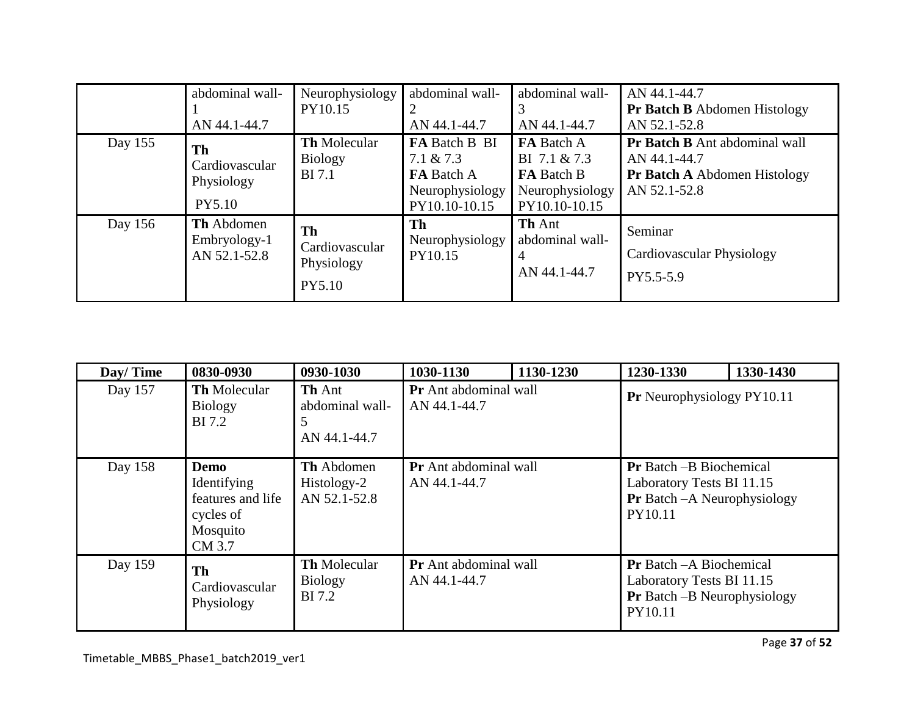| | | | | | | |
|---|---|---|---|---|---|---|
| | abdominal wall-1 AN 44.1-44.7 | Neurophysiology PY10.15 | abdominal wall-2 AN 44.1-44.7 | abdominal wall-3 AN 44.1-44.7 | AN 44.1-44.7 **Pr Batch B** Abdomen Histology AN 52.1-52.8 | |
| Day 155 | **Th** Cardiovascular Physiology PY5.10 | **Th** Molecular Biology BI 7.1 | **FA** Batch B BI 7.1 & 7.3 **FA** Batch A Neurophysiology PY10.10-10.15 | **FA** Batch A BI 7.1 & 7.3 **FA** Batch B Neurophysiology PY10.10-10.15 | **Pr Batch B** Ant abdominal wall AN 44.1-44.7 **Pr Batch A** Abdomen Histology AN 52.1-52.8 | |
| Day 156 | **Th** Abdomen Embryology-1 AN 52.1-52.8 | **Th** Cardiovascular Physiology PY5.10 | **Th** Neurophysiology PY10.15 | **Th** Ant abdominal wall-4 AN 44.1-44.7 | Seminar Cardiovascular Physiology PY5.5-5.9 | |

| Day/ Time | 0830-0930 | 0930-1030 | 1030-1130 | 1130-1230 | 1230-1330 | 1330-1430 |
|---|---|---|---|---|---|---|
| Day 157 | **Th** Molecular Biology BI 7.2 | **Th** Ant abdominal wall-5 AN 44.1-44.7 | **Pr** Ant abdominal wall AN 44.1-44.7 | | **Pr** Neurophysiology PY10.11 | |
| Day 158 | **Demo** Identifying features and life cycles of Mosquito CM 3.7 | **Th** Abdomen Histology-2 AN 52.1-52.8 | **Pr** Ant abdominal wall AN 44.1-44.7 | | **Pr** Batch –B Biochemical Laboratory Tests BI 11.15 **Pr** Batch –A Neurophysiology PY10.11 | |
| Day 159 | **Th** Cardiovascular Physiology | **Th** Molecular Biology BI 7.2 | **Pr** Ant abdominal wall AN 44.1-44.7 | | **Pr** Batch –A Biochemical Laboratory Tests BI 11.15 **Pr** Batch –B Neurophysiology PY10.11 | |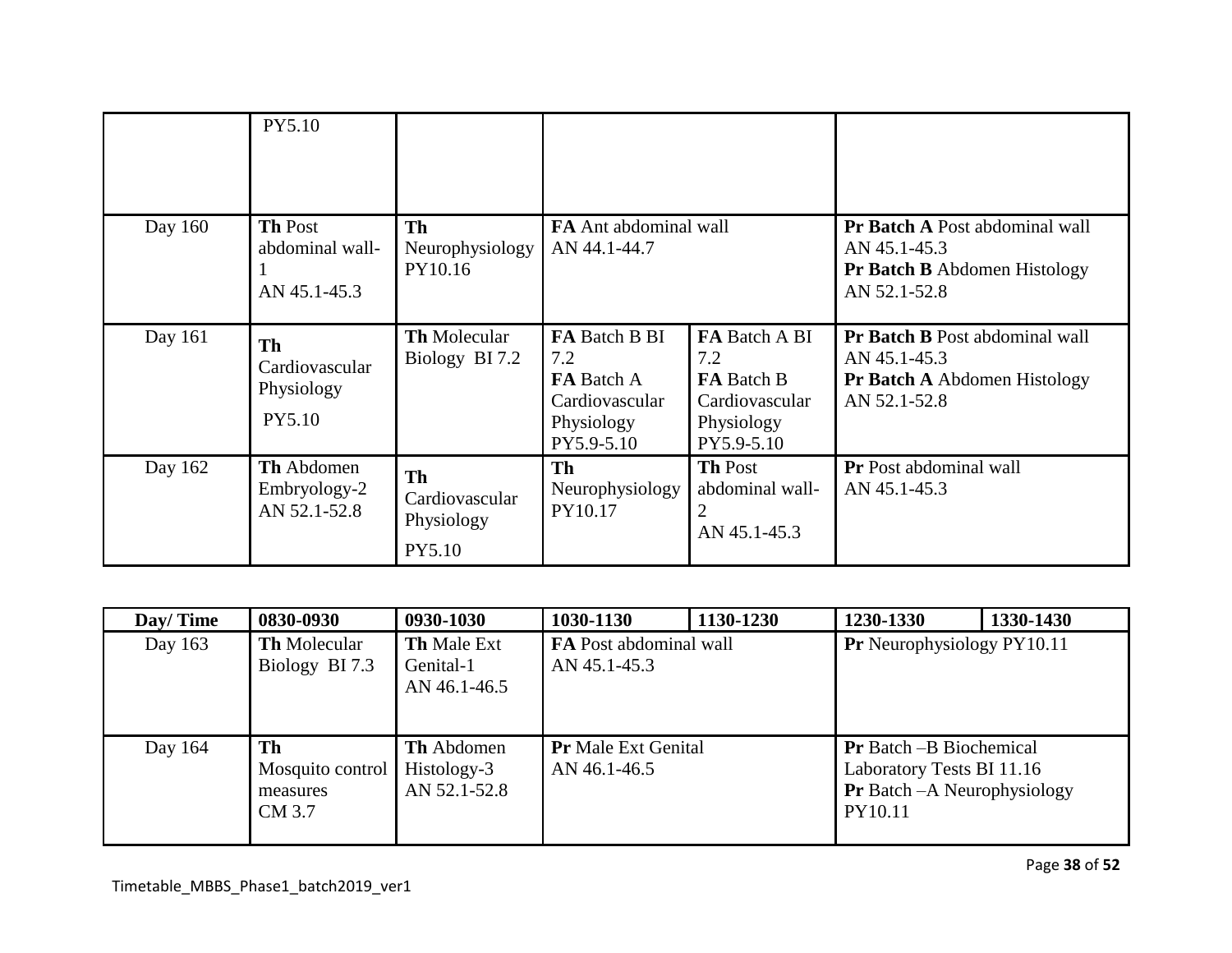| | | | | | | |
|---|---|---|---|---|---|---|
| | PY5.10 | | | | | |
| Day 160 | **Th** Post abdominal wall-1 AN 45.1-45.3 | **Th** Neurophysiology PY10.16 | **FA** Ant abdominal wall AN 44.1-44.7 | | **Pr Batch A** Post abdominal wall AN 45.1-45.3 **Pr Batch B** Abdomen Histology AN 52.1-52.8 | |
| Day 161 | **Th** Cardiovascular Physiology PY5.10 | **Th** Molecular Biology BI 7.2 | **FA** Batch B BI 7.2 **FA** Batch A Cardiovascular Physiology PY5.9-5.10 | **FA** Batch A BI 7.2 **FA** Batch B Cardiovascular Physiology PY5.9-5.10 | **Pr Batch B** Post abdominal wall AN 45.1-45.3 **Pr Batch A** Abdomen Histology AN 52.1-52.8 | |
| Day 162 | **Th** Abdomen Embryology-2 AN 52.1-52.8 | **Th** Cardiovascular Physiology PY5.10 | **Th** Neurophysiology PY10.17 | **Th** Post abdominal wall-2 AN 45.1-45.3 | **Pr** Post abdominal wall AN 45.1-45.3 | |

| Day/ Time | 0830-0930 | 0930-1030 | 1030-1130 | 1130-1230 | 1230-1330 | 1330-1430 |
|---|---|---|---|---|---|---|
| Day 163 | **Th** Molecular Biology BI 7.3 | **Th** Male Ext Genital-1 AN 46.1-46.5 | **FA** Post abdominal wall AN 45.1-45.3 | | **Pr** Neurophysiology PY10.11 | |
| Day 164 | **Th** Mosquito control measures CM 3.7 | **Th** Abdomen Histology-3 AN 52.1-52.8 | **Pr** Male Ext Genital AN 46.1-46.5 | | **Pr** Batch –B Biochemical Laboratory Tests BI 11.16 **Pr** Batch –A Neurophysiology PY10.11 | |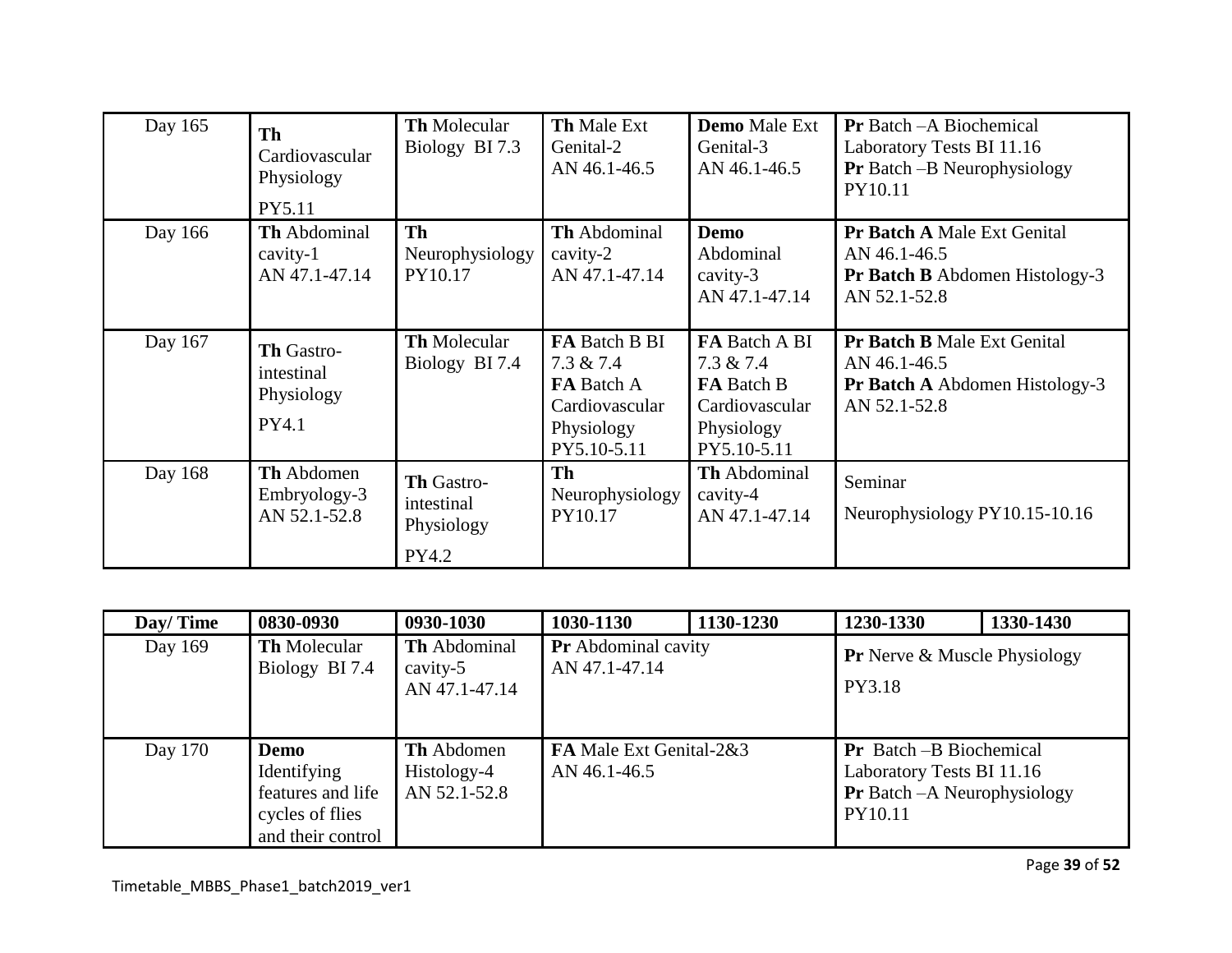| Day 165 | **Th** Cardiovascular Physiology PY5.11 | **Th** Molecular Biology BI 7.3 | **Th** Male Ext Genital-2 AN 46.1-46.5 | **Demo** Male Ext Genital-3 AN 46.1-46.5 | **Pr** Batch –A Biochemical Laboratory Tests BI 11.16 **Pr** Batch –B Neurophysiology PY10.11 | |
|---|---|---|---|---|---|---|
| Day 166 | **Th** Abdominal cavity-1 AN 47.1-47.14 | **Th** Neurophysiology PY10.17 | **Th** Abdominal cavity-2 AN 47.1-47.14 | **Demo** Abdominal cavity-3 AN 47.1-47.14 | **Pr Batch A** Male Ext Genital AN 46.1-46.5 **Pr Batch B** Abdomen Histology-3 AN 52.1-52.8 | |
| Day 167 | **Th** Gastro-intestinal Physiology PY4.1 | **Th** Molecular Biology BI 7.4 | **FA** Batch B BI 7.3 & 7.4 **FA** Batch A Cardiovascular Physiology PY5.10-5.11 | **FA** Batch A BI 7.3 & 7.4 **FA** Batch B Cardiovascular Physiology PY5.10-5.11 | **Pr Batch B** Male Ext Genital AN 46.1-46.5 **Pr Batch A** Abdomen Histology-3 AN 52.1-52.8 | |
| Day 168 | **Th** Abdomen Embryology-3 AN 52.1-52.8 | **Th** Gastro-intestinal Physiology PY4.2 | **Th** Neurophysiology PY10.17 | **Th** Abdominal cavity-4 AN 47.1-47.14 | Seminar Neurophysiology PY10.15-10.16 | |

| Day/ Time | 0830-0930 | 0930-1030 | 1030-1130 | 1130-1230 | 1230-1330 | 1330-1430 |
|---|---|---|---|---|---|---|
| Day 169 | **Th** Molecular Biology BI 7.4 | **Th** Abdominal cavity-5 AN 47.1-47.14 | **Pr** Abdominal cavity AN 47.1-47.14 | | **Pr** Nerve & Muscle Physiology PY3.18 | |
| Day 170 | **Demo** Identifying features and life cycles of flies and their control | **Th** Abdomen Histology-4 AN 52.1-52.8 | **FA** Male Ext Genital-2&3 AN 46.1-46.5 | | **Pr** Batch –B Biochemical Laboratory Tests BI 11.16 **Pr** Batch –A Neurophysiology PY10.11 | |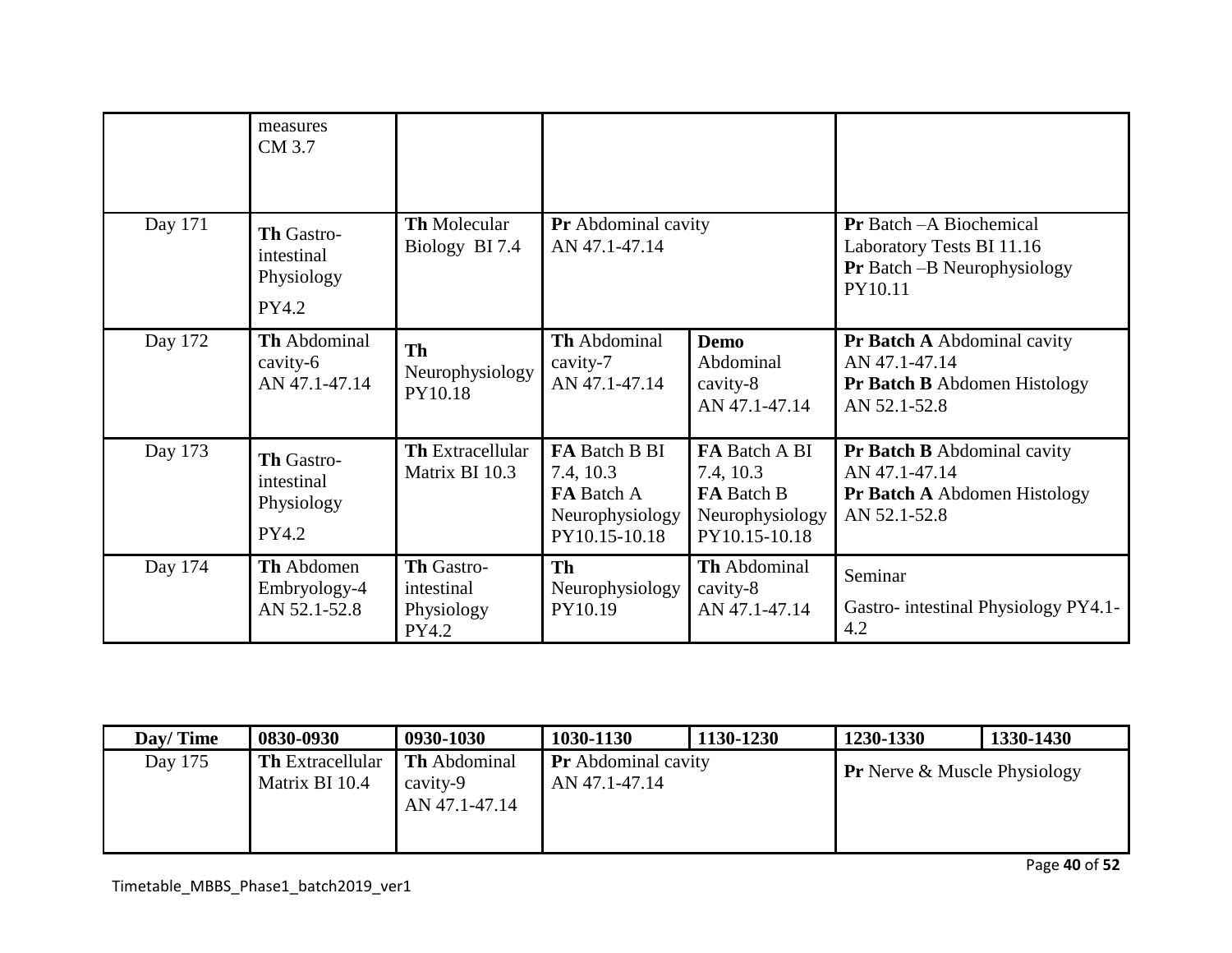| | | | | | | |
|---|---|---|---|---|---|---|
| | measures CM 3.7 | | | | | |
| Day 171 | **Th** Gastro-intestinal Physiology PY4.2 | **Th** Molecular Biology BI 7.4 | **Pr** Abdominal cavity AN 47.1-47.14 | | **Pr** Batch –A Biochemical Laboratory Tests BI 11.16 **Pr** Batch –B Neurophysiology PY10.11 | |
| Day 172 | **Th** Abdominal cavity-6 AN 47.1-47.14 | **Th** Neurophysiology PY10.18 | **Th** Abdominal cavity-7 AN 47.1-47.14 | **Demo** Abdominal cavity-8 AN 47.1-47.14 | **Pr Batch A** Abdominal cavity AN 47.1-47.14 **Pr Batch B** Abdomen Histology AN 52.1-52.8 | |
| Day 173 | **Th** Gastro-intestinal Physiology PY4.2 | **Th** Extracellular Matrix BI 10.3 | **FA** Batch B BI 7.4, 10.3 **FA** Batch A Neurophysiology PY10.15-10.18 | **FA** Batch A BI 7.4, 10.3 **FA** Batch B Neurophysiology PY10.15-10.18 | **Pr Batch B** Abdominal cavity AN 47.1-47.14 **Pr Batch A** Abdomen Histology AN 52.1-52.8 | |
| Day 174 | **Th** Abdomen Embryology-4 AN 52.1-52.8 | **Th** Gastro-intestinal Physiology PY4.2 | **Th** Neurophysiology PY10.19 | **Th** Abdominal cavity-8 AN 47.1-47.14 | Seminar Gastro- intestinal Physiology PY4.1-4.2 | |

| Day/ Time | 0830-0930 | 0930-1030 | 1030-1130 | 1130-1230 | 1230-1330 | 1330-1430 |
|---|---|---|---|---|---|---|
| Day 175 | **Th** Extracellular Matrix BI 10.4 | **Th** Abdominal cavity-9 AN 47.1-47.14 | **Pr** Abdominal cavity AN 47.1-47.14 | | **Pr** Nerve & Muscle Physiology | |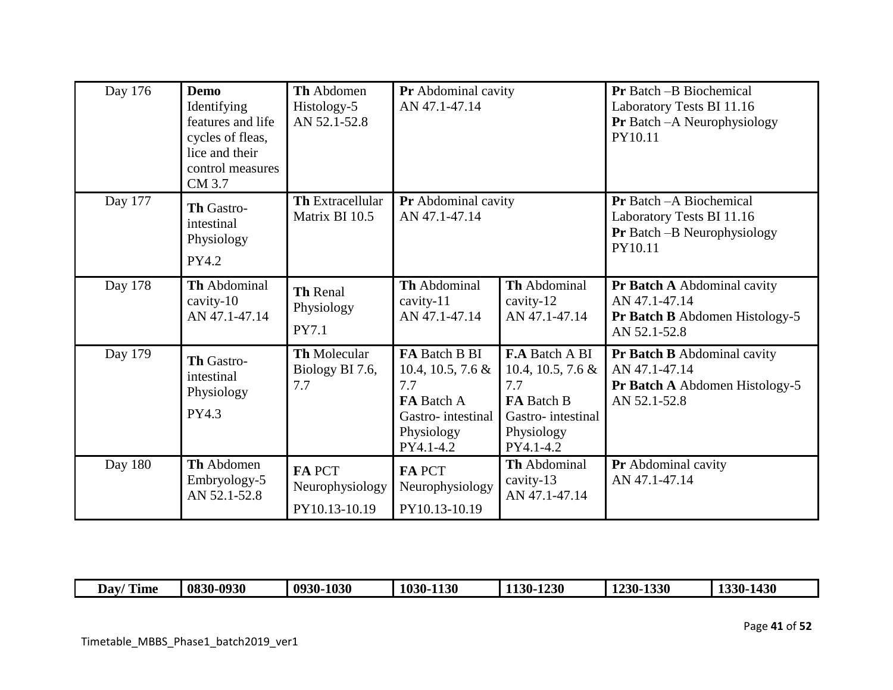| Day/ Time | 0830-0930 | 0930-1030 | 1030-1130 | 1130-1230 | 1230-1330 | 1330-1430 |
|---|---|---|---|---|---|---|
| Day 176 | **Demo** Identifying features and life cycles of fleas, lice and their control measures CM 3.7 | **Th** Abdomen Histology-5 AN 52.1-52.8 | **Pr** Abdominal cavity AN 47.1-47.14 | | **Pr** Batch –B Biochemical Laboratory Tests BI 11.16 **Pr** Batch –A Neurophysiology PY10.11 | |
| Day 177 | **Th** Gastro-intestinal Physiology PY4.2 | **Th** Extracellular Matrix BI 10.5 | **Pr** Abdominal cavity AN 47.1-47.14 | | **Pr** Batch –A Biochemical Laboratory Tests BI 11.16 **Pr** Batch –B Neurophysiology PY10.11 | |
| Day 178 | **Th** Abdominal cavity-10 AN 47.1-47.14 | **Th** Renal Physiology PY7.1 | **Th** Abdominal cavity-11 AN 47.1-47.14 | **Th** Abdominal cavity-12 AN 47.1-47.14 | **Pr Batch A** Abdominal cavity AN 47.1-47.14 **Pr Batch B** Abdomen Histology-5 AN 52.1-52.8 | |
| Day 179 | **Th** Gastro-intestinal Physiology PY4.3 | **Th** Molecular Biology BI 7.6, 7.7 | **FA** Batch B BI 10.4, 10.5, 7.6 & 7.7 **FA** Batch A Gastro- intestinal Physiology PY4.1-4.2 | **F.A** Batch A BI 10.4, 10.5, 7.6 & 7.7 **FA** Batch B Gastro- intestinal Physiology PY4.1-4.2 | **Pr Batch B** Abdominal cavity AN 47.1-47.14 **Pr Batch A** Abdomen Histology-5 AN 52.1-52.8 | |
| Day 180 | **Th** Abdomen Embryology-5 AN 52.1-52.8 | **FA** PCT Neurophysiology PY10.13-10.19 | **FA** PCT Neurophysiology PY10.13-10.19 | **Th** Abdominal cavity-13 AN 47.1-47.14 | **Pr** Abdominal cavity AN 47.1-47.14 | |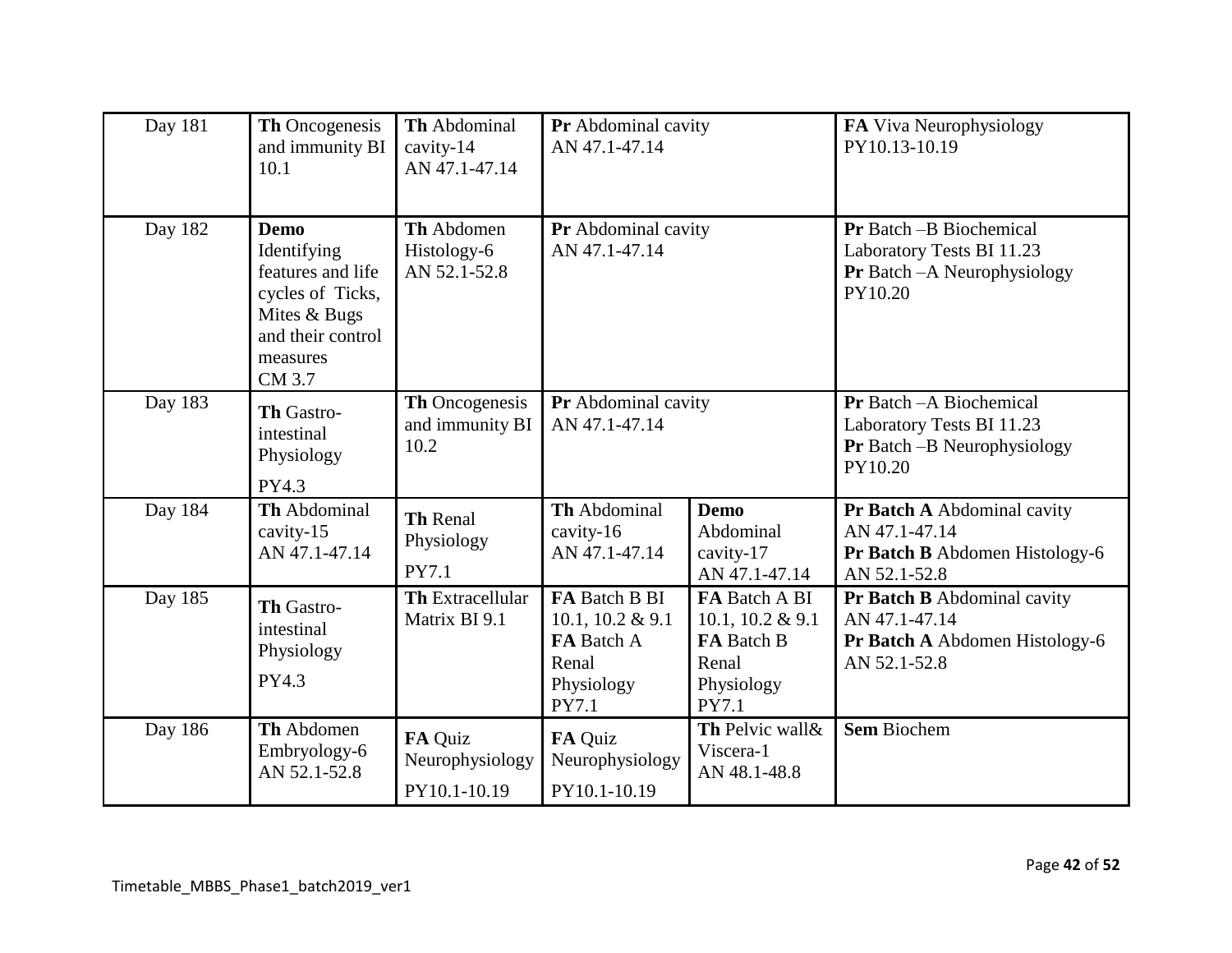| Day 181 | **Th** Oncogenesis and immunity BI 10.1 | **Th** Abdominal cavity-14 AN 47.1-47.14 | **Pr** Abdominal cavity AN 47.1-47.14 | | **FA** Viva Neurophysiology PY10.13-10.19 |
|---|---|---|---|---|---|
| Day 182 | **Demo** Identifying features and life cycles of Ticks, Mites & Bugs and their control measures CM 3.7 | **Th** Abdomen Histology-6 AN 52.1-52.8 | **Pr** Abdominal cavity AN 47.1-47.14 | | **Pr** Batch –B Biochemical Laboratory Tests BI 11.23 **Pr** Batch –A Neurophysiology PY10.20 |
| Day 183 | **Th** Gastro-intestinal Physiology PY4.3 | **Th** Oncogenesis and immunity BI 10.2 | **Pr** Abdominal cavity AN 47.1-47.14 | | **Pr** Batch –A Biochemical Laboratory Tests BI 11.23 **Pr** Batch –B Neurophysiology PY10.20 |
| Day 184 | **Th** Abdominal cavity-15 AN 47.1-47.14 | **Th** Renal Physiology PY7.1 | **Th** Abdominal cavity-16 AN 47.1-47.14 | **Demo** Abdominal cavity-17 AN 47.1-47.14 | **Pr Batch A** Abdominal cavity AN 47.1-47.14 **Pr Batch B** Abdomen Histology-6 AN 52.1-52.8 |
| Day 185 | **Th** Gastro-intestinal Physiology PY4.3 | **Th** Extracellular Matrix BI 9.1 | **FA** Batch B BI 10.1, 10.2 & 9.1 **FA** Batch A Renal Physiology PY7.1 | **FA** Batch A BI 10.1, 10.2 & 9.1 **FA** Batch B Renal Physiology PY7.1 | **Pr Batch B** Abdominal cavity AN 47.1-47.14 **Pr Batch A** Abdomen Histology-6 AN 52.1-52.8 |
| Day 186 | **Th** Abdomen Embryology-6 AN 52.1-52.8 | **FA** Quiz Neurophysiology PY10.1-10.19 | **FA** Quiz Neurophysiology PY10.1-10.19 | **Th** Pelvic wall& Viscera-1 AN 48.1-48.8 | **Sem** Biochem |

Timetable_MBBS_Phase1_batch2019_ver1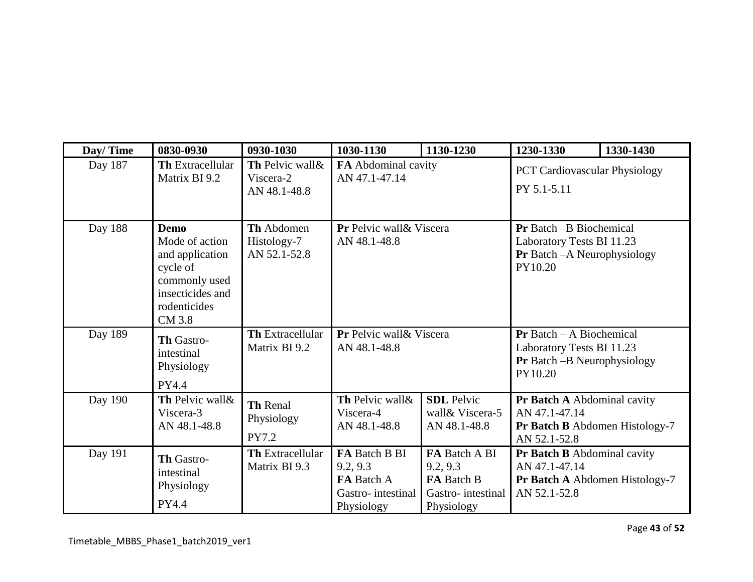| Day/ Time | 0830-0930 | 0930-1030 | 1030-1130 | 1130-1230 | 1230-1330 | 1330-1430 |
|---|---|---|---|---|---|---|
| Day 187 | **Th** Extracellular Matrix BI 9.2 | **Th** Pelvic wall& Viscera-2 AN 48.1-48.8 | **FA** Abdominal cavity AN 47.1-47.14 | | PCT Cardiovascular Physiology PY 5.1-5.11 | |
| Day 188 | **Demo** Mode of action and application cycle of commonly used insecticides and rodenticides CM 3.8 | **Th** Abdomen Histology-7 AN 52.1-52.8 | **Pr** Pelvic wall& Viscera AN 48.1-48.8 | | **Pr** Batch –B Biochemical Laboratory Tests BI 11.23 **Pr** Batch –A Neurophysiology PY10.20 | |
| Day 189 | **Th** Gastro-intestinal Physiology PY4.4 | **Th** Extracellular Matrix BI 9.2 | **Pr** Pelvic wall& Viscera AN 48.1-48.8 | | **Pr** Batch – A Biochemical Laboratory Tests BI 11.23 **Pr** Batch –B Neurophysiology PY10.20 | |
| Day 190 | **Th** Pelvic wall& Viscera-3 AN 48.1-48.8 | **Th** Renal Physiology PY7.2 | **Th** Pelvic wall& Viscera-4 AN 48.1-48.8 | **SDL** Pelvic wall& Viscera-5 AN 48.1-48.8 | **Pr Batch A** Abdominal cavity AN 47.1-47.14 **Pr Batch B** Abdomen Histology-7 AN 52.1-52.8 | |
| Day 191 | **Th** Gastro-intestinal Physiology PY4.4 | **Th** Extracellular Matrix BI 9.3 | **FA** Batch B BI 9.2, 9.3 **FA** Batch A Gastro- intestinal Physiology | **FA** Batch A BI 9.2, 9.3 **FA** Batch B Gastro- intestinal Physiology | **Pr Batch B** Abdominal cavity AN 47.1-47.14 **Pr Batch A** Abdomen Histology-7 AN 52.1-52.8 | |

Timetable_MBBS_Phase1_batch2019_ver1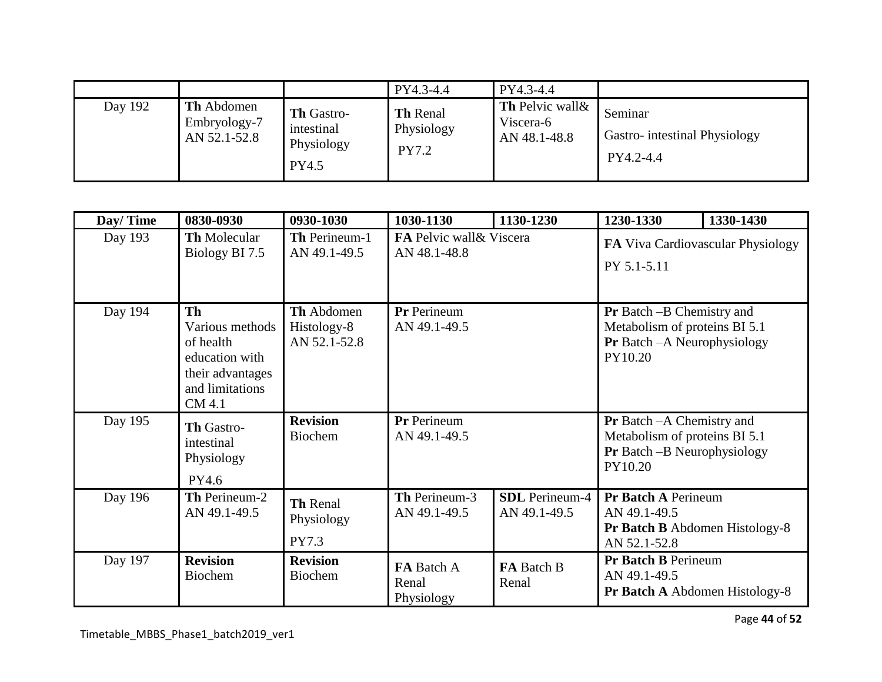| | | | PY4.3-4.4 | PY4.3-4.4 | | |
|---|---|---|---|---|---|---|
| Day 192 | **Th** Abdomen Embryology-7 AN 52.1-52.8 | **Th** Gastro-intestinal Physiology PY4.5 | **Th** Renal Physiology PY7.2 | **Th** Pelvic wall& Viscera-6 AN 48.1-48.8 | Seminar Gastro- intestinal Physiology PY4.2-4.4 | |

| Day/ Time | 0830-0930 | 0930-1030 | 1030-1130 | 1130-1230 | 1230-1330 | 1330-1430 |
|---|---|---|---|---|---|---|
| Day 193 | **Th** Molecular Biology BI 7.5 | **Th** Perineum-1 AN 49.1-49.5 | **FA** Pelvic wall& Viscera AN 48.1-48.8 | | **FA** Viva Cardiovascular Physiology PY 5.1-5.11 | |
| Day 194 | **Th** Various methods of health education with their advantages and limitations CM 4.1 | **Th** Abdomen Histology-8 AN 52.1-52.8 | **Pr** Perineum AN 49.1-49.5 | | **Pr** Batch –B Chemistry and Metabolism of proteins BI 5.1 **Pr** Batch –A Neurophysiology PY10.20 | |
| Day 195 | **Th** Gastro-intestinal Physiology PY4.6 | **Revision** Biochem | **Pr** Perineum AN 49.1-49.5 | | **Pr** Batch –A Chemistry and Metabolism of proteins BI 5.1 **Pr** Batch –B Neurophysiology PY10.20 | |
| Day 196 | **Th** Perineum-2 AN 49.1-49.5 | **Th** Renal Physiology PY7.3 | **Th** Perineum-3 AN 49.1-49.5 | **SDL** Perineum-4 AN 49.1-49.5 | **Pr Batch A** Perineum AN 49.1-49.5 **Pr Batch B** Abdomen Histology-8 AN 52.1-52.8 | |
| Day 197 | **Revision** Biochem | **Revision** Biochem | **FA** Batch A Renal Physiology | **FA** Batch B Renal | **Pr Batch B** Perineum AN 49.1-49.5 **Pr Batch A** Abdomen Histology-8 | |

Timetable_MBBS_Phase1_batch2019_ver1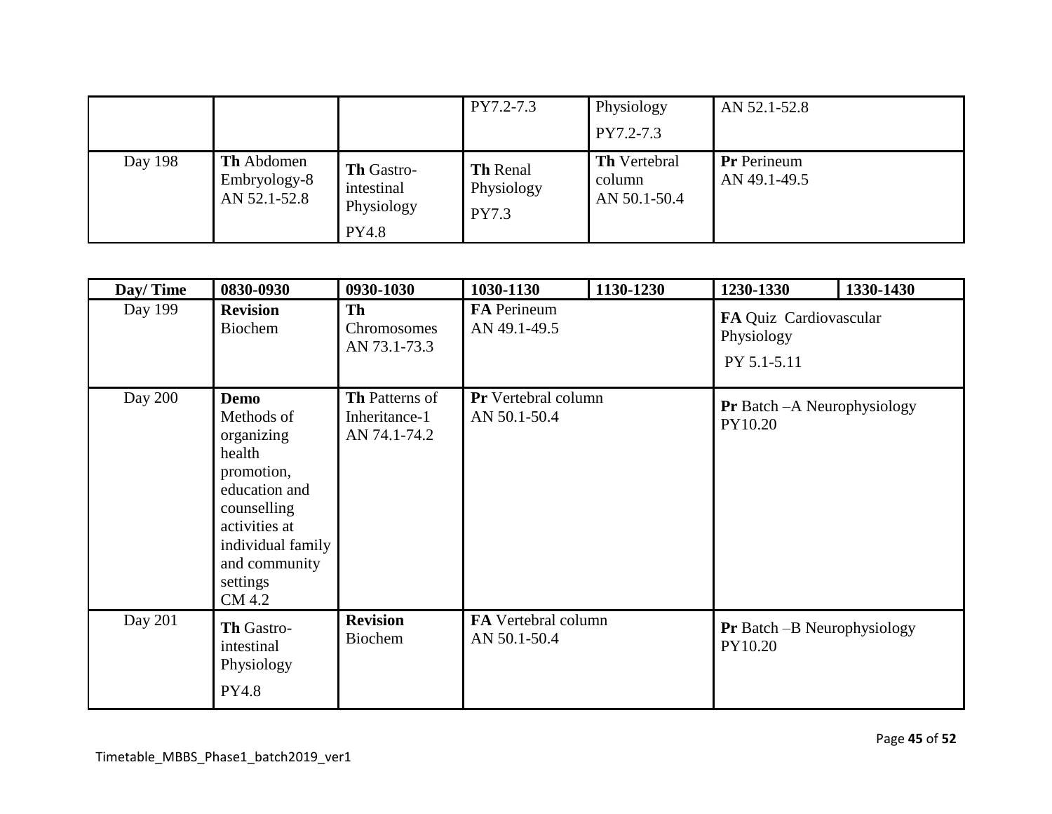| | | | | | | |
|---|---|---|---|---|---|---|
| | | | PY7.2-7.3 | Physiology PY7.2-7.3 | AN 52.1-52.8 | |
| Day 198 | **Th** Abdomen Embryology-8 AN 52.1-52.8 | **Th** Gastro-intestinal Physiology PY4.8 | **Th** Renal Physiology PY7.3 | **Th** Vertebral column AN 50.1-50.4 | **Pr** Perineum AN 49.1-49.5 | |

| Day/ Time | 0830-0930 | 0930-1030 | 1030-1130 | 1130-1230 | 1230-1330 | 1330-1430 |
|---|---|---|---|---|---|---|
| Day 199 | **Revision** Biochem | **Th** Chromosomes AN 73.1-73.3 | **FA** Perineum AN 49.1-49.5 | | **FA** Quiz Cardiovascular Physiology PY 5.1-5.11 | |
| Day 200 | **Demo** Methods of organizing health promotion, education and counselling activities at individual family and community settings CM 4.2 | **Th** Patterns of Inheritance-1 AN 74.1-74.2 | **Pr** Vertebral column AN 50.1-50.4 | | **Pr** Batch –A Neurophysiology PY10.20 | |
| Day 201 | **Th** Gastro-intestinal Physiology PY4.8 | **Revision** Biochem | **FA** Vertebral column AN 50.1-50.4 | | **Pr** Batch –B Neurophysiology PY10.20 | |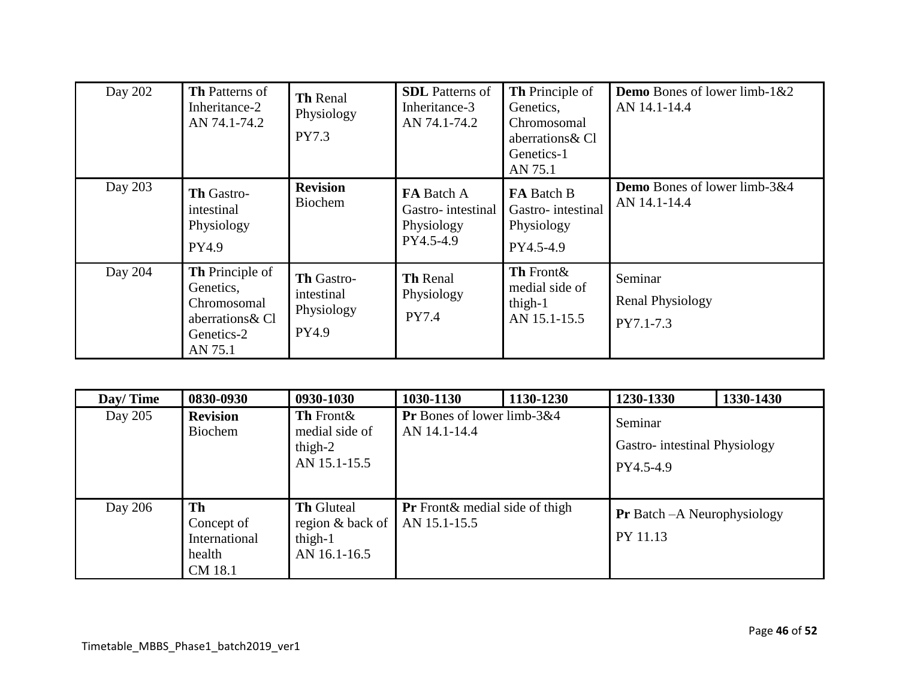| | | | | | |
|---|---|---|---|---|---|
| Day 202 | **Th** Patterns of Inheritance-2 AN 74.1-74.2 | **Th** Renal Physiology PY7.3 | **SDL** Patterns of Inheritance-3 AN 74.1-74.2 | **Th** Principle of Genetics, Chromosomal aberrations& Cl Genetics-1 AN 75.1 | **Demo** Bones of lower limb-1&2 AN 14.1-14.4 |
| Day 203 | **Th** Gastro-intestinal Physiology PY4.9 | **Revision** Biochem | **FA** Batch A Gastro- intestinal Physiology PY4.5-4.9 | **FA** Batch B Gastro- intestinal Physiology PY4.5-4.9 | **Demo** Bones of lower limb-3&4 AN 14.1-14.4 |
| Day 204 | **Th** Principle of Genetics, Chromosomal aberrations& Cl Genetics-2 AN 75.1 | **Th** Gastro-intestinal Physiology PY4.9 | **Th** Renal Physiology PY7.4 | **Th** Front& medial side of thigh-1 AN 15.1-15.5 | Seminar Renal Physiology PY7.1-7.3 |

| Day/ Time | 0830-0930 | 0930-1030 | 1030-1130 | 1130-1230 | 1230-1330 | 1330-1430 |
|---|---|---|---|---|---|---|
| Day 205 | **Revision** Biochem | **Th** Front& medial side of thigh-2 AN 15.1-15.5 | **Pr** Bones of lower limb-3&4 AN 14.1-14.4 | | Seminar Gastro- intestinal Physiology PY4.5-4.9 | |
| Day 206 | **Th** Concept of International health CM 18.1 | **Th** Gluteal region & back of thigh-1 AN 16.1-16.5 | **Pr** Front& medial side of thigh AN 15.1-15.5 | | **Pr** Batch –A Neurophysiology PY 11.13 | |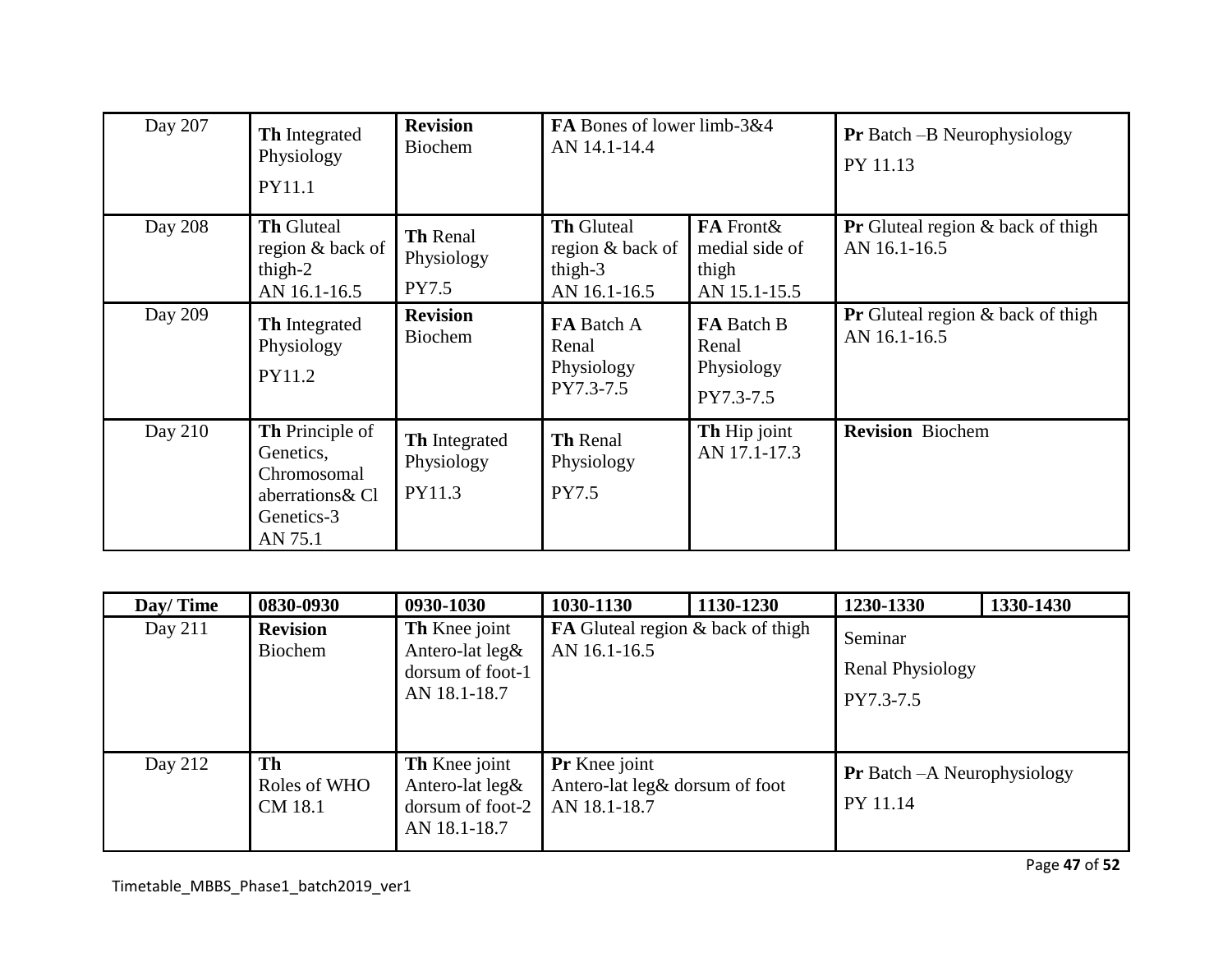| Day 207 | **Th** Integrated Physiology PY11.1 | **Revision** Biochem | **FA** Bones of lower limb-3&4 AN 14.1-14.4 | | **Pr** Batch –B Neurophysiology PY 11.13 | |
|---|---|---|---|---|---|---|
| Day 208 | **Th** Gluteal region & back of thigh-2 AN 16.1-16.5 | **Th** Renal Physiology PY7.5 | **Th** Gluteal region & back of thigh-3 AN 16.1-16.5 | **FA** Front& medial side of thigh AN 15.1-15.5 | **Pr** Gluteal region & back of thigh AN 16.1-16.5 | |
| Day 209 | **Th** Integrated Physiology PY11.2 | **Revision** Biochem | **FA** Batch A Renal Physiology PY7.3-7.5 | **FA** Batch B Renal Physiology PY7.3-7.5 | **Pr** Gluteal region & back of thigh AN 16.1-16.5 | |
| Day 210 | **Th** Principle of Genetics, Chromosomal aberrations& Cl Genetics-3 AN 75.1 | **Th** Integrated Physiology PY11.3 | **Th** Renal Physiology PY7.5 | **Th** Hip joint AN 17.1-17.3 | **Revision** Biochem | |

| Day/ Time | 0830-0930 | 0930-1030 | 1030-1130 | 1130-1230 | 1230-1330 | 1330-1430 |
|---|---|---|---|---|---|---|
| Day 211 | **Revision** Biochem | **Th** Knee joint Antero-lat leg& dorsum of foot-1 AN 18.1-18.7 | **FA** Gluteal region & back of thigh AN 16.1-16.5 | | Seminar Renal Physiology PY7.3-7.5 | |
| Day 212 | **Th** Roles of WHO CM 18.1 | **Th** Knee joint Antero-lat leg& dorsum of foot-2 AN 18.1-18.7 | **Pr** Knee joint Antero-lat leg& dorsum of foot AN 18.1-18.7 | | **Pr** Batch –A Neurophysiology PY 11.14 | |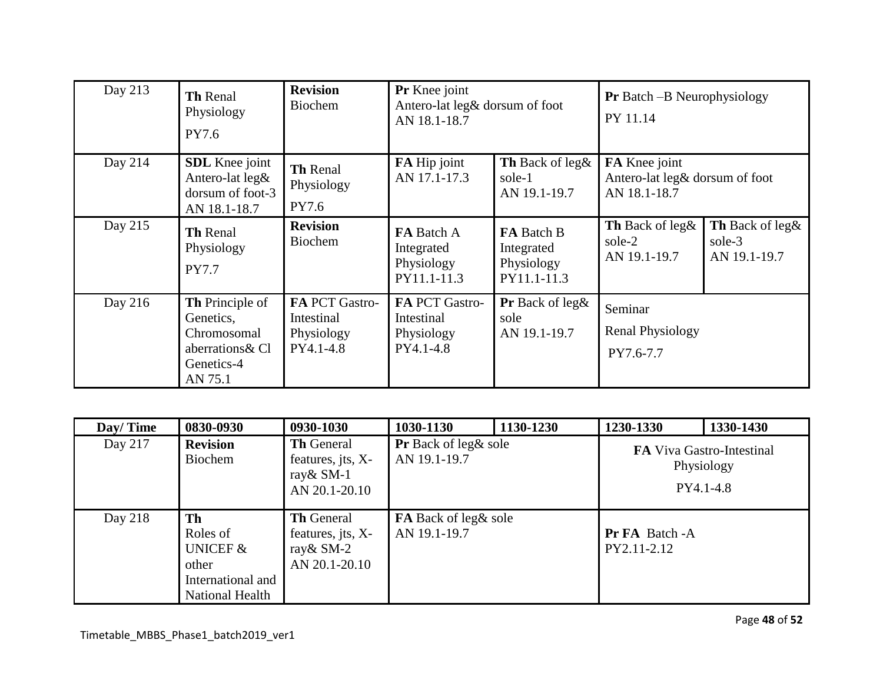| Day 213 | **Th** Renal Physiology PY7.6 | **Revision** Biochem | **Pr** Knee joint Antero-lat leg& dorsum of foot AN 18.1-18.7 | | **Pr** Batch –B Neurophysiology PY 11.14 | |
|---|---|---|---|---|---|---|
| Day 214 | **SDL** Knee joint Antero-lat leg& dorsum of foot-3 AN 18.1-18.7 | **Th** Renal Physiology PY7.6 | **FA** Hip joint AN 17.1-17.3 | **Th** Back of leg& sole-1 AN 19.1-19.7 | **FA** Knee joint Antero-lat leg& dorsum of foot AN 18.1-18.7 | |
| Day 215 | **Th** Renal Physiology PY7.7 | **Revision** Biochem | **FA** Batch A Integrated Physiology PY11.1-11.3 | **FA** Batch B Integrated Physiology PY11.1-11.3 | **Th** Back of leg& sole-2 AN 19.1-19.7 | **Th** Back of leg& sole-3 AN 19.1-19.7 |
| Day 216 | **Th** Principle of Genetics, Chromosomal aberrations& Cl Genetics-4 AN 75.1 | **FA** PCT Gastro-Intestinal Physiology PY4.1-4.8 | **FA** PCT Gastro-Intestinal Physiology PY4.1-4.8 | **Pr** Back of leg& sole AN 19.1-19.7 | Seminar Renal Physiology PY7.6-7.7 | |

| Day/ Time | 0830-0930 | 0930-1030 | 1030-1130 | 1130-1230 | 1230-1330 | 1330-1430 |
|---|---|---|---|---|---|---|
| Day 217 | **Revision** Biochem | **Th** General features, jts, X-ray& SM-1 AN 20.1-20.10 | **Pr** Back of leg& sole AN 19.1-19.7 | | **FA** Viva Gastro-Intestinal Physiology PY4.1-4.8 | |
| Day 218 | **Th** Roles of UNICEF & other International and National Health | **Th** General features, jts, X-ray& SM-2 AN 20.1-20.10 | **FA** Back of leg& sole AN 19.1-19.7 | | **Pr FA** Batch -A PY2.11-2.12 | |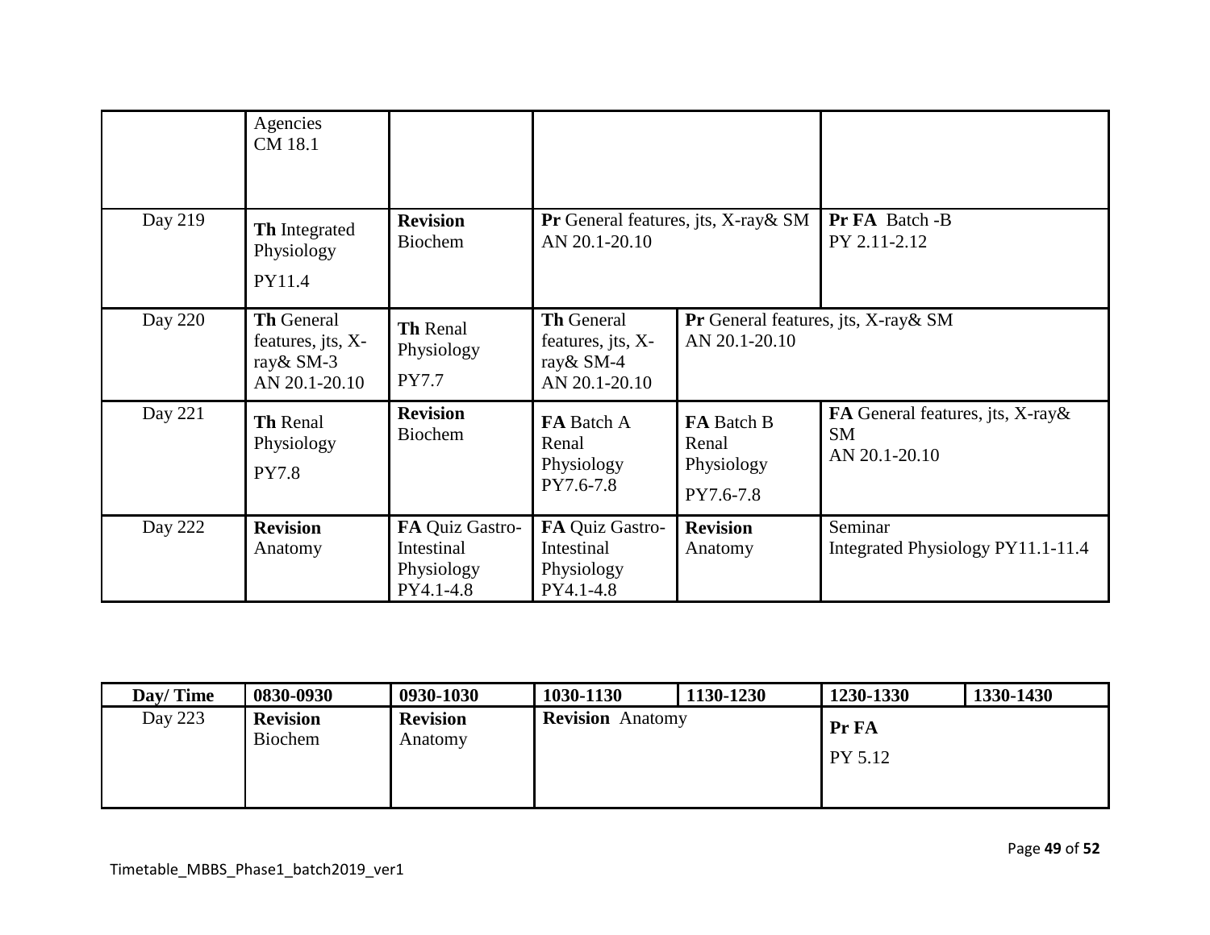| | | | | | | |
|---|---|---|---|---|---|---|
| | Agencies CM 18.1 | | | | | |
| Day 219 | **Th** Integrated Physiology PY11.4 | **Revision** Biochem | **Pr** General features, jts, X-ray& SM AN 20.1-20.10 | | **Pr FA** Batch -B PY 2.11-2.12 | |
| Day 220 | **Th** General features, jts, X-ray& SM-3 AN 20.1-20.10 | **Th** Renal Physiology PY7.7 | **Th** General features, jts, X-ray& SM-4 AN 20.1-20.10 | **Pr** General features, jts, X-ray& SM AN 20.1-20.10 | | |
| Day 221 | **Th** Renal Physiology PY7.8 | **Revision** Biochem | **FA** Batch A Renal Physiology PY7.6-7.8 | **FA** Batch B Renal Physiology PY7.6-7.8 | **FA** General features, jts, X-ray& SM AN 20.1-20.10 | |
| Day 222 | **Revision** Anatomy | **FA** Quiz Gastro-Intestinal Physiology PY4.1-4.8 | **FA** Quiz Gastro-Intestinal Physiology PY4.1-4.8 | **Revision** Anatomy | Seminar Integrated Physiology PY11.1-11.4 | |

| Day/ Time | 0830-0930 | 0930-1030 | 1030-1130 | 1130-1230 | 1230-1330 | 1330-1430 |
|---|---|---|---|---|---|---|
| Day 223 | **Revision** Biochem | **Revision** Anatomy | **Revision** Anatomy | | **Pr FA** PY 5.12 | |

Timetable_MBBS_Phase1_batch2019_ver1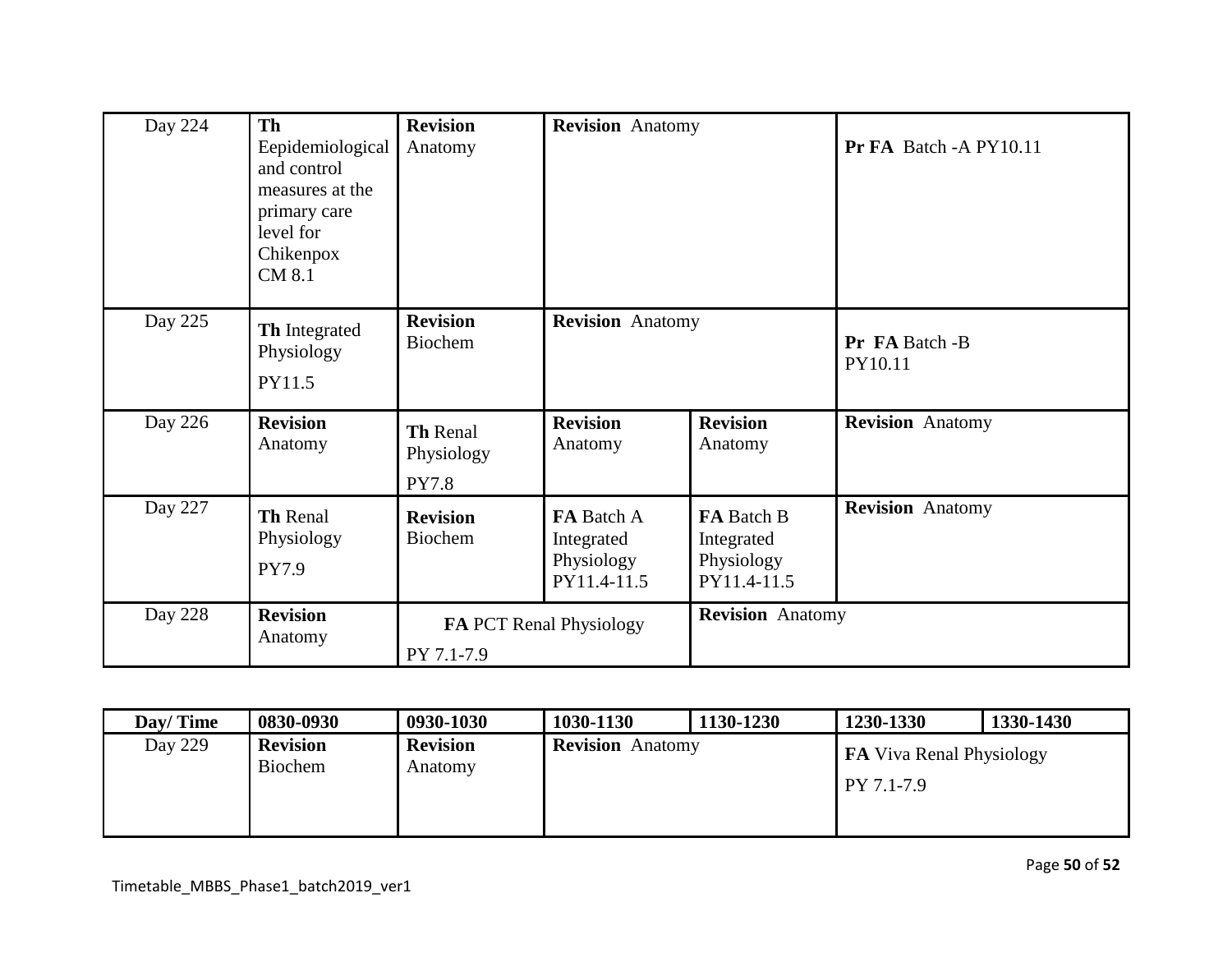| Day/ Time | 0830-0930 | 0930-1030 | 1030-1130 | 1130-1230 | 1230-1330 | 1330-1430 |
|---|---|---|---|---|---|---|
| Day 224 | **Th** Eepidemiological and control measures at the primary care level for Chikenpox CM 8.1 | **Revision** Anatomy | **Revision** Anatomy | | **Pr FA** Batch -A PY10.11 | |
| Day 225 | **Th** Integrated Physiology PY11.5 | **Revision** Biochem | **Revision** Anatomy | | **Pr FA** Batch -B PY10.11 | |
| Day 226 | **Revision** Anatomy | **Th** Renal Physiology PY7.8 | **Revision** Anatomy | **Revision** Anatomy | **Revision** Anatomy | |
| Day 227 | **Th** Renal Physiology PY7.9 | **Revision** Biochem | **FA** Batch A Integrated Physiology PY11.4-11.5 | **FA** Batch B Integrated Physiology PY11.4-11.5 | **Revision** Anatomy | |
| Day 228 | **Revision** Anatomy | **FA** PCT Renal Physiology PY 7.1-7.9 | | **Revision** Anatomy | | |
| Day 229 | **Revision** Biochem | **Revision** Anatomy | **Revision** Anatomy | | **FA** Viva Renal Physiology PY 7.1-7.9 | |

Timetable_MBBS_Phase1_batch2019_ver1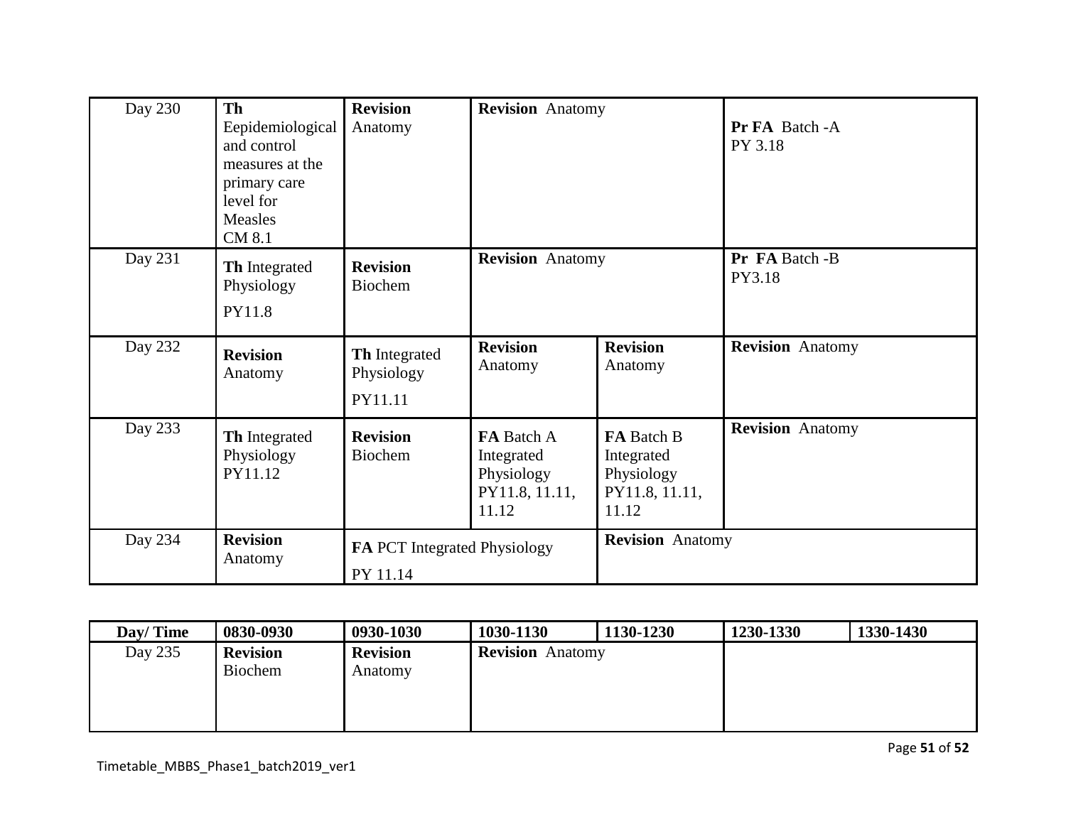| Day 230 | **Th** Eepidemiological and control measures at the primary care level for Measles CM 8.1 | **Revision** Anatomy | **Revision** Anatomy | | **Pr FA** Batch -A PY 3.18 | |
|---|---|---|---|---|---|---|
| Day 231 | **Th** Integrated Physiology PY11.8 | **Revision** Biochem | **Revision** Anatomy | | **Pr FA** Batch -B PY3.18 | |
| Day 232 | **Revision** Anatomy | **Th** Integrated Physiology PY11.11 | **Revision** Anatomy | **Revision** Anatomy | **Revision** Anatomy | |
| Day 233 | **Th** Integrated Physiology PY11.12 | **Revision** Biochem | **FA** Batch A Integrated Physiology PY11.8, 11.11, 11.12 | **FA** Batch B Integrated Physiology PY11.8, 11.11, 11.12 | **Revision** Anatomy | |
| Day 234 | **Revision** Anatomy | **FA** PCT Integrated Physiology PY 11.14 | | **Revision** Anatomy | | |

| Day/ Time | 0830-0930 | 0930-1030 | 1030-1130 | 1130-1230 | 1230-1330 | 1330-1430 |
|---|---|---|---|---|---|---|
| Day 235 | **Revision** Biochem | **Revision** Anatomy | **Revision** Anatomy | | | |

Timetable_MBBS_Phase1_batch2019_ver1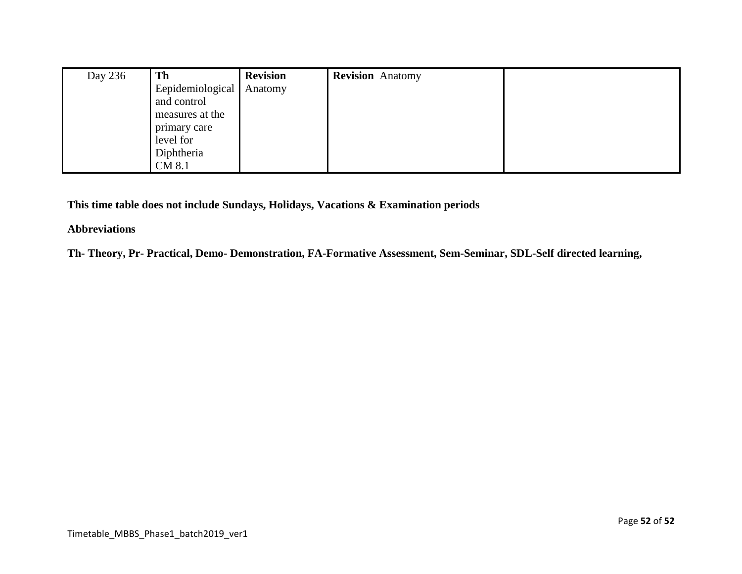| | | | | |
|---|---|---|---|---|
| Day 236 | **Th** Eepidemiological and control measures at the primary care level for Diphtheria CM 8.1 | **Revision** Anatomy | **Revision** Anatomy | |

**This time table does not include Sundays, Holidays, Vacations & Examination periods**

**Abbreviations**

**Th- Theory, Pr- Practical, Demo- Demonstration, FA-Formative Assessment, Sem-Seminar, SDL-Self directed learning,**